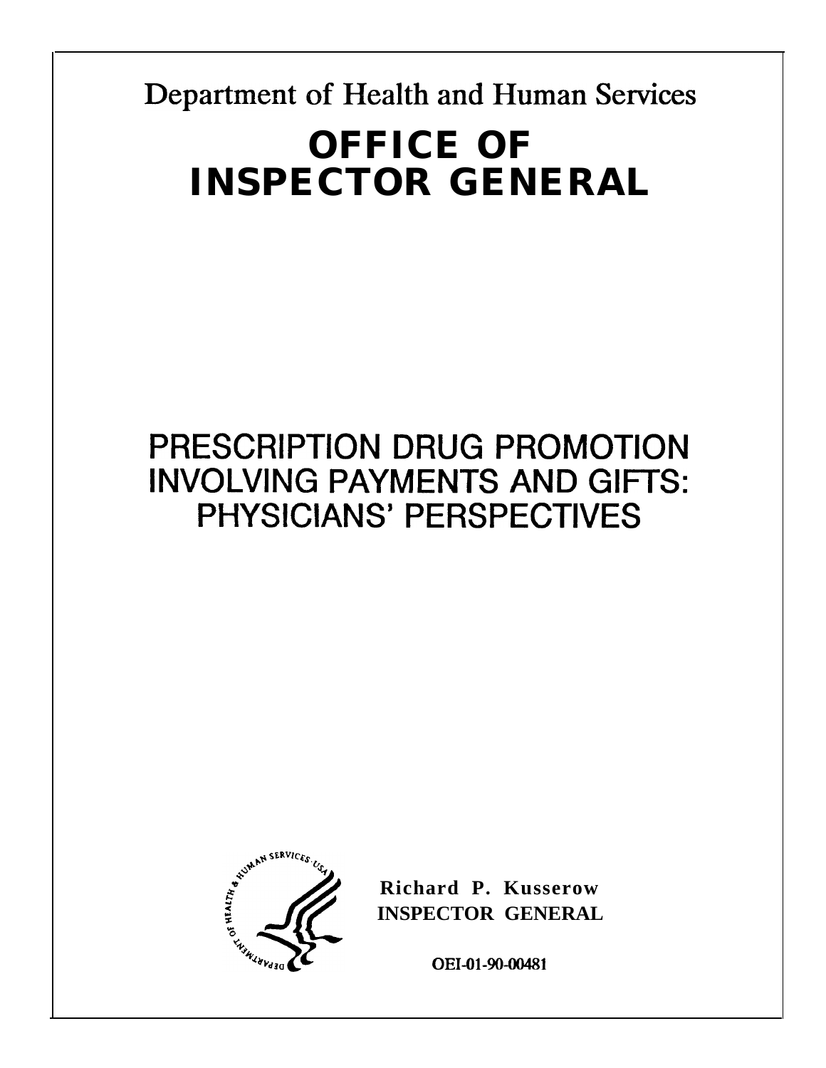Department of Health and Human Services

# OFFICE OF INSPECTOR GENERAL

# PRESCRIPTION DRUG PROMOTION INVOLVING PAYMENTS AND GIFTS: PHYSICIANS' PERSPECTIVES

**Richard P. Kusserow**
**INSPECTOR GENERAL**

**OEI-01-90-00481**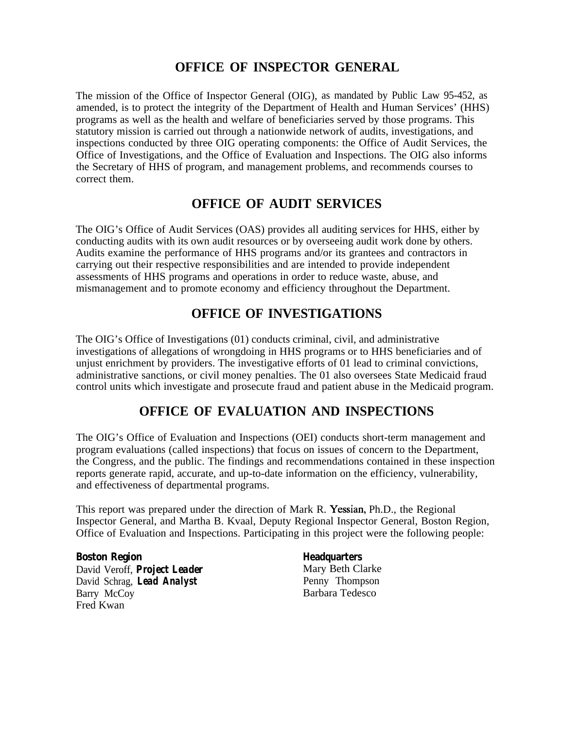# OFFICE OF INSPECTOR GENERAL

The mission of the Office of Inspector General (OIG), as mandated by Public Law 95-452, as amended, is to protect the integrity of the Department of Health and Human Services' (HHS) programs as well as the health and welfare of beneficiaries served by those programs. This statutory mission is carried out through a nationwide network of audits, investigations, and inspections conducted by three OIG operating components: the Office of Audit Services, the Office of Investigations, and the Office of Evaluation and Inspections. The OIG also informs the Secretary of HHS of program, and management problems, and recommends courses to correct them.

## OFFICE OF AUDIT SERVICES

The OIG's Office of Audit Services (OAS) provides all auditing services for HHS, either by conducting audits with its own audit resources or by overseeing audit work done by others. Audits examine the performance of HHS programs and/or its grantees and contractors in carrying out their respective responsibilities and are intended to provide independent assessments of HHS programs and operations in order to reduce waste, abuse, and mismanagement and to promote economy and efficiency throughout the Department.

## OFFICE OF INVESTIGATIONS

The OIG's Office of Investigations (01) conducts criminal, civil, and administrative investigations of allegations of wrongdoing in HHS programs or to HHS beneficiaries and of unjust enrichment by providers. The investigative efforts of 01 lead to criminal convictions, administrative sanctions, or civil money penalties. The 01 also oversees State Medicaid fraud control units which investigate and prosecute fraud and patient abuse in the Medicaid program.

## OFFICE OF EVALUATION AND INSPECTIONS

The OIG's Office of Evaluation and Inspections (OEI) conducts short-term management and program evaluations (called inspections) that focus on issues of concern to the Department, the Congress, and the public. The findings and recommendations contained in these inspection reports generate rapid, accurate, and up-to-date information on the efficiency, vulnerability, and effectiveness of departmental programs.

This report was prepared under the direction of Mark R. Yessian, Ph.D., the Regional Inspector General, and Martha B. Kvaal, Deputy Regional Inspector General, Boston Region, Office of Evaluation and Inspections. Participating in this project were the following people:

**Boston Region**
David Veroff, ***Project Leader***
David Schrag, ***Lead Analyst***
Barry McCoy
Fred Kwan

**Headquarters**
Mary Beth Clarke
Penny Thompson
Barbara Tedesco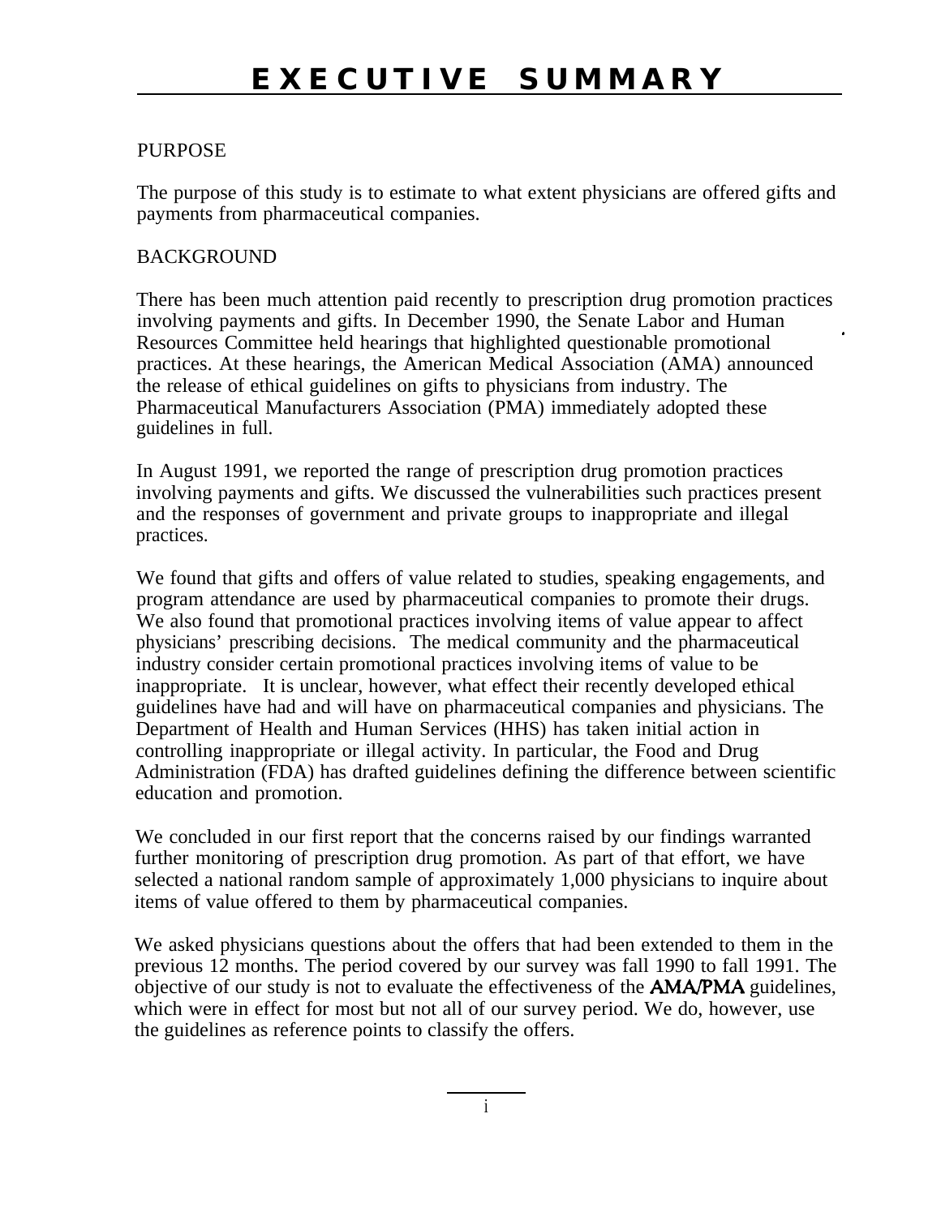# EXECUTIVE SUMMARY

## PURPOSE

The purpose of this study is to estimate to what extent physicians are offered gifts and payments from pharmaceutical companies.

## BACKGROUND

There has been much attention paid recently to prescription drug promotion practices involving payments and gifts. In December 1990, the Senate Labor and Human Resources Committee held hearings that highlighted questionable promotional practices. At these hearings, the American Medical Association (AMA) announced the release of ethical guidelines on gifts to physicians from industry. The Pharmaceutical Manufacturers Association (PMA) immediately adopted these guidelines in full.

In August 1991, we reported the range of prescription drug promotion practices involving payments and gifts. We discussed the vulnerabilities such practices present and the responses of government and private groups to inappropriate and illegal practices.

We found that gifts and offers of value related to studies, speaking engagements, and program attendance are used by pharmaceutical companies to promote their drugs. We also found that promotional practices involving items of value appear to affect physicians' prescribing decisions. The medical community and the pharmaceutical industry consider certain promotional practices involving items of value to be inappropriate. It is unclear, however, what effect their recently developed ethical guidelines have had and will have on pharmaceutical companies and physicians. The Department of Health and Human Services (HHS) has taken initial action in controlling inappropriate or illegal activity. In particular, the Food and Drug Administration (FDA) has drafted guidelines defining the difference between scientific education and promotion.

We concluded in our first report that the concerns raised by our findings warranted further monitoring of prescription drug promotion. As part of that effort, we have selected a national random sample of approximately 1,000 physicians to inquire about items of value offered to them by pharmaceutical companies.

We asked physicians questions about the offers that had been extended to them in the previous 12 months. The period covered by our survey was fall 1990 to fall 1991. The objective of our study is not to evaluate the effectiveness of the AMA/PMA guidelines, which were in effect for most but not all of our survey period. We do, however, use the guidelines as reference points to classify the offers.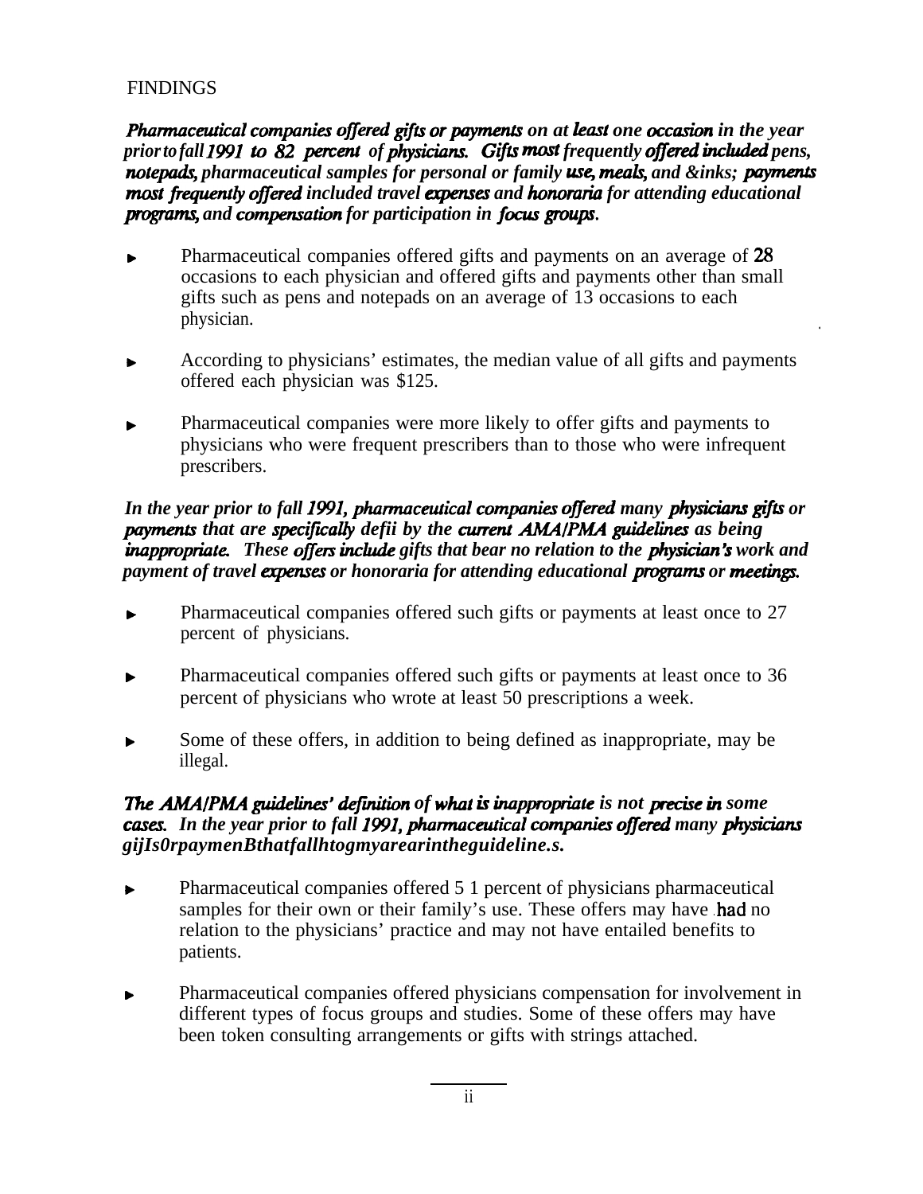FINDINGS

***Pharmaceutical companies offered gifts or payments on at least one occasion in the year prior to fall 1991 to 82 percent of physicians. Gifts most frequently offered included pens, notepads, pharmaceutical samples for personal or family use, meals, and &inks; payments most frequently offered included travel expenses and honoraria for attending educational programs, and compensation for participation in focus groups.***

- Pharmaceutical companies offered gifts and payments on an average of 28 occasions to each physician and offered gifts and payments other than small gifts such as pens and notepads on an average of 13 occasions to each physician.
- According to physicians' estimates, the median value of all gifts and payments offered each physician was $125.
- Pharmaceutical companies were more likely to offer gifts and payments to physicians who were frequent prescribers than to those who were infrequent prescribers.

***In the year prior to fall 1991, pharmaceutical companies offered many physicians gifts or payments that are specifically defii by the current AMA/PMA guidelines as being inappropriate. These offers include gifts that bear no relation to the physician's work and payment of travel expenses or honoraria for attending educational programs or meetings.***

- Pharmaceutical companies offered such gifts or payments at least once to 27 percent of physicians.
- Pharmaceutical companies offered such gifts or payments at least once to 36 percent of physicians who wrote at least 50 prescriptions a week.
- Some of these offers, in addition to being defined as inappropriate, may be illegal.

***The AMA/PMA guidelines' definition of what is inappropriate is not precise in some cases. In the year prior to fall 1991, pharmaceutical companies offered many physicians gijIs0rpaymenBthatfallhtogmyarearintheguideline.s.***

- Pharmaceutical companies offered 5 1 percent of physicians pharmaceutical samples for their own or their family's use. These offers may have had no relation to the physicians' practice and may not have entailed benefits to patients.
- Pharmaceutical companies offered physicians compensation for involvement in different types of focus groups and studies. Some of these offers may have been token consulting arrangements or gifts with strings attached.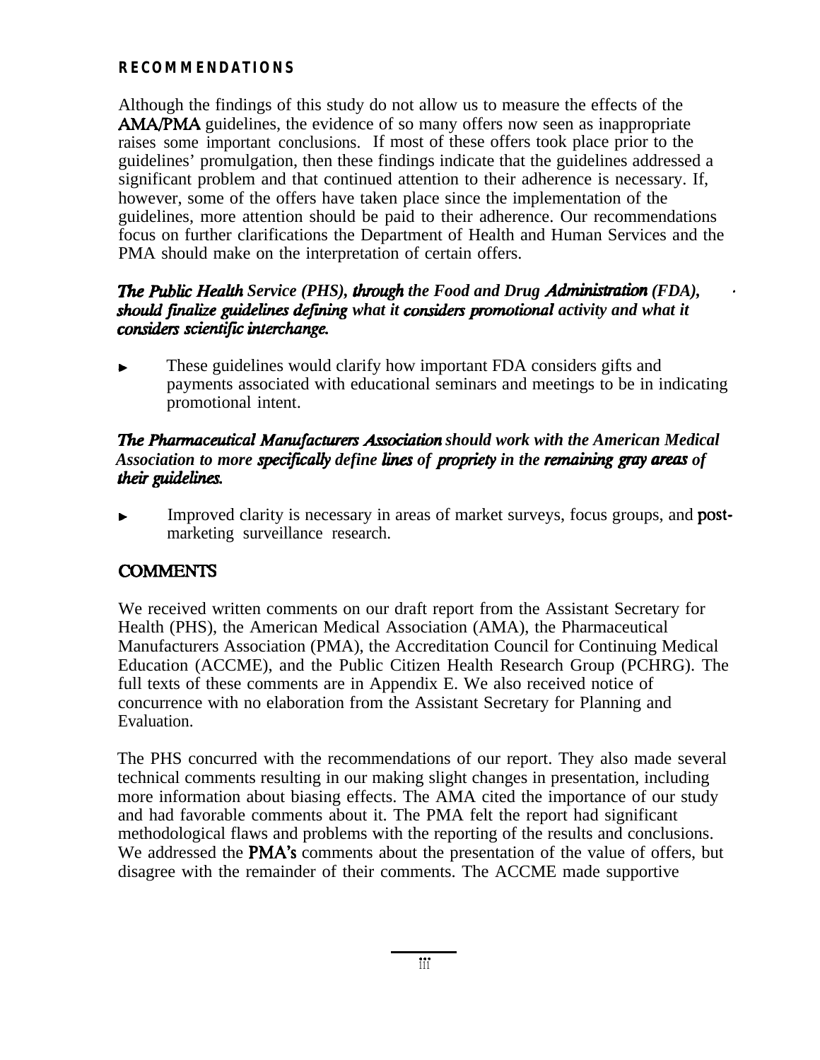## RECOMMENDATIONS

Although the findings of this study do not allow us to measure the effects of the AMA/PMA guidelines, the evidence of so many offers now seen as inappropriate raises some important conclusions. If most of these offers took place prior to the guidelines' promulgation, then these findings indicate that the guidelines addressed a significant problem and that continued attention to their adherence is necessary. If, however, some of the offers have taken place since the implementation of the guidelines, more attention should be paid to their adherence. Our recommendations focus on further clarifications the Department of Health and Human Services and the PMA should make on the interpretation of certain offers.

***The Public Health Service (PHS), through the Food and Drug Administration (FDA), should finalize guidelines defining what it considers promotional activity and what it considers scientific interchange.***

- These guidelines would clarify how important FDA considers gifts and payments associated with educational seminars and meetings to be in indicating promotional intent.

***The Pharmaceutical Manufacturers Association should work with the American Medical Association to more specifically define lines of propriety in the remaining gray areas of their guidelines.***

- Improved clarity is necessary in areas of market surveys, focus groups, and post-marketing surveillance research.

## COMMENTS

We received written comments on our draft report from the Assistant Secretary for Health (PHS), the American Medical Association (AMA), the Pharmaceutical Manufacturers Association (PMA), the Accreditation Council for Continuing Medical Education (ACCME), and the Public Citizen Health Research Group (PCHRG). The full texts of these comments are in Appendix E. We also received notice of concurrence with no elaboration from the Assistant Secretary for Planning and Evaluation.

The PHS concurred with the recommendations of our report. They also made several technical comments resulting in our making slight changes in presentation, including more information about biasing effects. The AMA cited the importance of our study and had favorable comments about it. The PMA felt the report had significant methodological flaws and problems with the reporting of the results and conclusions. We addressed the PMA's comments about the presentation of the value of offers, but disagree with the remainder of their comments. The ACCME made supportive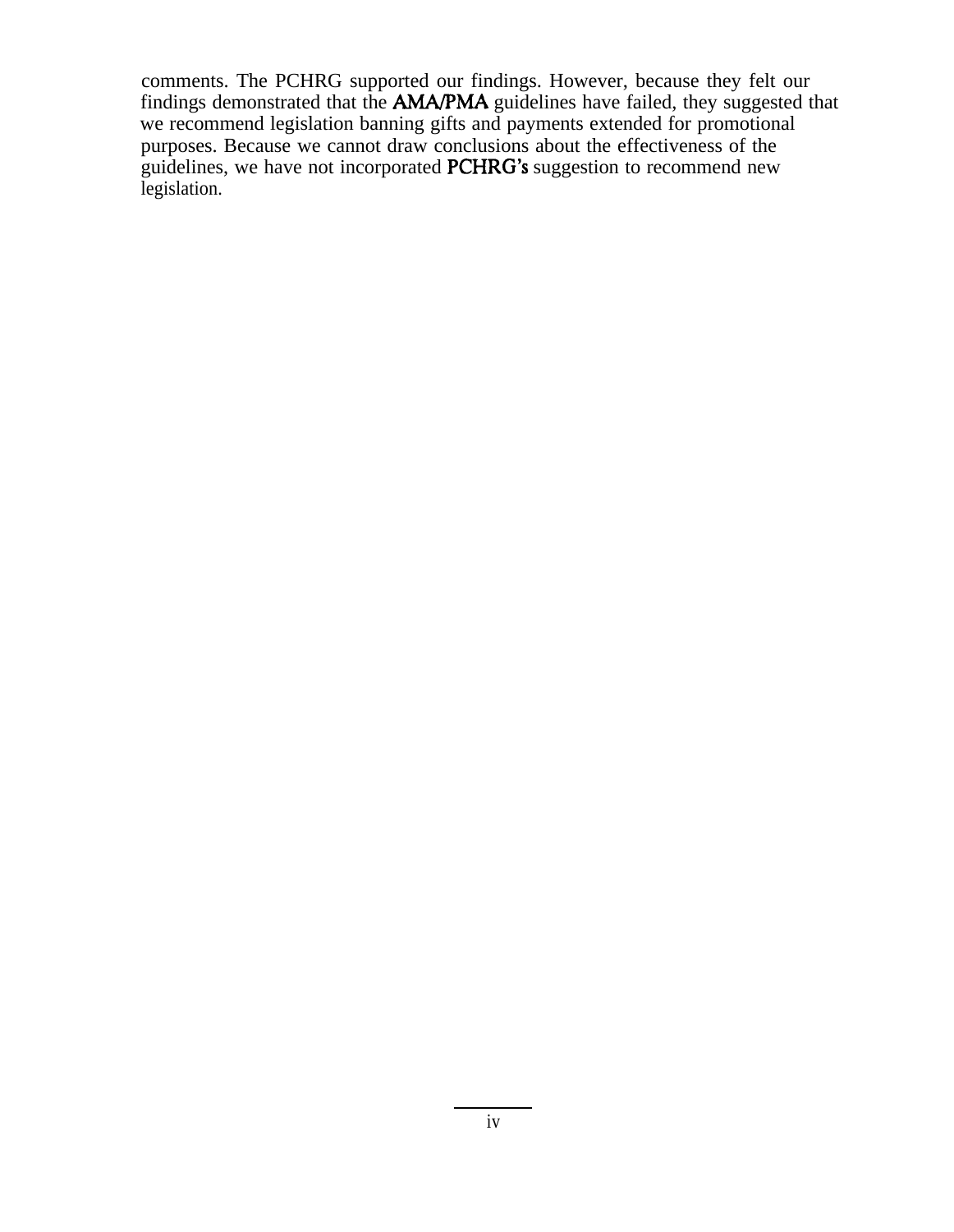comments. The PCHRG supported our findings. However, because they felt our findings demonstrated that the AMA/PMA guidelines have failed, they suggested that we recommend legislation banning gifts and payments extended for promotional purposes. Because we cannot draw conclusions about the effectiveness of the guidelines, we have not incorporated PCHRG's suggestion to recommend new legislation.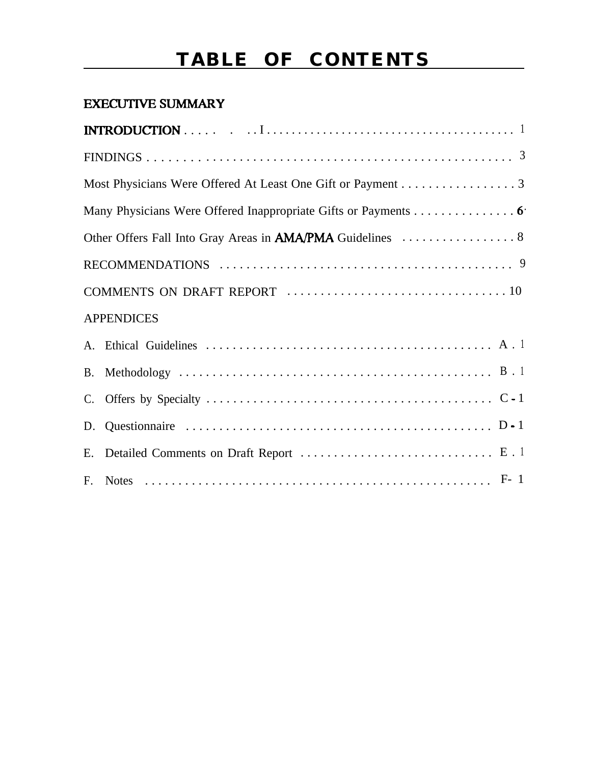# TABLE OF CONTENTS

**EXECUTIVE SUMMARY**

**INTRODUCTION** . . . . . . . . . . . . . . . . . . . . . . . . . . . . . . . . . . . . . . . . . . . 1

FINDINGS . . . . . . . . . . . . . . . . . . . . . . . . . . . . . . . . . . . . . . . . . . . . . . . . . . . . . . 3

Most Physicians Were Offered At Least One Gift or Payment . . . . . . . . . . . . . . . . . 3

Many Physicians Were Offered Inappropriate Gifts or Payments . . . . . . . . . . . . . . . 6

Other Offers Fall Into Gray Areas in AMA/PMA Guidelines . . . . . . . . . . . . . . . . . 8

RECOMMENDATIONS . . . . . . . . . . . . . . . . . . . . . . . . . . . . . . . . . . . . . . . . . . . 9

COMMENTS ON DRAFT REPORT . . . . . . . . . . . . . . . . . . . . . . . . . . . . . . . . . 10

APPENDICES

A. Ethical Guidelines . . . . . . . . . . . . . . . . . . . . . . . . . . . . . . . . . . . . . . . . . . . A - 1

B. Methodology . . . . . . . . . . . . . . . . . . . . . . . . . . . . . . . . . . . . . . . . . . . . . . B - 1

C. Offers by Specialty . . . . . . . . . . . . . . . . . . . . . . . . . . . . . . . . . . . . . . . . . . C - 1

D. Questionnaire . . . . . . . . . . . . . . . . . . . . . . . . . . . . . . . . . . . . . . . . . . . . . D - 1

E. Detailed Comments on Draft Report . . . . . . . . . . . . . . . . . . . . . . . . . . . . E - 1

F. Notes . . . . . . . . . . . . . . . . . . . . . . . . . . . . . . . . . . . . . . . . . . . . . . . . . . . F- 1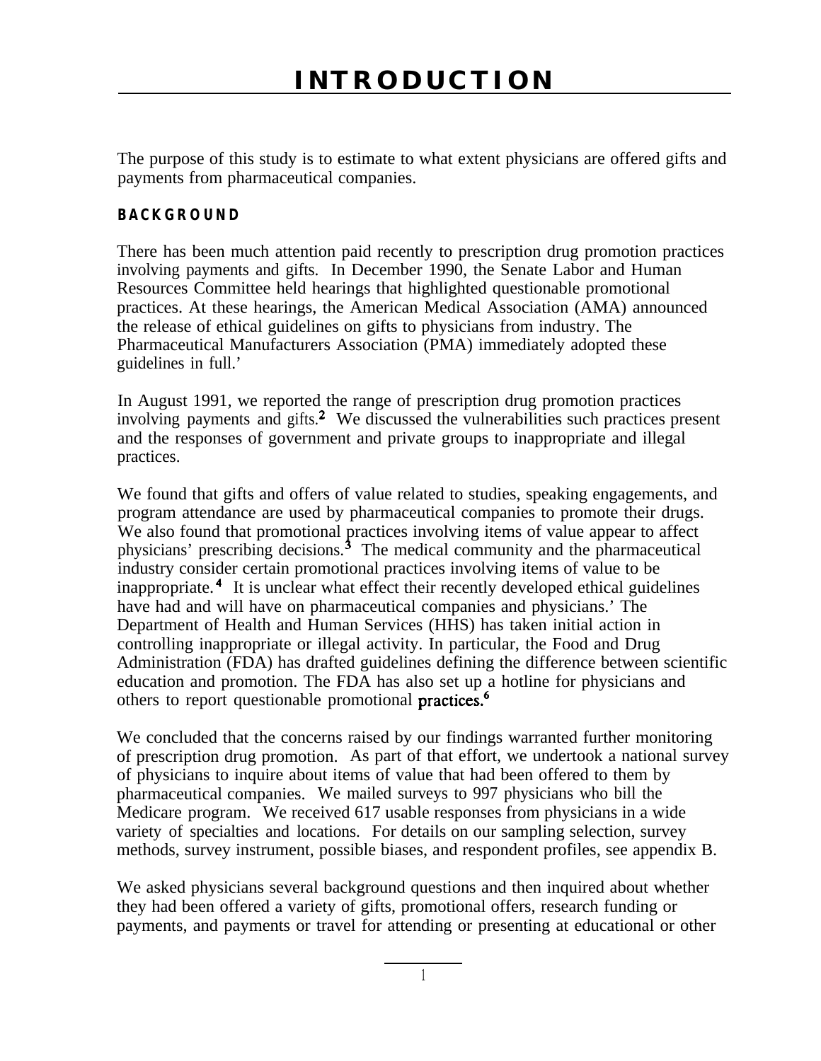# INTRODUCTION

The purpose of this study is to estimate to what extent physicians are offered gifts and payments from pharmaceutical companies.

## BACKGROUND

There has been much attention paid recently to prescription drug promotion practices involving payments and gifts. In December 1990, the Senate Labor and Human Resources Committee held hearings that highlighted questionable promotional practices. At these hearings, the American Medical Association (AMA) announced the release of ethical guidelines on gifts to physicians from industry. The Pharmaceutical Manufacturers Association (PMA) immediately adopted these guidelines in full.[1]

In August 1991, we reported the range of prescription drug promotion practices involving payments and gifts.[2] We discussed the vulnerabilities such practices present and the responses of government and private groups to inappropriate and illegal practices.

We found that gifts and offers of value related to studies, speaking engagements, and program attendance are used by pharmaceutical companies to promote their drugs. We also found that promotional practices involving items of value appear to affect physicians' prescribing decisions.[3] The medical community and the pharmaceutical industry consider certain promotional practices involving items of value to be inappropriate.[4] It is unclear what effect their recently developed ethical guidelines have had and will have on pharmaceutical companies and physicians.[5] The Department of Health and Human Services (HHS) has taken initial action in controlling inappropriate or illegal activity. In particular, the Food and Drug Administration (FDA) has drafted guidelines defining the difference between scientific education and promotion. The FDA has also set up a hotline for physicians and others to report questionable promotional practices.[6]

We concluded that the concerns raised by our findings warranted further monitoring of prescription drug promotion. As part of that effort, we undertook a national survey of physicians to inquire about items of value that had been offered to them by pharmaceutical companies. We mailed surveys to 997 physicians who bill the Medicare program. We received 617 usable responses from physicians in a wide variety of specialties and locations. For details on our sampling selection, survey methods, survey instrument, possible biases, and respondent profiles, see appendix B.

We asked physicians several background questions and then inquired about whether they had been offered a variety of gifts, promotional offers, research funding or payments, and payments or travel for attending or presenting at educational or other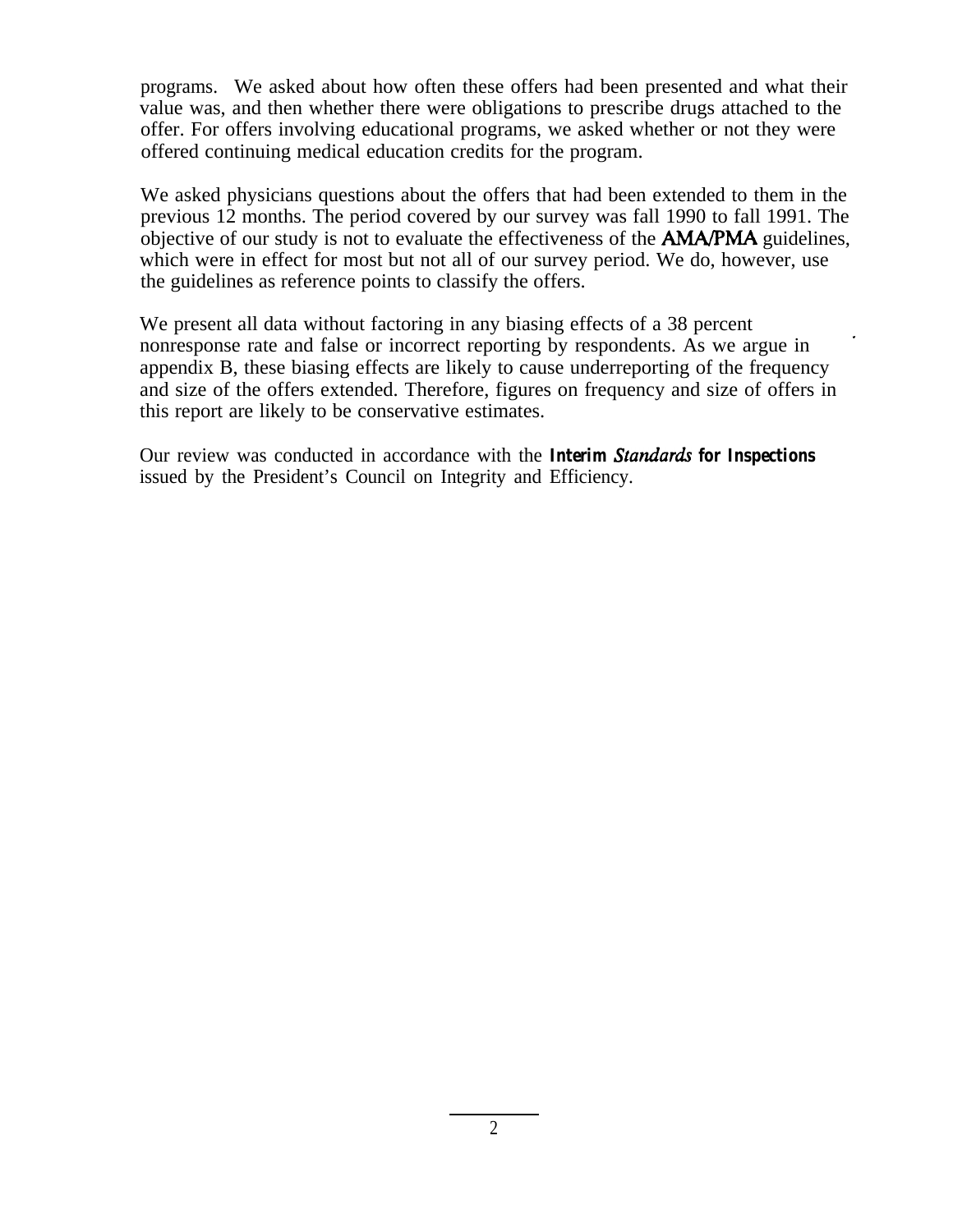programs. We asked about how often these offers had been presented and what their value was, and then whether there were obligations to prescribe drugs attached to the offer. For offers involving educational programs, we asked whether or not they were offered continuing medical education credits for the program.

We asked physicians questions about the offers that had been extended to them in the previous 12 months. The period covered by our survey was fall 1990 to fall 1991. The objective of our study is not to evaluate the effectiveness of the AMA/PMA guidelines, which were in effect for most but not all of our survey period. We do, however, use the guidelines as reference points to classify the offers.

We present all data without factoring in any biasing effects of a 38 percent nonresponse rate and false or incorrect reporting by respondents. As we argue in appendix B, these biasing effects are likely to cause underreporting of the frequency and size of the offers extended. Therefore, figures on frequency and size of offers in this report are likely to be conservative estimates.

Our review was conducted in accordance with the ***Interim Standards for Inspections*** issued by the President's Council on Integrity and Efficiency.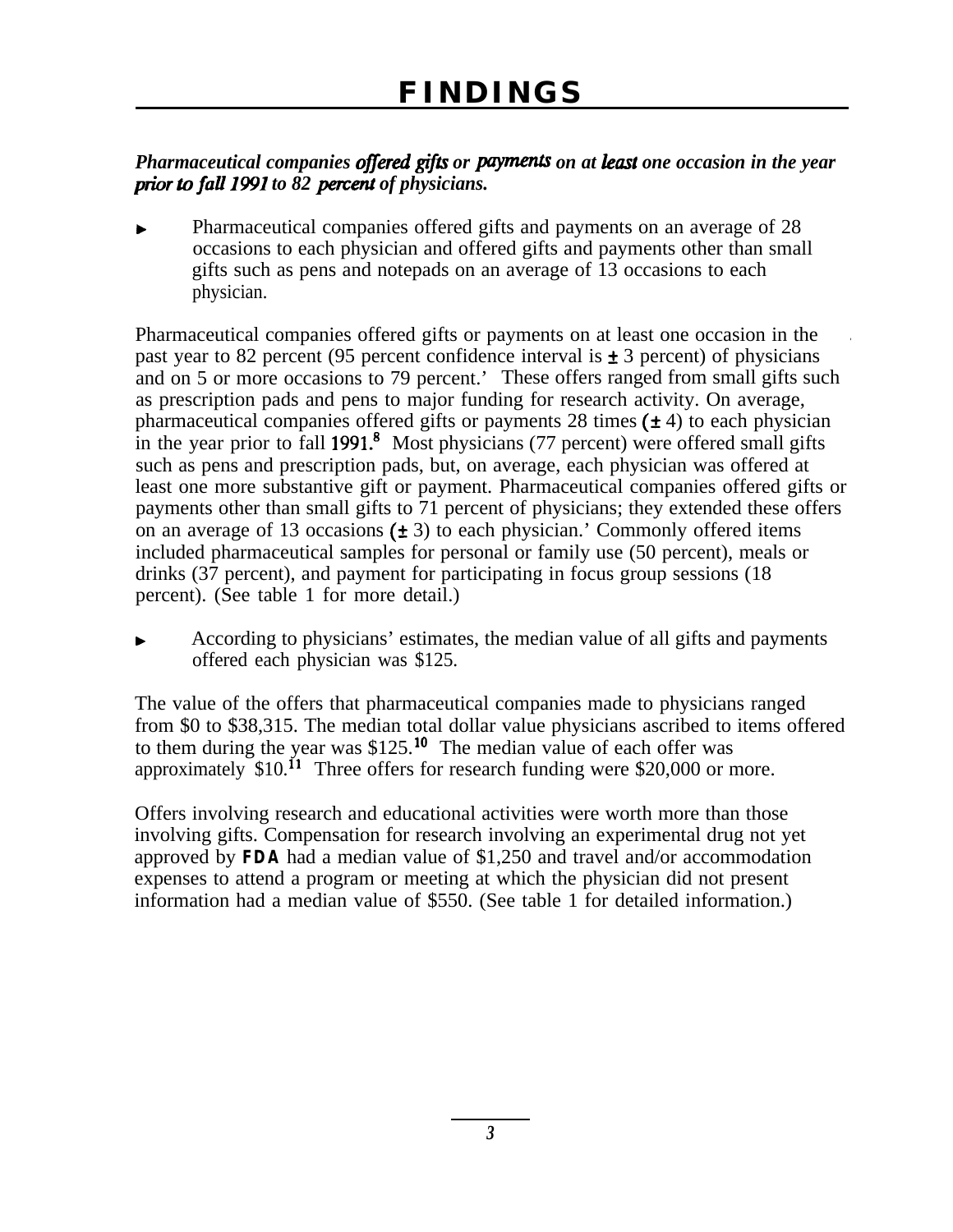# FINDINGS

***Pharmaceutical companies offered gifts or payments on at least one occasion in the year prior to fall 1991 to 82 percent of physicians.***

- Pharmaceutical companies offered gifts and payments on an average of 28 occasions to each physician and offered gifts and payments other than small gifts such as pens and notepads on an average of 13 occasions to each physician.

Pharmaceutical companies offered gifts or payments on at least one occasion in the past year to 82 percent (95 percent confidence interval is ± 3 percent) of physicians and on 5 or more occasions to 79 percent.[7] These offers ranged from small gifts such as prescription pads and pens to major funding for research activity. On average, pharmaceutical companies offered gifts or payments 28 times (± 4) to each physician in the year prior to fall 1991.[8] Most physicians (77 percent) were offered small gifts such as pens and prescription pads, but, on average, each physician was offered at least one more substantive gift or payment. Pharmaceutical companies offered gifts or payments other than small gifts to 71 percent of physicians; they extended these offers on an average of 13 occasions (± 3) to each physician.[9] Commonly offered items included pharmaceutical samples for personal or family use (50 percent), meals or drinks (37 percent), and payment for participating in focus group sessions (18 percent). (See table 1 for more detail.)

- According to physicians' estimates, the median value of all gifts and payments offered each physician was $125.

The value of the offers that pharmaceutical companies made to physicians ranged from $0 to $38,315. The median total dollar value physicians ascribed to items offered to them during the year was $125.[10] The median value of each offer was approximately $10.[11] Three offers for research funding were $20,000 or more.

Offers involving research and educational activities were worth more than those involving gifts. Compensation for research involving an experimental drug not yet approved by **FDA** had a median value of $1,250 and travel and/or accommodation expenses to attend a program or meeting at which the physician did not present information had a median value of $550. (See table 1 for detailed information.)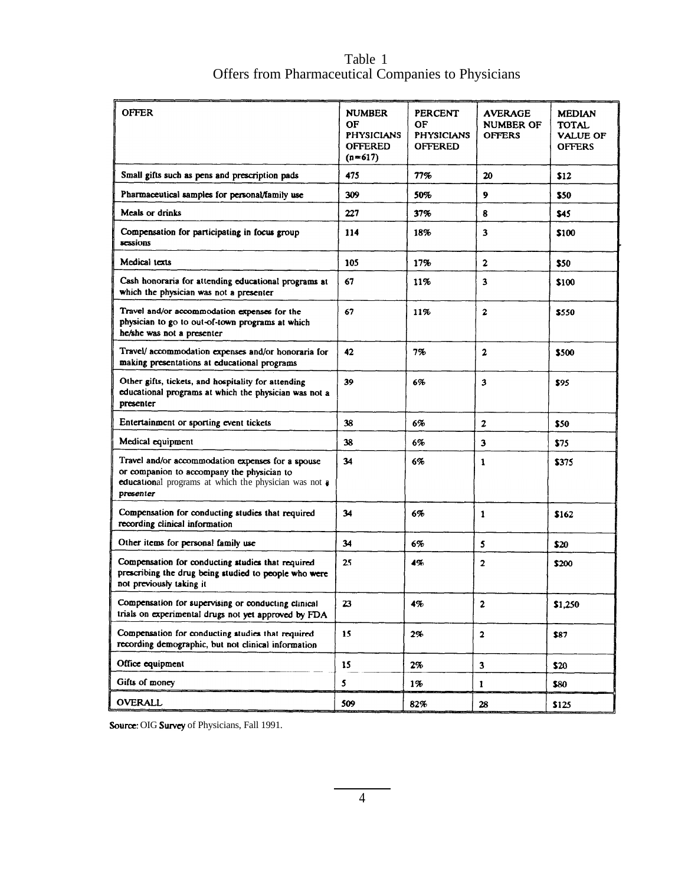Table 1
Offers from Pharmaceutical Companies to Physicians

| OFFER | NUMBER OF PHYSICIANS OFFERED (n=617) | PERCENT OF PHYSICIANS OFFERED | AVERAGE NUMBER OF OFFERS | MEDIAN TOTAL VALUE OF OFFERS |
|---|---|---|---|---|
| Small gifts such as pens and prescription pads | 475 | 77% | 20 | $12 |
| Pharmaceutical samples for personal/family use | 309 | 50% | 9 | $50 |
| Meals or drinks | 227 | 37% | 8 | $45 |
| Compensation for participating in focus group sessions | 114 | 18% | 3 | $100 |
| Medical texts | 105 | 17% | 2 | $50 |
| Cash honoraria for attending educational programs at which the physician was not a presenter | 67 | 11% | 3 | $100 |
| Travel and/or accommodation expenses for the physician to go to out-of-town programs at which he/she was not a presenter | 67 | 11% | 2 | $550 |
| Travel/ accommodation expenses and/or honoraria for making presentations at educational programs | 42 | 7% | 2 | $500 |
| Other gifts, tickets, and hospitality for attending educational programs at which the physician was not a presenter | 39 | 6% | 3 | $95 |
| Entertainment or sporting event tickets | 38 | 6% | 2 | $50 |
| Medical equipment | 38 | 6% | 3 | $75 |
| Travel and/or accommodation expenses for a spouse or companion to accompany the physician to educational programs at which the physician was not a presenter | 34 | 6% | 1 | $375 |
| Compensation for conducting studies that required recording clinical information | 34 | 6% | 1 | $162 |
| Other items for personal family use | 34 | 6% | 5 | $20 |
| Compensation for conducting studies that required prescribing the drug being studied to people who were not previously taking it | 25 | 4% | 2 | $200 |
| Compensation for supervising or conducting clinical trials on experimental drugs not yet approved by FDA | 23 | 4% | 2 | $1,250 |
| Compensation for conducting studies that required recording demographic, but not clinical information | 15 | 2% | 2 | $87 |
| Office equipment | 15 | 2% | 3 | $20 |
| Gifts of money | 5 | 1% | 1 | $80 |
| OVERALL | 509 | 82% | 28 | $125 |

Source: OIG Survey of Physicians, Fall 1991.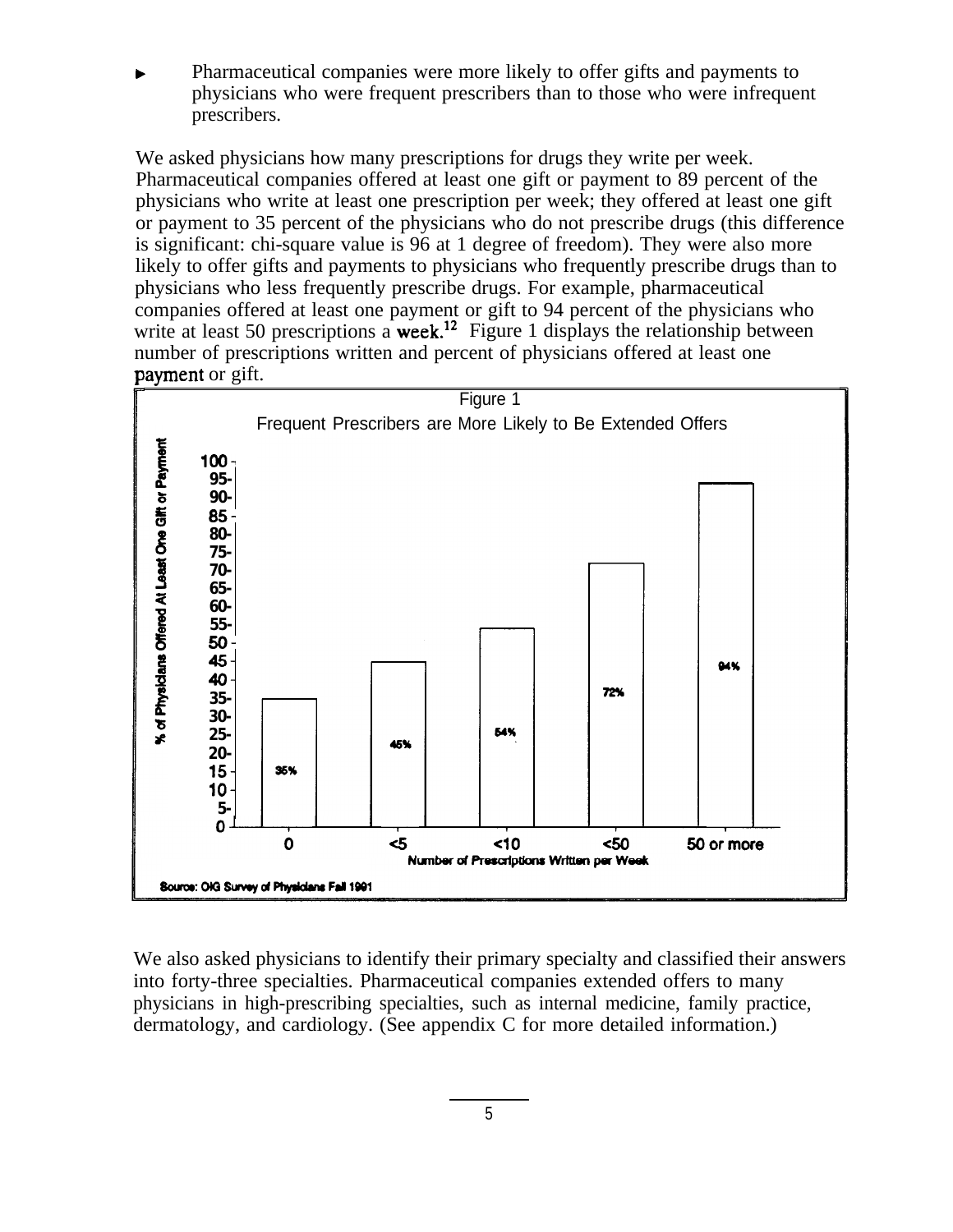- Pharmaceutical companies were more likely to offer gifts and payments to physicians who were frequent prescribers than to those who were infrequent prescribers.

We asked physicians how many prescriptions for drugs they write per week. Pharmaceutical companies offered at least one gift or payment to 89 percent of the physicians who write at least one prescription per week; they offered at least one gift or payment to 35 percent of the physicians who do not prescribe drugs (this difference is significant: chi-square value is 96 at 1 degree of freedom). They were also more likely to offer gifts and payments to physicians who frequently prescribe drugs than to physicians who less frequently prescribe drugs. For example, pharmaceutical companies offered at least one payment or gift to 94 percent of the physicians who write at least 50 prescriptions a week.[12] Figure 1 displays the relationship between number of prescriptions written and percent of physicians offered at least one payment or gift.

Figure 1

Frequent Prescribers are More Likely to Be Extended Offers

| Number of Prescriptions Written per Week | % of Physicians Offered At Least One Gift or Payment |
|---|---|
| 0 | 35% |
| <5 | 45% |
| <10 | 54% |
| <50 | 72% |
| 50 or more | 94% |

Source: OIG Survey of Physicians Fall 1991

We also asked physicians to identify their primary specialty and classified their answers into forty-three specialties. Pharmaceutical companies extended offers to many physicians in high-prescribing specialties, such as internal medicine, family practice, dermatology, and cardiology. (See appendix C for more detailed information.)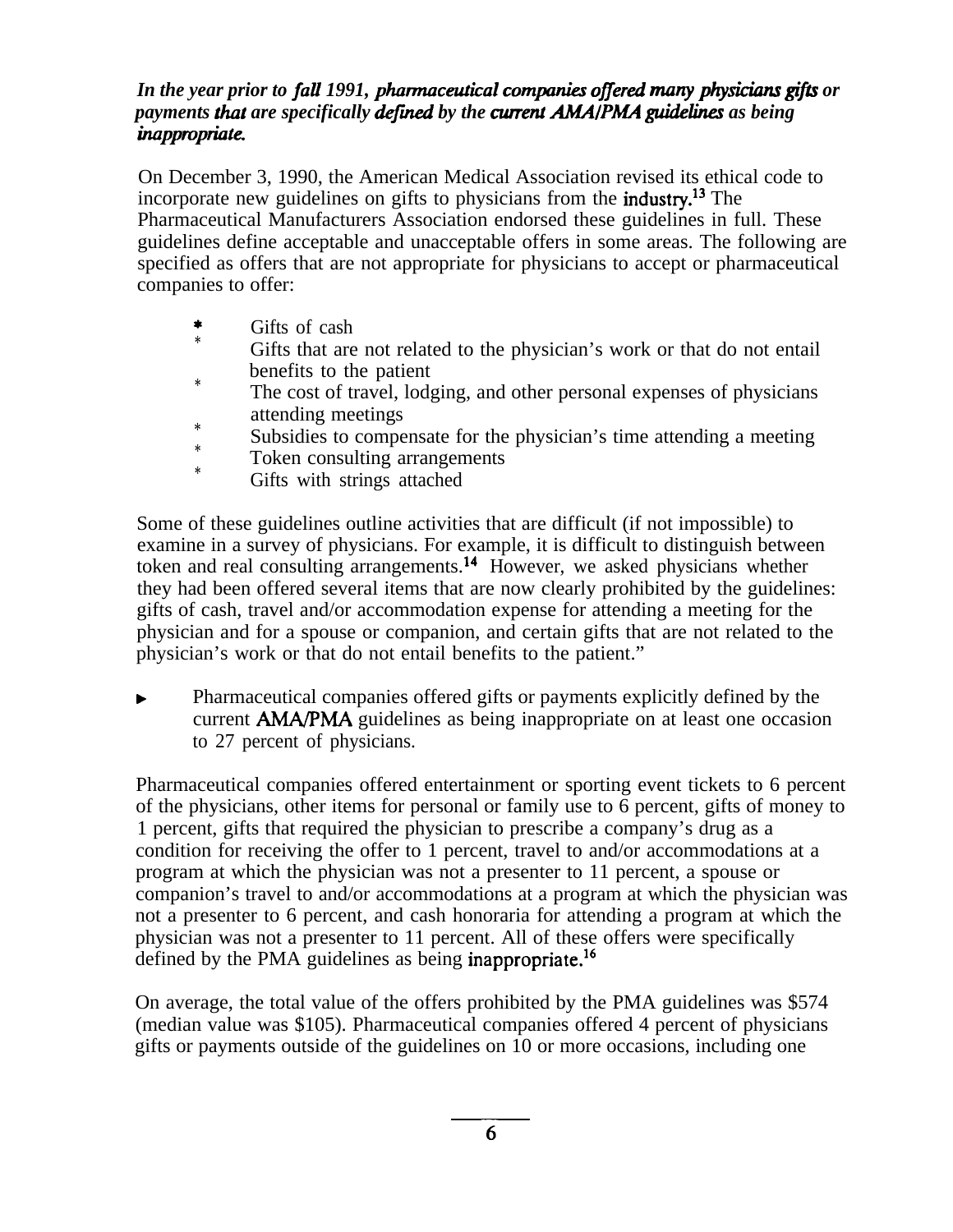*In the year prior to fall 1991, pharmaceutical companies offered many physicians gifts or payments that are specifically defined by the current AMA/PMA guidelines as being inappropriate.*

On December 3, 1990, the American Medical Association revised its ethical code to incorporate new guidelines on gifts to physicians from the industry.[13] The Pharmaceutical Manufacturers Association endorsed these guidelines in full. These guidelines define acceptable and unacceptable offers in some areas. The following are specified as offers that are not appropriate for physicians to accept or pharmaceutical companies to offer:

- Gifts of cash
- Gifts that are not related to the physician's work or that do not entail benefits to the patient
- The cost of travel, lodging, and other personal expenses of physicians attending meetings
- Subsidies to compensate for the physician's time attending a meeting
- Token consulting arrangements
- Gifts with strings attached

Some of these guidelines outline activities that are difficult (if not impossible) to examine in a survey of physicians. For example, it is difficult to distinguish between token and real consulting arrangements.[14] However, we asked physicians whether they had been offered several items that are now clearly prohibited by the guidelines: gifts of cash, travel and/or accommodation expense for attending a meeting for the physician and for a spouse or companion, and certain gifts that are not related to the physician's work or that do not entail benefits to the patient."

- Pharmaceutical companies offered gifts or payments explicitly defined by the current AMA/PMA guidelines as being inappropriate on at least one occasion to 27 percent of physicians.

Pharmaceutical companies offered entertainment or sporting event tickets to 6 percent of the physicians, other items for personal or family use to 6 percent, gifts of money to 1 percent, gifts that required the physician to prescribe a company's drug as a condition for receiving the offer to 1 percent, travel to and/or accommodations at a program at which the physician was not a presenter to 11 percent, a spouse or companion's travel to and/or accommodations at a program at which the physician was not a presenter to 6 percent, and cash honoraria for attending a program at which the physician was not a presenter to 11 percent. All of these offers were specifically defined by the PMA guidelines as being inappropriate.[16]

On average, the total value of the offers prohibited by the PMA guidelines was $574 (median value was $105). Pharmaceutical companies offered 4 percent of physicians gifts or payments outside of the guidelines on 10 or more occasions, including one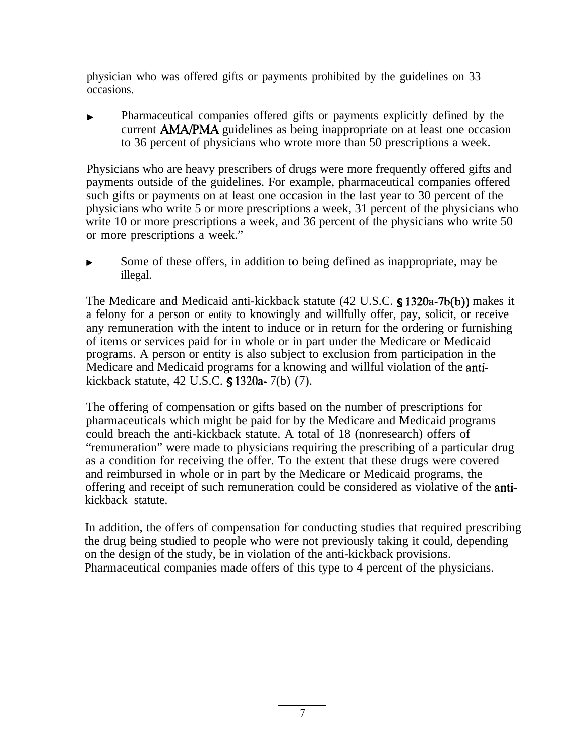physician who was offered gifts or payments prohibited by the guidelines on 33 occasions.

- Pharmaceutical companies offered gifts or payments explicitly defined by the current AMA/PMA guidelines as being inappropriate on at least one occasion to 36 percent of physicians who wrote more than 50 prescriptions a week.

Physicians who are heavy prescribers of drugs were more frequently offered gifts and payments outside of the guidelines. For example, pharmaceutical companies offered such gifts or payments on at least one occasion in the last year to 30 percent of the physicians who write 5 or more prescriptions a week, 31 percent of the physicians who write 10 or more prescriptions a week, and 36 percent of the physicians who write 50 or more prescriptions a week."

- Some of these offers, in addition to being defined as inappropriate, may be illegal.

The Medicare and Medicaid anti-kickback statute (42 U.S.C. § 1320a-7b(b)) makes it a felony for a person or entity to knowingly and willfully offer, pay, solicit, or receive any remuneration with the intent to induce or in return for the ordering or furnishing of items or services paid for in whole or in part under the Medicare or Medicaid programs. A person or entity is also subject to exclusion from participation in the Medicare and Medicaid programs for a knowing and willful violation of the anti-kickback statute, 42 U.S.C. § 1320a- 7(b) (7).

The offering of compensation or gifts based on the number of prescriptions for pharmaceuticals which might be paid for by the Medicare and Medicaid programs could breach the anti-kickback statute. A total of 18 (nonresearch) offers of "remuneration" were made to physicians requiring the prescribing of a particular drug as a condition for receiving the offer. To the extent that these drugs were covered and reimbursed in whole or in part by the Medicare or Medicaid programs, the offering and receipt of such remuneration could be considered as violative of the anti-kickback statute.

In addition, the offers of compensation for conducting studies that required prescribing the drug being studied to people who were not previously taking it could, depending on the design of the study, be in violation of the anti-kickback provisions. Pharmaceutical companies made offers of this type to 4 percent of the physicians.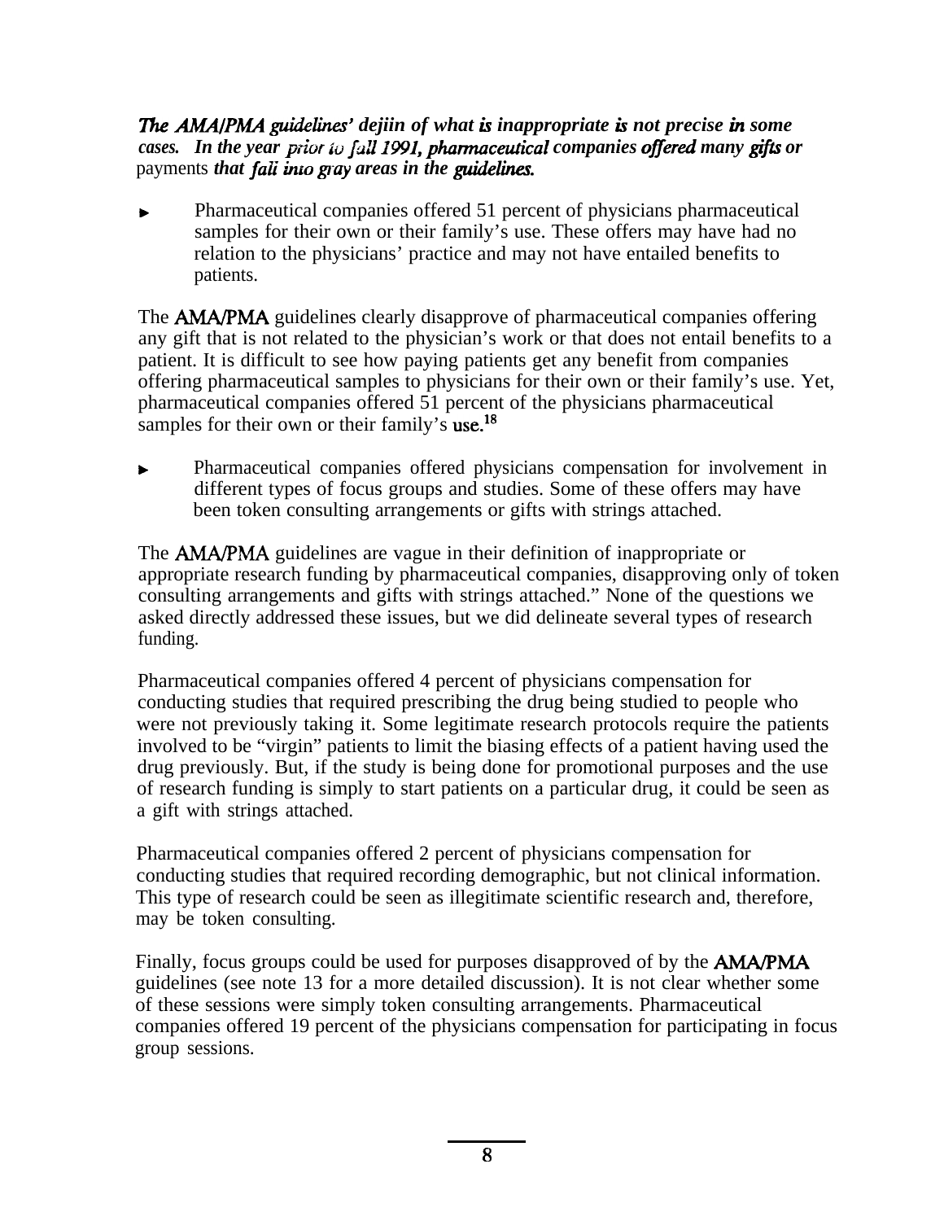***The AMA/PMA guidelines' dejiin of what is inappropriate is not precise in some cases. In the year prior to fall 1991, pharmaceutical companies offered many gifts or*** payments ***that fali into gray areas in the guidelines.***

- Pharmaceutical companies offered 51 percent of physicians pharmaceutical samples for their own or their family's use. These offers may have had no relation to the physicians' practice and may not have entailed benefits to patients.

The AMA/PMA guidelines clearly disapprove of pharmaceutical companies offering any gift that is not related to the physician's work or that does not entail benefits to a patient. It is difficult to see how paying patients get any benefit from companies offering pharmaceutical samples to physicians for their own or their family's use. Yet, pharmaceutical companies offered 51 percent of the physicians pharmaceutical samples for their own or their family's use.[18]

- Pharmaceutical companies offered physicians compensation for involvement in different types of focus groups and studies. Some of these offers may have been token consulting arrangements or gifts with strings attached.

The AMA/PMA guidelines are vague in their definition of inappropriate or appropriate research funding by pharmaceutical companies, disapproving only of token consulting arrangements and gifts with strings attached." None of the questions we asked directly addressed these issues, but we did delineate several types of research funding.

Pharmaceutical companies offered 4 percent of physicians compensation for conducting studies that required prescribing the drug being studied to people who were not previously taking it. Some legitimate research protocols require the patients involved to be "virgin" patients to limit the biasing effects of a patient having used the drug previously. But, if the study is being done for promotional purposes and the use of research funding is simply to start patients on a particular drug, it could be seen as a gift with strings attached.

Pharmaceutical companies offered 2 percent of physicians compensation for conducting studies that required recording demographic, but not clinical information. This type of research could be seen as illegitimate scientific research and, therefore, may be token consulting.

Finally, focus groups could be used for purposes disapproved of by the AMA/PMA guidelines (see note 13 for a more detailed discussion). It is not clear whether some of these sessions were simply token consulting arrangements. Pharmaceutical companies offered 19 percent of the physicians compensation for participating in focus group sessions.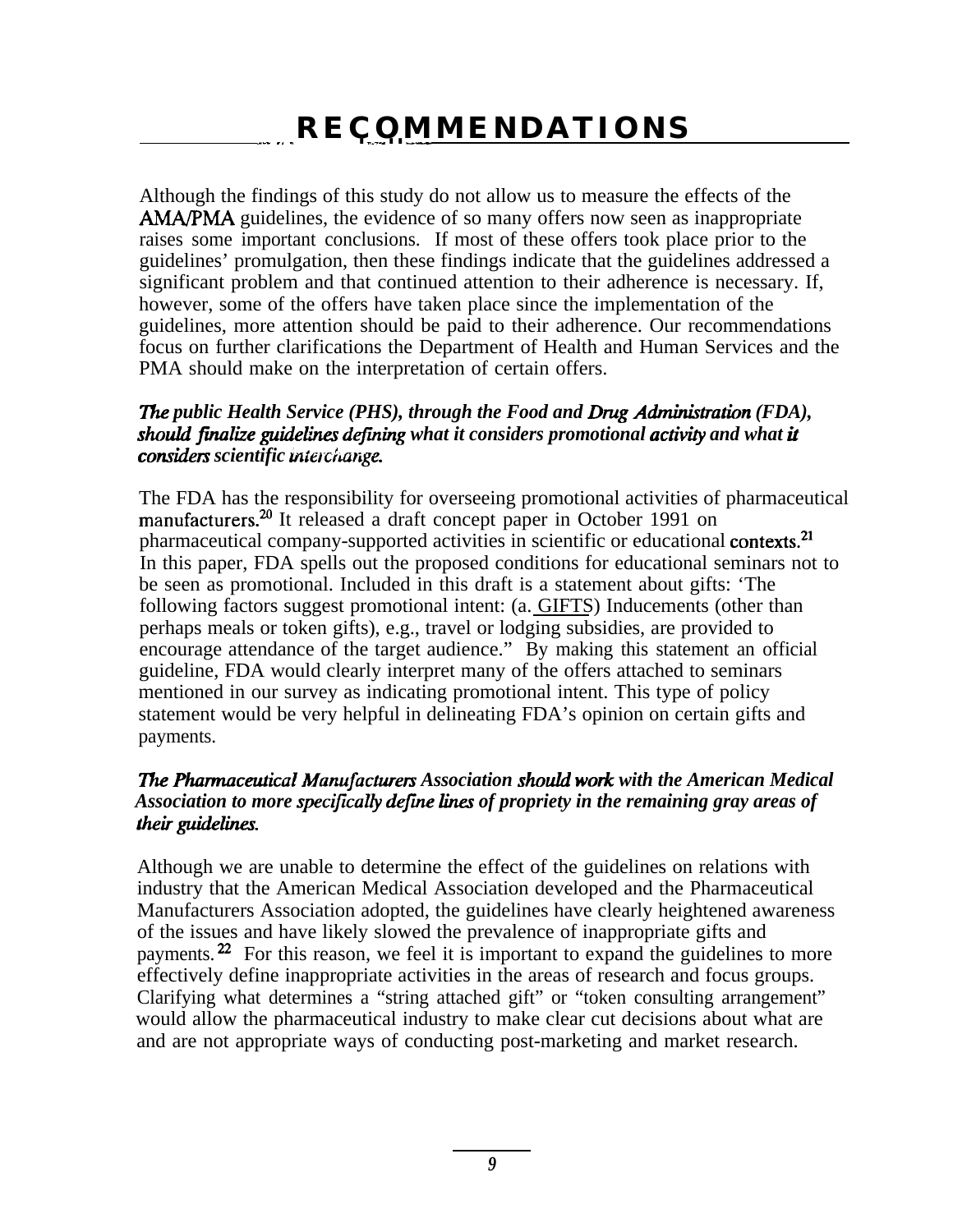# RECOMMENDATIONS

Although the findings of this study do not allow us to measure the effects of the AMA/PMA guidelines, the evidence of so many offers now seen as inappropriate raises some important conclusions. If most of these offers took place prior to the guidelines' promulgation, then these findings indicate that the guidelines addressed a significant problem and that continued attention to their adherence is necessary. If, however, some of the offers have taken place since the implementation of the guidelines, more attention should be paid to their adherence. Our recommendations focus on further clarifications the Department of Health and Human Services and the PMA should make on the interpretation of certain offers.

***The public Health Service (PHS), through the Food and Drug Administration (FDA), should finalize guidelines defining what it considers promotional activity and what it considers scientific interchange.***

The FDA has the responsibility for overseeing promotional activities of pharmaceutical manufacturers.[20] It released a draft concept paper in October 1991 on pharmaceutical company-supported activities in scientific or educational contexts.[21] In this paper, FDA spells out the proposed conditions for educational seminars not to be seen as promotional. Included in this draft is a statement about gifts: 'The following factors suggest promotional intent: (a. GIFTS) Inducements (other than perhaps meals or token gifts), e.g., travel or lodging subsidies, are provided to encourage attendance of the target audience." By making this statement an official guideline, FDA would clearly interpret many of the offers attached to seminars mentioned in our survey as indicating promotional intent. This type of policy statement would be very helpful in delineating FDA's opinion on certain gifts and payments.

***The Pharmaceutical Manufacturers Association should work with the American Medical Association to more specifically define lines of propriety in the remaining gray areas of their guidelines.***

Although we are unable to determine the effect of the guidelines on relations with industry that the American Medical Association developed and the Pharmaceutical Manufacturers Association adopted, the guidelines have clearly heightened awareness of the issues and have likely slowed the prevalence of inappropriate gifts and payments.[22] For this reason, we feel it is important to expand the guidelines to more effectively define inappropriate activities in the areas of research and focus groups. Clarifying what determines a "string attached gift" or "token consulting arrangement" would allow the pharmaceutical industry to make clear cut decisions about what are and are not appropriate ways of conducting post-marketing and market research.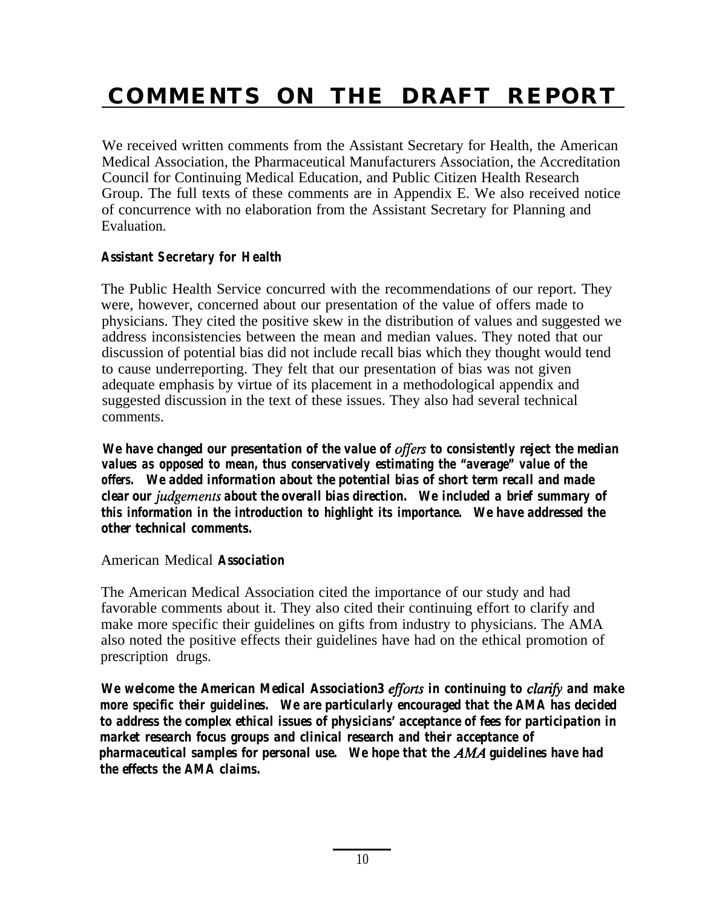# COMMENTS ON THE DRAFT REPORT

We received written comments from the Assistant Secretary for Health, the American Medical Association, the Pharmaceutical Manufacturers Association, the Accreditation Council for Continuing Medical Education, and Public Citizen Health Research Group. The full texts of these comments are in Appendix E. We also received notice of concurrence with no elaboration from the Assistant Secretary for Planning and Evaluation.

### Assistant Secretary for Health

The Public Health Service concurred with the recommendations of our report. They were, however, concerned about our presentation of the value of offers made to physicians. They cited the positive skew in the distribution of values and suggested we address inconsistencies between the mean and median values. They noted that our discussion of potential bias did not include recall bias which they thought would tend to cause underreporting. They felt that our presentation of bias was not given adequate emphasis by virtue of its placement in a methodological appendix and suggested discussion in the text of these issues. They also had several technical comments.

***We have changed our presentation of the value of offers to consistently reject the median values as opposed to mean, thus conservatively estimating the "average" value of the offers. We added information about the potential bias of short term recall and made clear our judgements about the overall bias direction. We included a brief summary of this information in the introduction to highlight its importance. We have addressed the other technical comments.***

### American Medical **Association**

The American Medical Association cited the importance of our study and had favorable comments about it. They also cited their continuing effort to clarify and make more specific their guidelines on gifts from industry to physicians. The AMA also noted the positive effects their guidelines have had on the ethical promotion of prescription drugs.

***We welcome the American Medical Association3 efforts in continuing to clarify and make more specific their guidelines. We are particularly encouraged that the AMA has decided to address the complex ethical issues of physicians' acceptance of fees for participation in market research focus groups and clinical research and their acceptance of pharmaceutical samples for personal use. We hope that the AMA guidelines have had the effects the AMA claims.***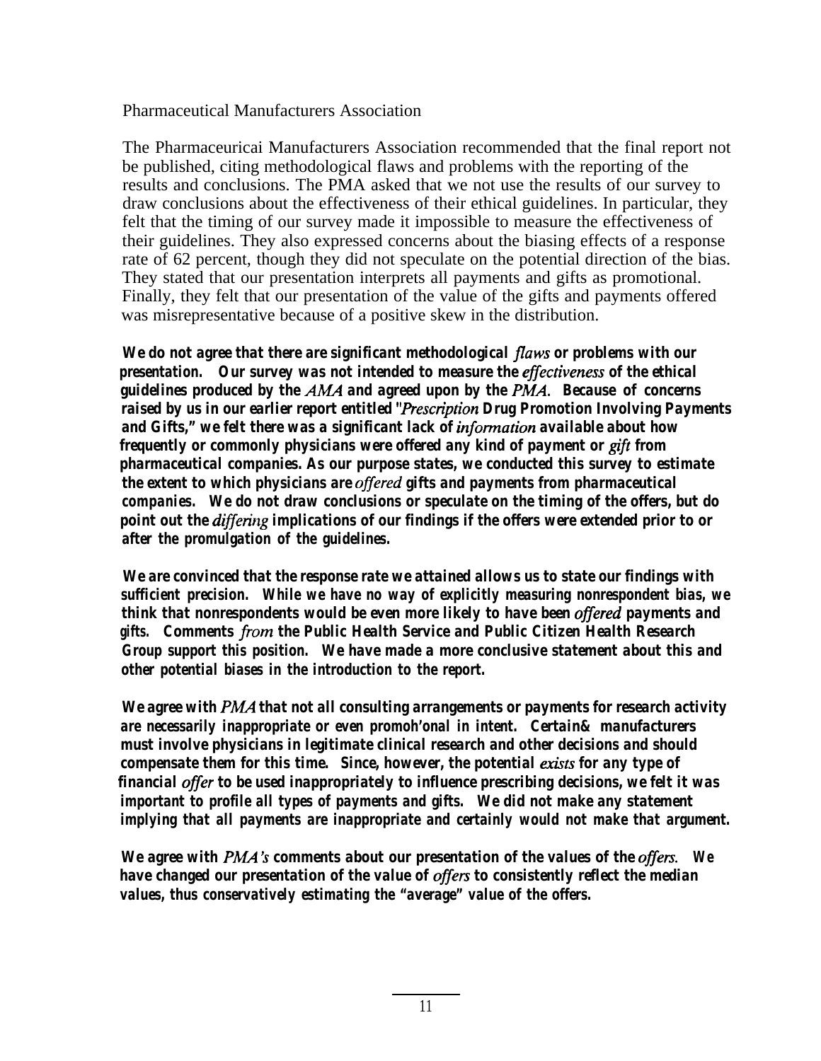Pharmaceutical Manufacturers Association

The Pharmaceuricai Manufacturers Association recommended that the final report not be published, citing methodological flaws and problems with the reporting of the results and conclusions. The PMA asked that we not use the results of our survey to draw conclusions about the effectiveness of their ethical guidelines. In particular, they felt that the timing of our survey made it impossible to measure the effectiveness of their guidelines. They also expressed concerns about the biasing effects of a response rate of 62 percent, though they did not speculate on the potential direction of the bias. They stated that our presentation interprets all payments and gifts as promotional. Finally, they felt that our presentation of the value of the gifts and payments offered was misrepresentative because of a positive skew in the distribution.

***We do not agree that there are significant methodological flaws or problems with our presentation. Our survey was not intended to measure the effectiveness of the ethical guidelines produced by the AMA and agreed upon by the PMA. Because of concerns raised by us in our earlier report entitled "Prescription Drug Promotion Involving Payments and Gifts," we felt there was a significant lack of information available about how frequently or commonly physicians were offered any kind of payment or gift from pharmaceutical companies. As our purpose states, we conducted this survey to estimate the extent to which physicians are offered gifts and payments from pharmaceutical companies. We do not draw conclusions or speculate on the timing of the offers, but do point out the differing implications of our findings if the offers were extended prior to or after the promulgation of the guidelines.***

***We are convinced that the response rate we attained allows us to state our findings with sufficient precision. While we have no way of explicitly measuring nonrespondent bias, we think that nonrespondents would be even more likely to have been offered payments and gifts. Comments from the Public Health Service and Public Citizen Health Research Group support this position. We have made a more conclusive statement about this and other potential biases in the introduction to the report.***

***We agree with PMA that not all consulting arrangements or payments for research activity are necessarily inappropriate or even promoh'onal in intent. Certain& manufacturers must involve physicians in legitimate clinical research and other decisions and should compensate them for this time. Since, however, the potential exists for any type of financial offer to be used inappropriately to influence prescribing decisions, we felt it was important to profile all types of payments and gifts. We did not make any statement implying that all payments are inappropriate and certainly would not make that argument.***

***We agree with PMA's comments about our presentation of the values of the offers. We have changed our presentation of the value of offers to consistently reflect the median values, thus conservatively estimating the "average" value of the offers.***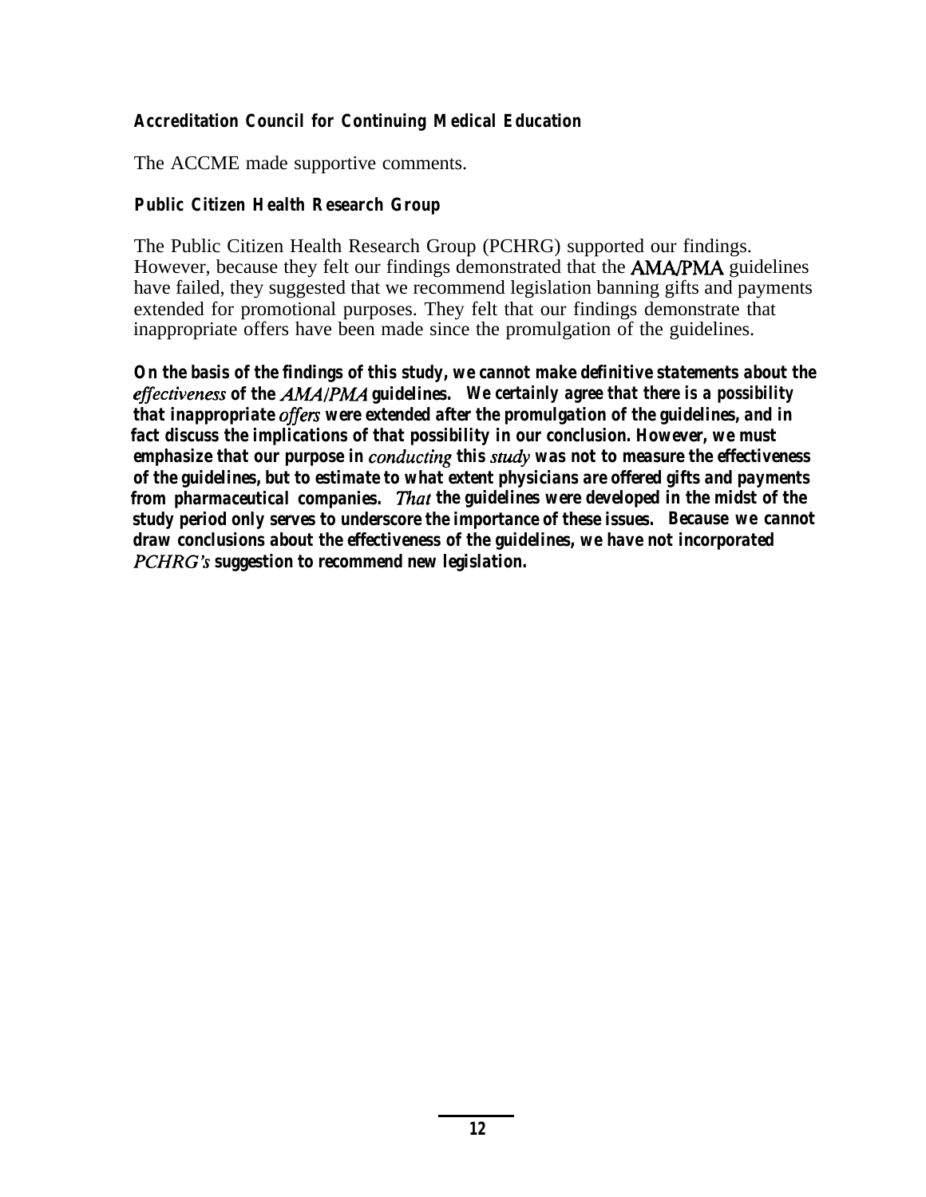### Accreditation Council for Continuing Medical Education

The ACCME made supportive comments.

### Public Citizen Health Research Group

The Public Citizen Health Research Group (PCHRG) supported our findings. However, because they felt our findings demonstrated that the AMA/PMA guidelines have failed, they suggested that we recommend legislation banning gifts and payments extended for promotional purposes. They felt that our findings demonstrate that inappropriate offers have been made since the promulgation of the guidelines.

***On the basis of the findings of this study, we cannot make definitive statements about the effectiveness of the AMA/PMA guidelines. We certainly agree that there is a possibility that inappropriate offers were extended after the promulgation of the guidelines, and in fact discuss the implications of that possibility in our conclusion. However, we must emphasize that our purpose in conducting this study was not to measure the effectiveness of the guidelines, but to estimate to what extent physicians are offered gifts and payments from pharmaceutical companies. That the guidelines were developed in the midst of the study period only serves to underscore the importance of these issues. Because we cannot draw conclusions about the effectiveness of the guidelines, we have not incorporated PCHRG's suggestion to recommend new legislation.***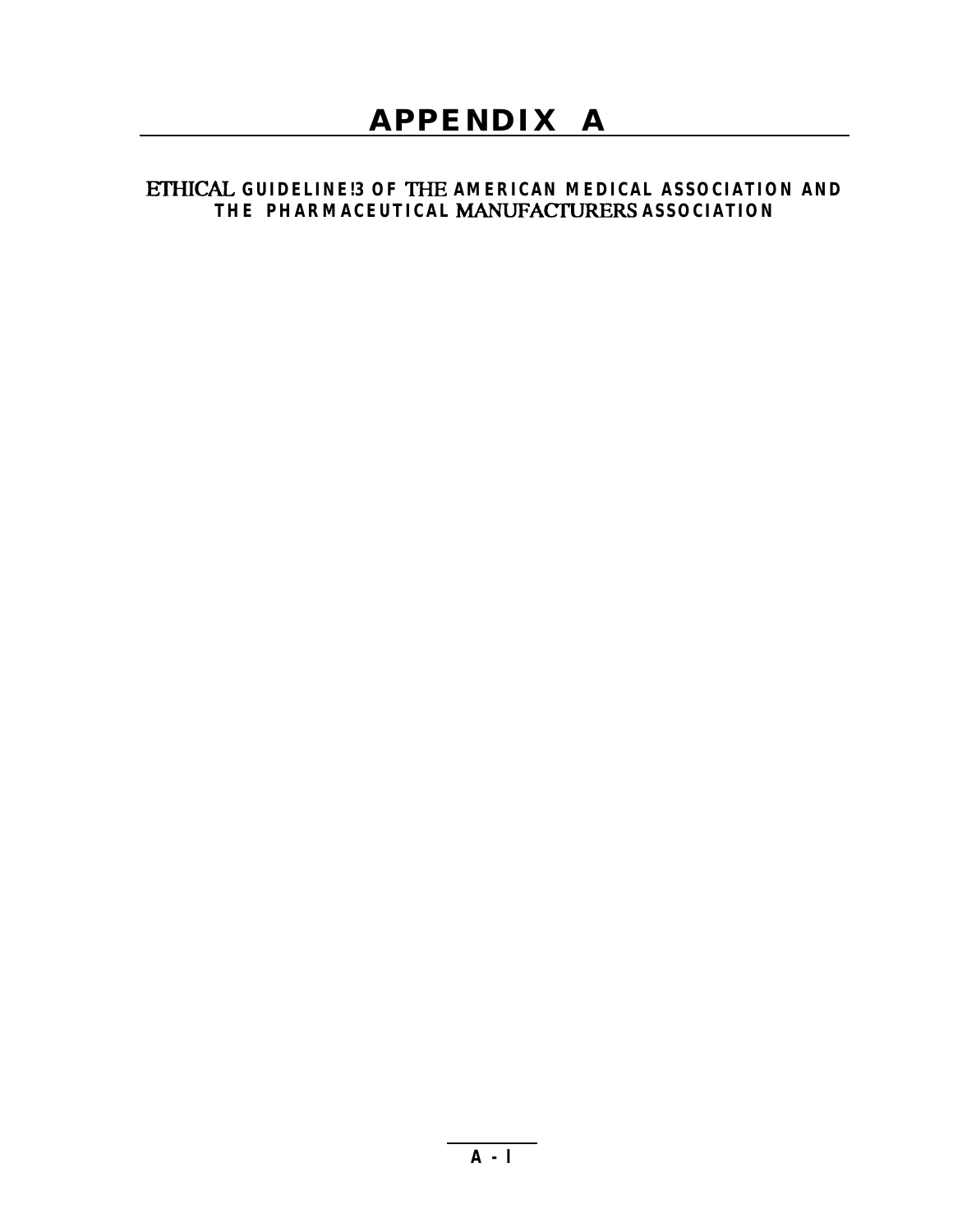# APPENDIX A

## ETHICAL GUIDELINE!3 OF THE AMERICAN MEDICAL ASSOCIATION AND THE PHARMACEUTICAL MANUFACTURERS ASSOCIATION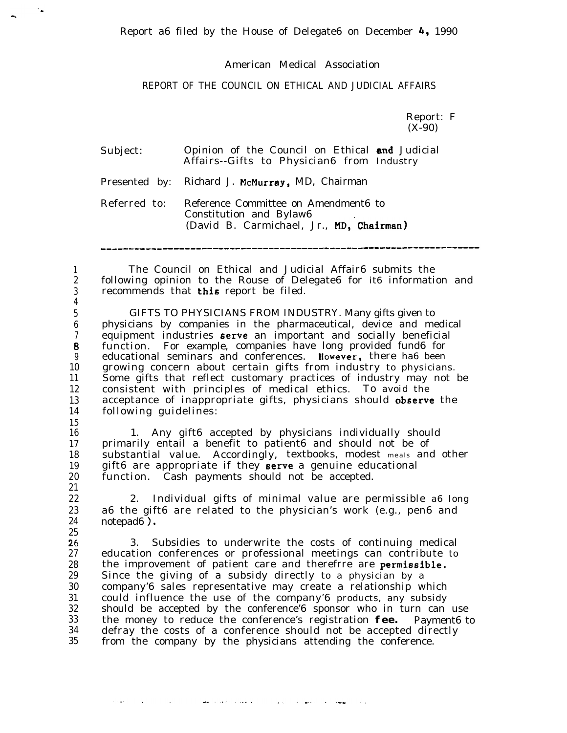Report as filed by the House of Delegates on December 4, 1990

American Medical Association

REPORT OF THE COUNCIL ON ETHICAL AND JUDICIAL AFFAIRS

Report: F
(X-90)

Subject: Opinion of the Council on Ethical and Judicial Affairs--Gifts to Physicians from Industry

Presented by: Richard J. McMurray, MD, Chairman

Referred to: Reference Committee on Amendments to Constitution and Bylaws
(David B. Carmichael, Jr., MD, Chairman)

---

The Council on Ethical and Judicial Affairs submits the following opinion to the Rouse of Delegates for its information and recommends that this report be filed.

GIFTS TO PHYSICIANS FROM INDUSTRY. Many gifts given to physicians by companies in the pharmaceutical, device and medical equipment industries serve an important and socially beneficial function. For example, companies have long provided funds for educational seminars and conferences. However, there has been growing concern about certain gifts from industry to physicians. Some gifts that reflect customary practices of industry may not be consistent with principles of medical ethics. To avoid the acceptance of inappropriate gifts, physicians should observe the following guidelines:

1. Any gifts accepted by physicians individually should primarily entail a benefit to patients and should not be of substantial value. Accordingly, textbooks, modest meals and other gifts are appropriate if they serve a genuine educational function. Cash payments should not be accepted.

2. Individual gifts of minimal value are permissible as long as the gifts are related to the physician's work (e.g., pens and notepads).

3. Subsidies to underwrite the costs of continuing medical education conferences or professional meetings can contribute to the improvement of patient care and therefrre are permissible. Since the giving of a subsidy directly to a physician by a company's sales representative may create a relationship which could influence the use of the company's products, any subsidy should be accepted by the conference's sponsor who in turn can use the money to reduce the conference's registration fee. Payments to defray the costs of a conference should not be accepted directly from the company by the physicians attending the conference.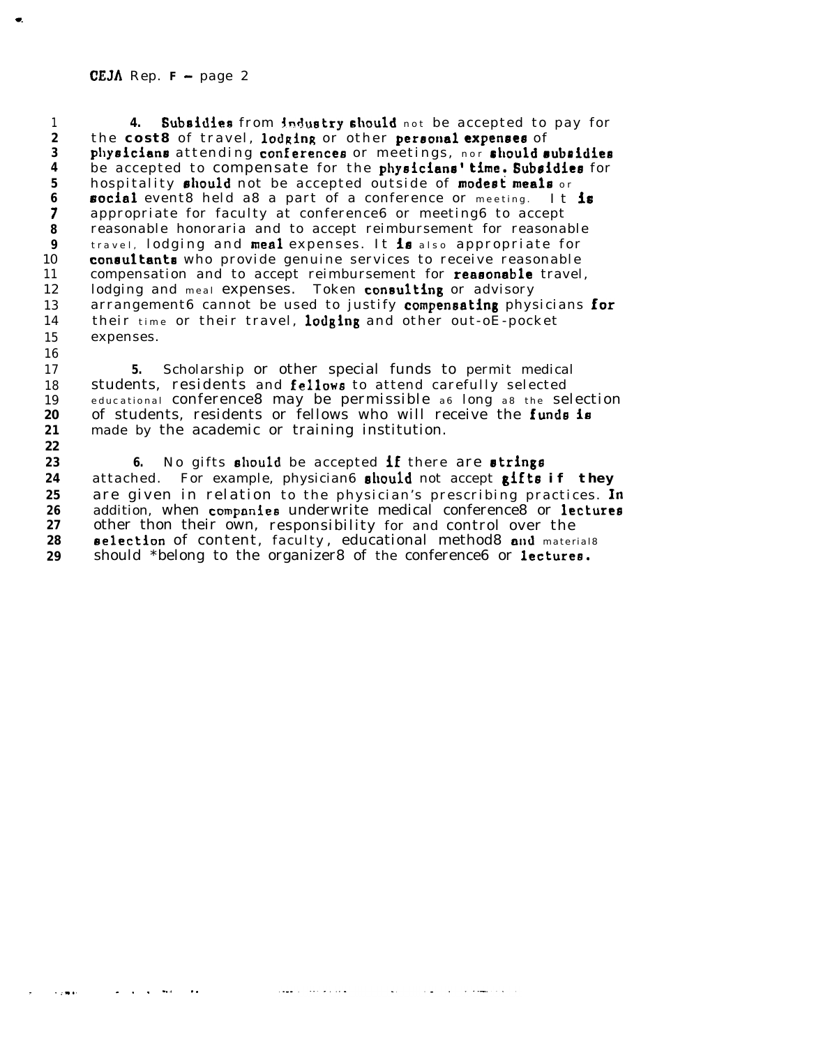4. Subsidies from industry should not be accepted to pay for the cost8 of travel, lodging or other personal expenses of physicians attending conferences or meetings, nor should subsidies be accepted to compensate for the physicians' time. Subsidies for hospitality should not be accepted outside of modest meals or social event8 held a8 a part of a conference or meeting. It is appropriate for faculty at conference6 or meeting6 to accept reasonable honoraria and to accept reimbursement for reasonable travel, lodging and meal expenses. It is also appropriate for consultants who provide genuine services to receive reasonable compensation and to accept reimbursement for reasonable travel, lodging and meal expenses. Token consulting or advisory arrangement6 cannot be used to justify compensating physicians for their time or their travel, lodging and other out-oE-pocket expenses.

5. Scholarship or other special funds to permit medical students, residents and fellows to attend carefully selected educational conference8 may be permissible a6 long a8 the selection of students, residents or fellows who will receive the funds is made by the academic or training institution.

6. No gifts should be accepted if there are strings attached. For example, physician6 should not accept gifts if they are given in relation to the physician's prescribing practices. In addition, when companies underwrite medical conference8 or lectures other thon their own, responsibility for and control over the selection of content, faculty, educational method8 and material8 should *belong to the organizer8 of the conference6 or lectures.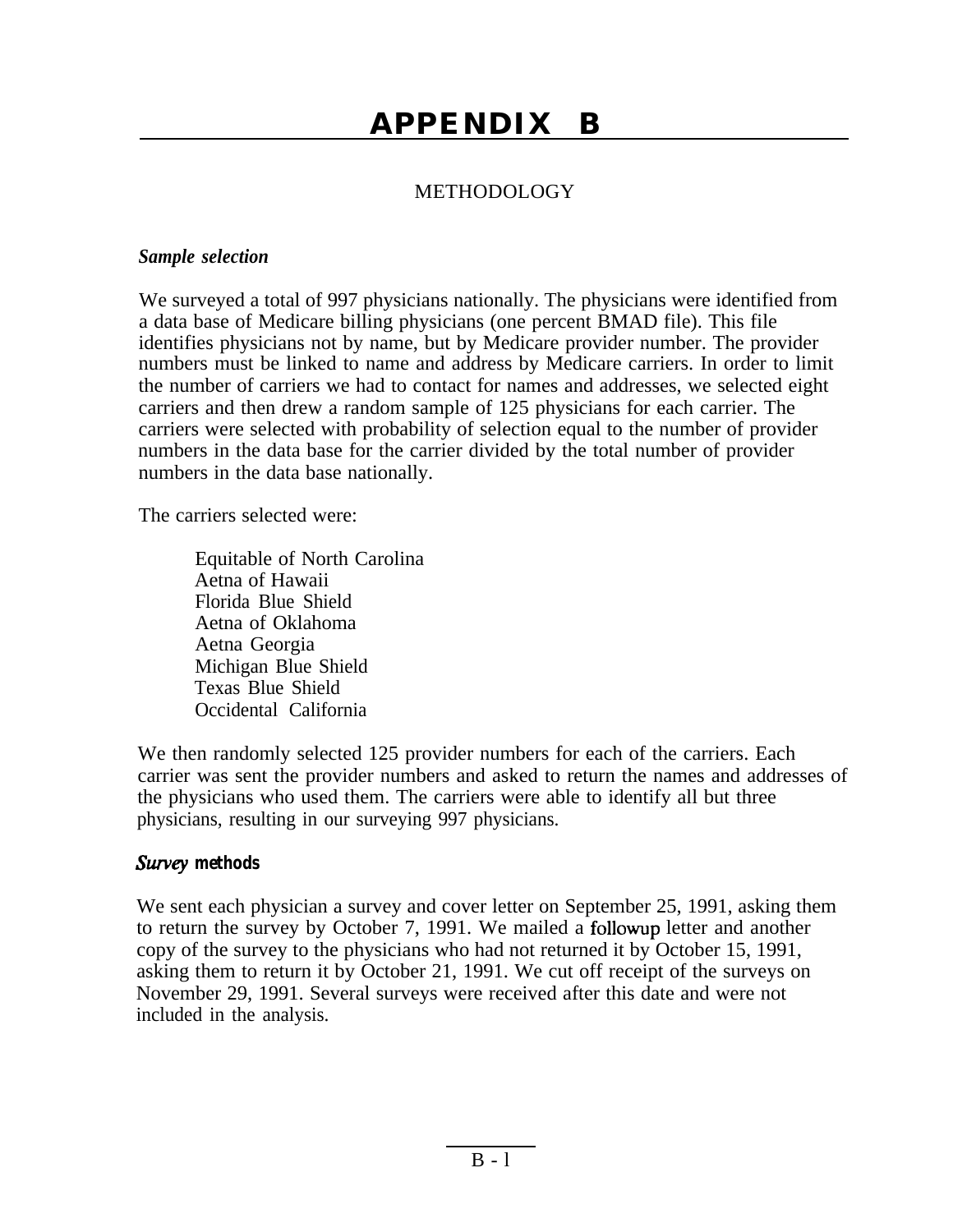# APPENDIX B

## METHODOLOGY

### *Sample selection*

We surveyed a total of 997 physicians nationally. The physicians were identified from a data base of Medicare billing physicians (one percent BMAD file). This file identifies physicians not by name, but by Medicare provider number. The provider numbers must be linked to name and address by Medicare carriers. In order to limit the number of carriers we had to contact for names and addresses, we selected eight carriers and then drew a random sample of 125 physicians for each carrier. The carriers were selected with probability of selection equal to the number of provider numbers in the data base for the carrier divided by the total number of provider numbers in the data base nationally.

The carriers selected were:

- Equitable of North Carolina
- Aetna of Hawaii
- Florida Blue Shield
- Aetna of Oklahoma
- Aetna Georgia
- Michigan Blue Shield
- Texas Blue Shield
- Occidental California

We then randomly selected 125 provider numbers for each of the carriers. Each carrier was sent the provider numbers and asked to return the names and addresses of the physicians who used them. The carriers were able to identify all but three physicians, resulting in our surveying 997 physicians.

### *Survey methods*

We sent each physician a survey and cover letter on September 25, 1991, asking them to return the survey by October 7, 1991. We mailed a followup letter and another copy of the survey to the physicians who had not returned it by October 15, 1991, asking them to return it by October 21, 1991. We cut off receipt of the surveys on November 29, 1991. Several surveys were received after this date and were not included in the analysis.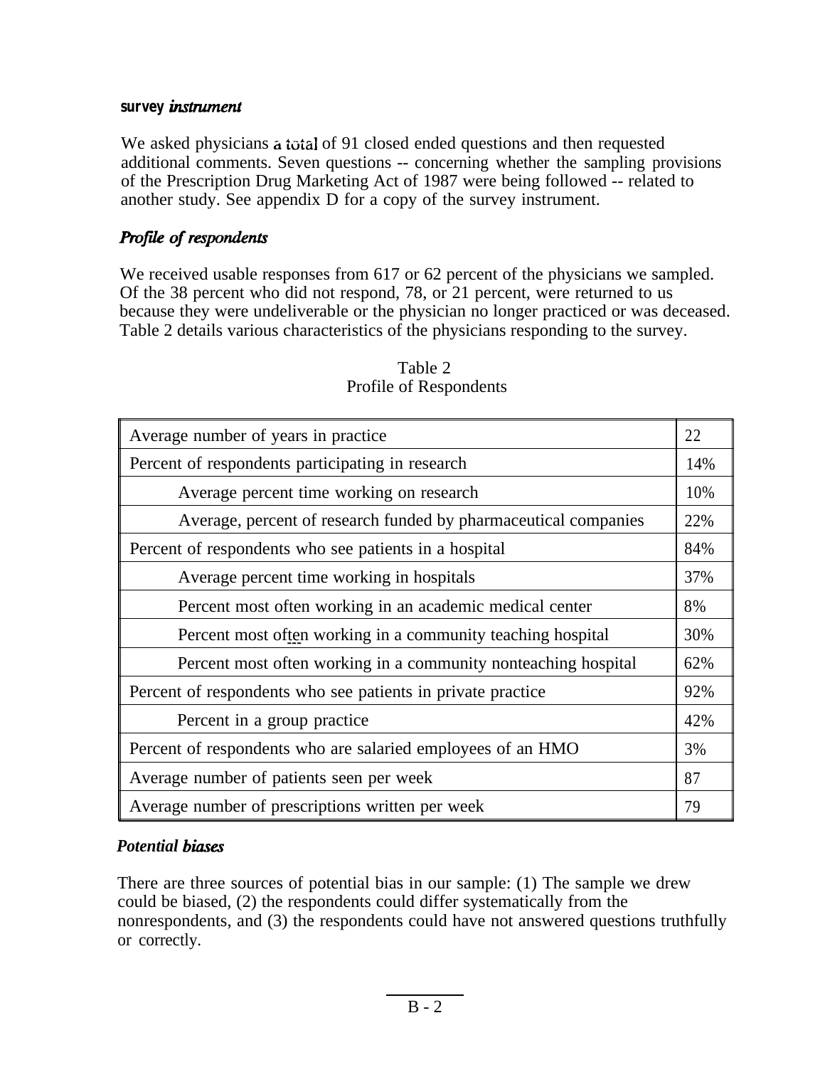### Survey instrument

We asked physicians a total of 91 closed ended questions and then requested additional comments. Seven questions -- concerning whether the sampling provisions of the Prescription Drug Marketing Act of 1987 were being followed -- related to another study. See appendix D for a copy of the survey instrument.

### *Profile of respondents*

We received usable responses from 617 or 62 percent of the physicians we sampled. Of the 38 percent who did not respond, 78, or 21 percent, were returned to us because they were undeliverable or the physician no longer practiced or was deceased. Table 2 details various characteristics of the physicians responding to the survey.

Table 2
Profile of Respondents

| | |
|---|---|
| Average number of years in practice | 22 |
| Percent of respondents participating in research | 14% |
| Average percent time working on research | 10% |
| Average, percent of research funded by pharmaceutical companies | 22% |
| Percent of respondents who see patients in a hospital | 84% |
| Average percent time working in hospitals | 37% |
| Percent most often working in an academic medical center | 8% |
| Percent most often working in a community teaching hospital | 30% |
| Percent most often working in a community nonteaching hospital | 62% |
| Percent of respondents who see patients in private practice | 92% |
| Percent in a group practice | 42% |
| Percent of respondents who are salaried employees of an HMO | 3% |
| Average number of patients seen per week | 87 |
| Average number of prescriptions written per week | 79 |

### *Potential biases*

There are three sources of potential bias in our sample: (1) The sample we drew could be biased, (2) the respondents could differ systematically from the nonrespondents, and (3) the respondents could have not answered questions truthfully or correctly.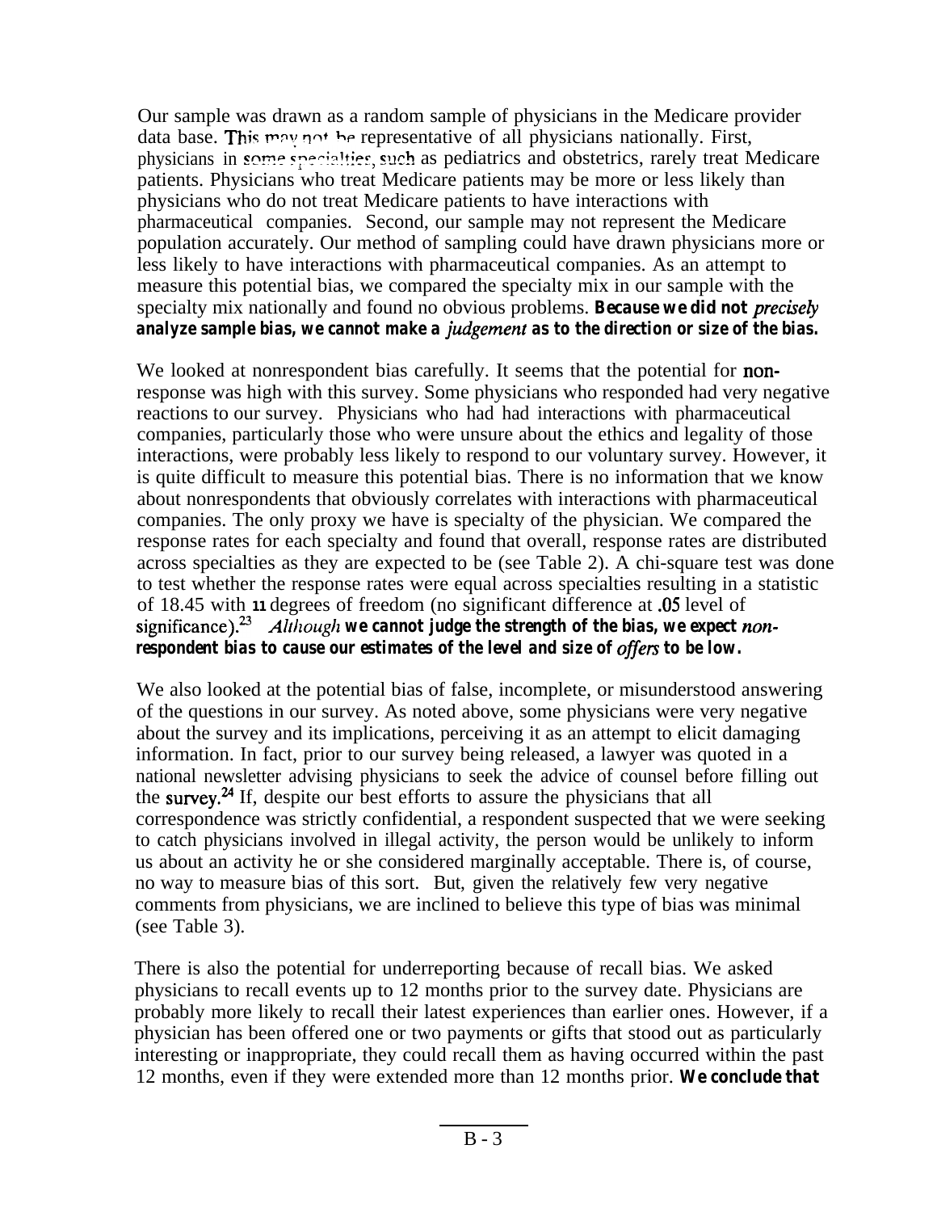Our sample was drawn as a random sample of physicians in the Medicare provider data base. This may not be representative of all physicians nationally. First, physicians in some specialties, such as pediatrics and obstetrics, rarely treat Medicare patients. Physicians who treat Medicare patients may be more or less likely than physicians who do not treat Medicare patients to have interactions with pharmaceutical companies. Second, our sample may not represent the Medicare population accurately. Our method of sampling could have drawn physicians more or less likely to have interactions with pharmaceutical companies. As an attempt to measure this potential bias, we compared the specialty mix in our sample with the specialty mix nationally and found no obvious problems. ***Because we did not precisely analyze sample bias, we cannot make a judgement as to the direction or size of the bias.***

We looked at nonrespondent bias carefully. It seems that the potential for non-response was high with this survey. Some physicians who responded had very negative reactions to our survey. Physicians who had had interactions with pharmaceutical companies, particularly those who were unsure about the ethics and legality of those interactions, were probably less likely to respond to our voluntary survey. However, it is quite difficult to measure this potential bias. There is no information that we know about nonrespondents that obviously correlates with interactions with pharmaceutical companies. The only proxy we have is specialty of the physician. We compared the response rates for each specialty and found that overall, response rates are distributed across specialties as they are expected to be (see Table 2). A chi-square test was done to test whether the response rates were equal across specialties resulting in a statistic of 18.45 with 11 degrees of freedom (no significant difference at .05 level of significance).[23] ***Although we cannot judge the strength of the bias, we expect non-respondent bias to cause our estimates of the level and size of offers to be low.***

We also looked at the potential bias of false, incomplete, or misunderstood answering of the questions in our survey. As noted above, some physicians were very negative about the survey and its implications, perceiving it as an attempt to elicit damaging information. In fact, prior to our survey being released, a lawyer was quoted in a national newsletter advising physicians to seek the advice of counsel before filling out the survey.[24] If, despite our best efforts to assure the physicians that all correspondence was strictly confidential, a respondent suspected that we were seeking to catch physicians involved in illegal activity, the person would be unlikely to inform us about an activity he or she considered marginally acceptable. There is, of course, no way to measure bias of this sort. But, given the relatively few very negative comments from physicians, we are inclined to believe this type of bias was minimal (see Table 3).

There is also the potential for underreporting because of recall bias. We asked physicians to recall events up to 12 months prior to the survey date. Physicians are probably more likely to recall their latest experiences than earlier ones. However, if a physician has been offered one or two payments or gifts that stood out as particularly interesting or inappropriate, they could recall them as having occurred within the past 12 months, even if they were extended more than 12 months prior. ***We conclude that***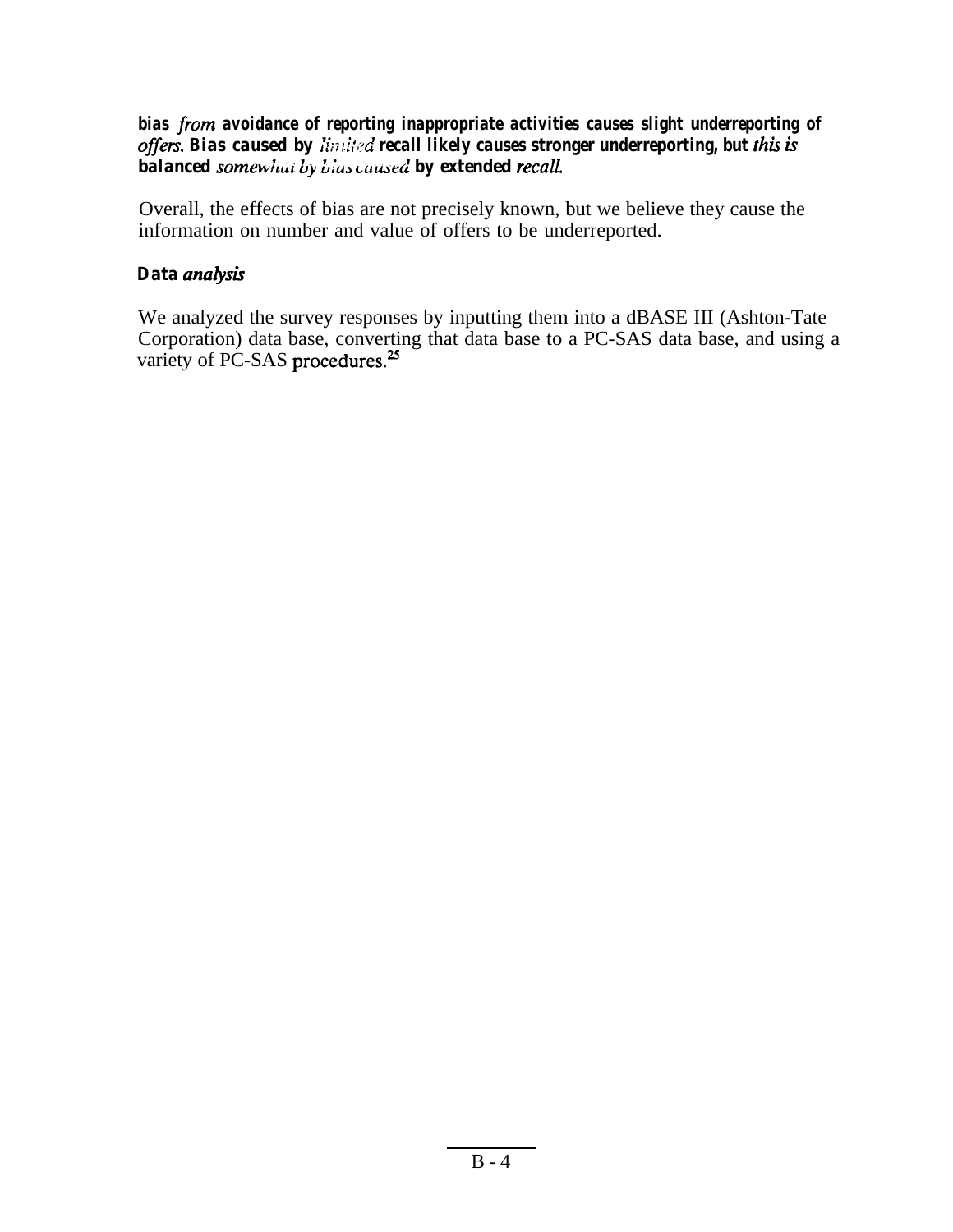***bias from avoidance of reporting inappropriate activities causes slight underreporting of offers. Bias caused by limited recall likely causes stronger underreporting, but this is balanced somewhat by bias caused by extended recall.***

Overall, the effects of bias are not precisely known, but we believe they cause the information on number and value of offers to be underreported.

### *Data analysis*

We analyzed the survey responses by inputting them into a dBASE III (Ashton-Tate Corporation) data base, converting that data base to a PC-SAS data base, and using a variety of PC-SAS procedures.[25]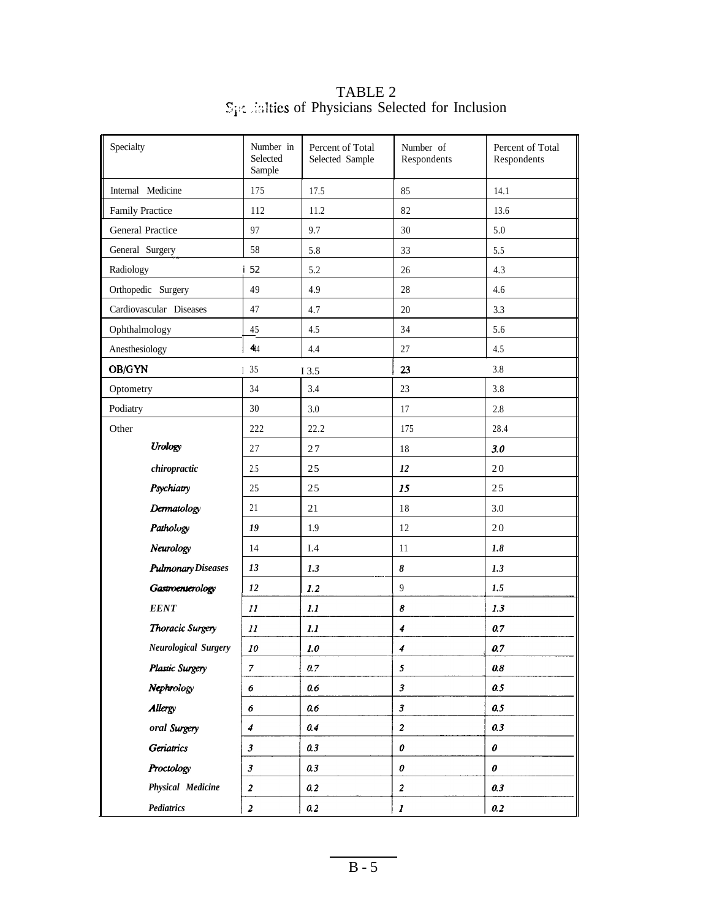# TABLE 2
## Specialties of Physicians Selected for Inclusion

| Specialty | Number in Selected Sample | Percent of Total Selected Sample | Number of Respondents | Percent of Total Respondents |
|---|---|---|---|---|
| Internal Medicine | 175 | 17.5 | 85 | 14.1 |
| Family Practice | 112 | 11.2 | 82 | 13.6 |
| General Practice | 97 | 9.7 | 30 | 5.0 |
| General Surgery | 58 | 5.8 | 33 | 5.5 |
| Radiology | 52 | 5.2 | 26 | 4.3 |
| Orthopedic Surgery | 49 | 4.9 | 28 | 4.6 |
| Cardiovascular Diseases | 47 | 4.7 | 20 | 3.3 |
| Ophthalmology | 45 | 4.5 | 34 | 5.6 |
| Anesthesiology | 44 | 4.4 | 27 | 4.5 |
| OB/GYN | 35 | 3.5 | 23 | 3.8 |
| Optometry | 34 | 3.4 | 23 | 3.8 |
| Podiatry | 30 | 3.0 | 17 | 2.8 |
| Other | 222 | 22.2 | 175 | 28.4 |
| *Urology* | 27 | 2.7 | 18 | 3.0 |
| *chiropractic* | 25 | 2.5 | 12 | 2.0 |
| *Psychiatry* | 25 | 2.5 | 15 | 2.5 |
| *Dermatology* | 21 | 2.1 | 18 | 3.0 |
| *Pathology* | 19 | 1.9 | 12 | 2.0 |
| *Neurology* | 14 | 1.4 | 11 | 1.8 |
| *Pulmonary Diseases* | 13 | 1.3 | 8 | 1.3 |
| *Gastroenterology* | 12 | 1.2 | 9 | 1.5 |
| *EENT* | 11 | 1.1 | 8 | 1.3 |
| *Thoracic Surgery* | 11 | 1.1 | 4 | 0.7 |
| *Neurological Surgery* | 10 | 1.0 | 4 | 0.7 |
| *Plastic Surgery* | 7 | 0.7 | 5 | 0.8 |
| *Nephrology* | 6 | 0.6 | 3 | 0.5 |
| *Allergy* | 6 | 0.6 | 3 | 0.5 |
| *oral Surgery* | 4 | 0.4 | 2 | 0.3 |
| *Geriatrics* | 3 | 0.3 | 0 | 0 |
| *Proctology* | 3 | 0.3 | 0 | 0 |
| *Physical Medicine* | 2 | 0.2 | 2 | 0.3 |
| *Pediatrics* | 2 | 0.2 | 1 | 0.2 |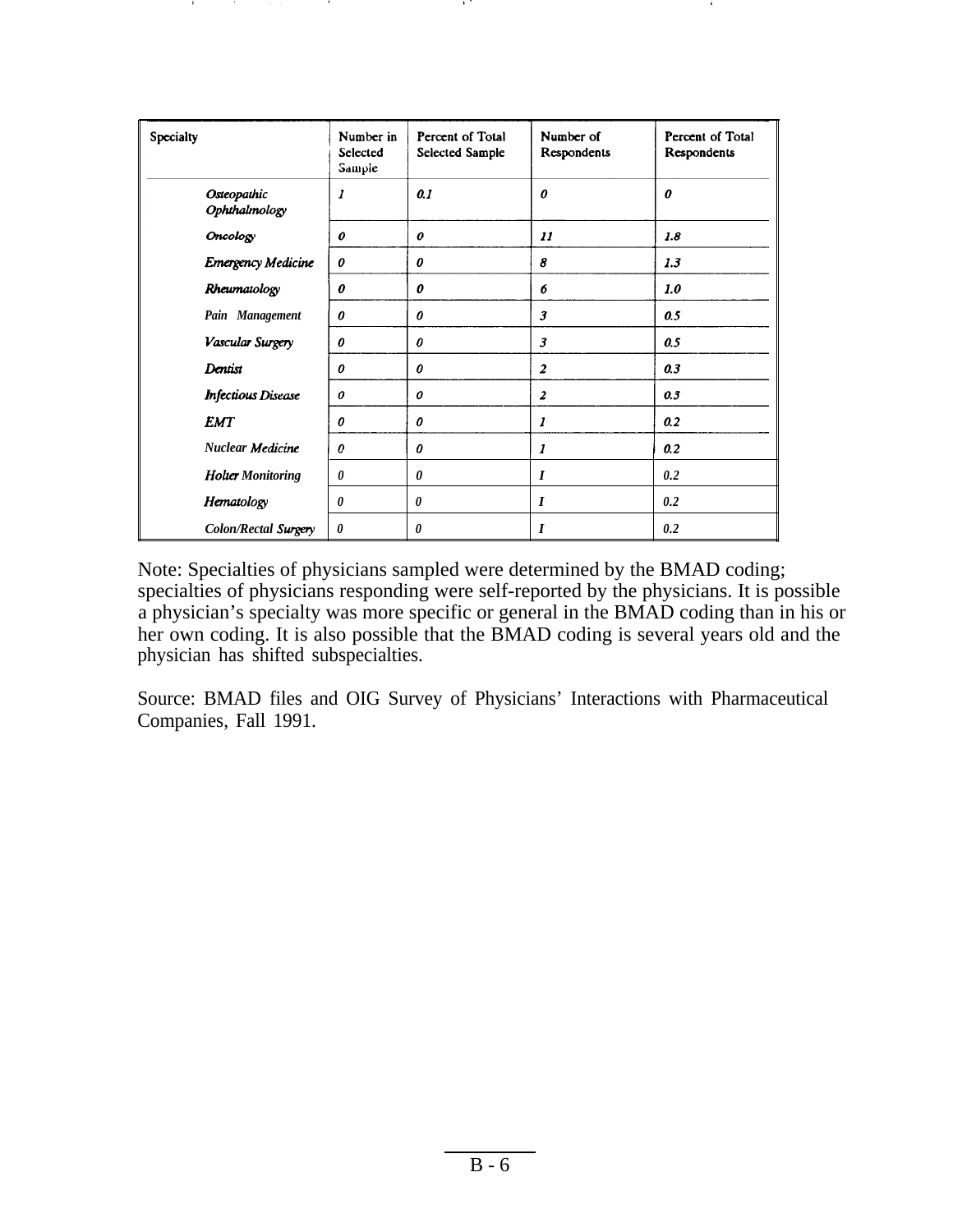| Specialty | Number in Selected Sample | Percent of Total Selected Sample | Number of Respondents | Percent of Total Respondents |
|---|---|---|---|---|
| *Osteopathic Ophthalmology* | *1* | *0.1* | *0* | *0* |
| *Oncology* | *0* | *0* | *11* | *1.8* |
| *Emergency Medicine* | *0* | *0* | *8* | *1.3* |
| *Rheumatology* | *0* | *0* | *6* | *1.0* |
| *Pain Management* | *0* | *0* | *3* | *0.5* |
| *Vascular Surgery* | *0* | *0* | *3* | *0.5* |
| *Dentist* | *0* | *0* | *2* | *0.3* |
| *Infectious Disease* | *0* | *0* | *2* | *0.3* |
| *EMT* | *0* | *0* | *1* | *0.2* |
| *Nuclear Medicine* | *0* | *0* | *1* | *0.2* |
| *Holter Monitoring* | *0* | *0* | *1* | *0.2* |
| *Hematology* | *0* | *0* | *1* | *0.2* |
| *Colon/Rectal Surgery* | *0* | *0* | *1* | *0.2* |

Note: Specialties of physicians sampled were determined by the BMAD coding; specialties of physicians responding were self-reported by the physicians. It is possible a physician's specialty was more specific or general in the BMAD coding than in his or her own coding. It is also possible that the BMAD coding is several years old and the physician has shifted subspecialties.

Source: BMAD files and OIG Survey of Physicians' Interactions with Pharmaceutical Companies, Fall 1991.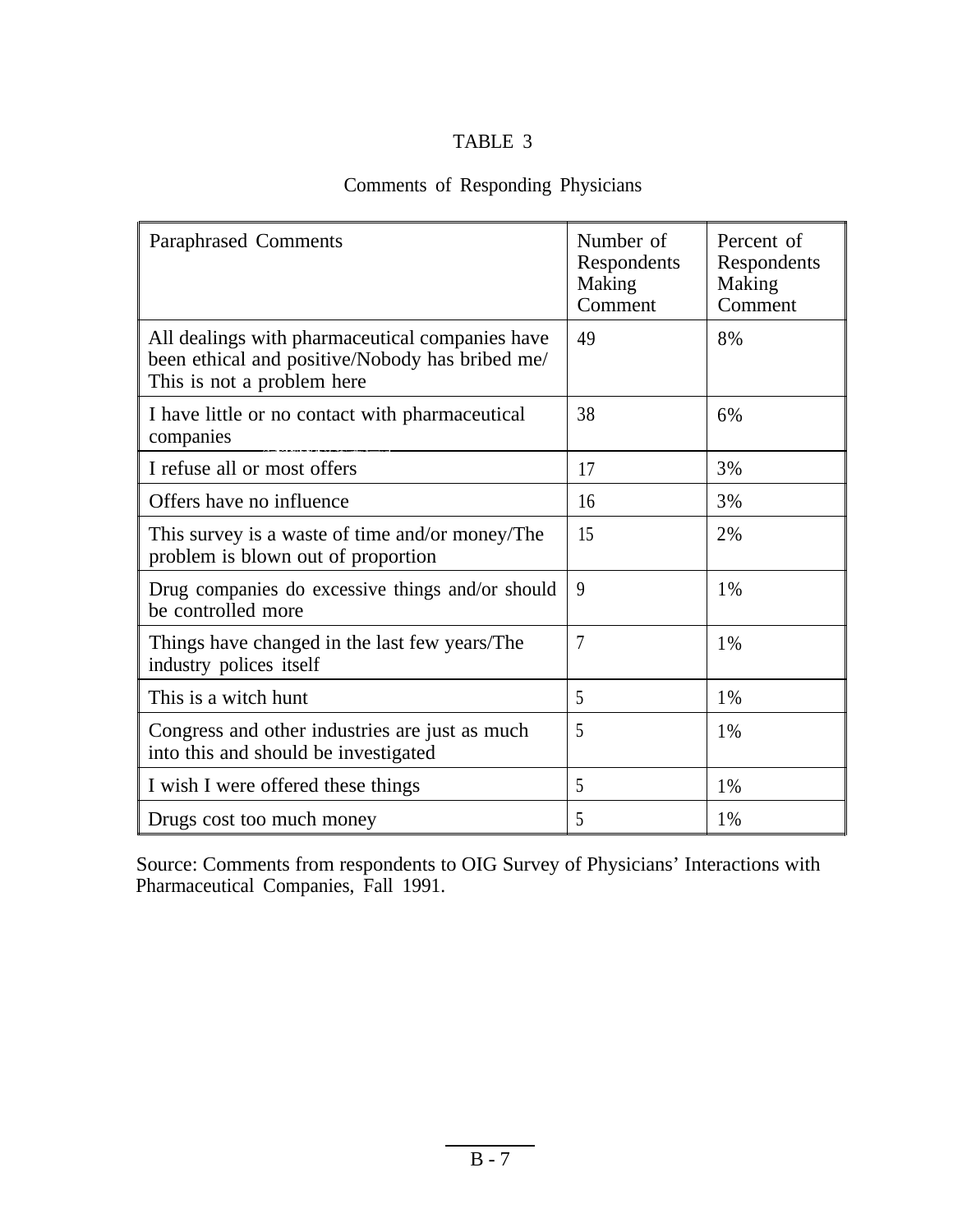# TABLE 3

## Comments of Responding Physicians

| Paraphrased Comments | Number of Respondents Making Comment | Percent of Respondents Making Comment |
|---|---|---|
| All dealings with pharmaceutical companies have been ethical and positive/Nobody has bribed me/ This is not a problem here | 49 | 8% |
| I have little or no contact with pharmaceutical companies | 38 | 6% |
| I refuse all or most offers | 17 | 3% |
| Offers have no influence | 16 | 3% |
| This survey is a waste of time and/or money/The problem is blown out of proportion | 15 | 2% |
| Drug companies do excessive things and/or should be controlled more | 9 | 1% |
| Things have changed in the last few years/The industry polices itself | 7 | 1% |
| This is a witch hunt | 5 | 1% |
| Congress and other industries are just as much into this and should be investigated | 5 | 1% |
| I wish I were offered these things | 5 | 1% |
| Drugs cost too much money | 5 | 1% |

Source: Comments from respondents to OIG Survey of Physicians' Interactions with Pharmaceutical Companies, Fall 1991.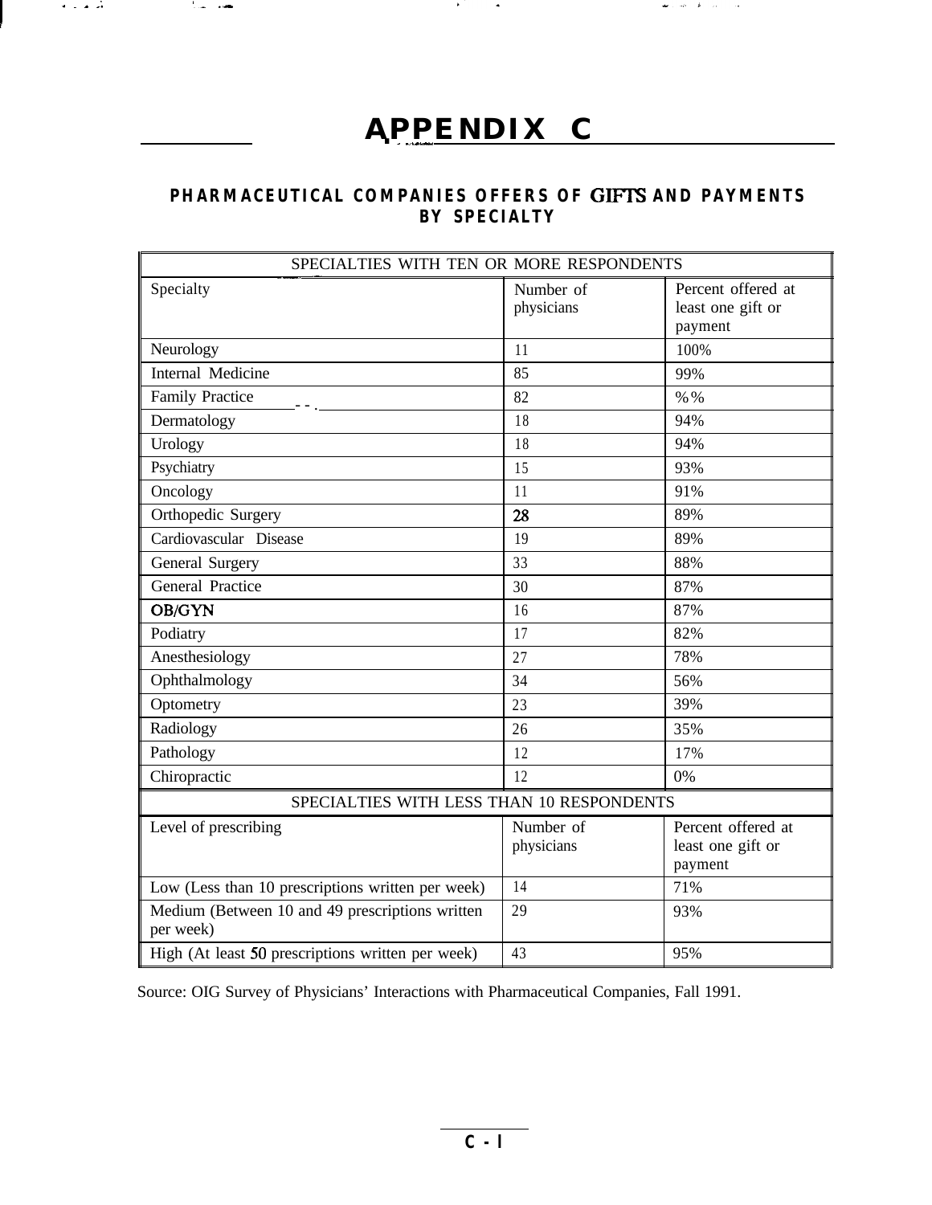# APPENDIX C

## PHARMACEUTICAL COMPANIES OFFERS OF GIFTS AND PAYMENTS BY SPECIALTY

| SPECIALTIES WITH TEN OR MORE RESPONDENTS | | |
|---|---|---|
| Specialty | Number of physicians | Percent offered at least one gift or payment |
| Neurology | 11 | 100% |
| Internal Medicine | 85 | 99% |
| Family Practice | 82 | %% |
| Dermatology | 18 | 94% |
| Urology | 18 | 94% |
| Psychiatry | 15 | 93% |
| Oncology | 11 | 91% |
| Orthopedic Surgery | 28 | 89% |
| Cardiovascular Disease | 19 | 89% |
| General Surgery | 33 | 88% |
| General Practice | 30 | 87% |
| OB/GYN | 16 | 87% |
| Podiatry | 17 | 82% |
| Anesthesiology | 27 | 78% |
| Ophthalmology | 34 | 56% |
| Optometry | 23 | 39% |
| Radiology | 26 | 35% |
| Pathology | 12 | 17% |
| Chiropractic | 12 | 0% |
| **SPECIALTIES WITH LESS THAN 10 RESPONDENTS** | | |
| Level of prescribing | Number of physicians | Percent offered at least one gift or payment |
| Low (Less than 10 prescriptions written per week) | 14 | 71% |
| Medium (Between 10 and 49 prescriptions written per week) | 29 | 93% |
| High (At least 50 prescriptions written per week) | 43 | 95% |

Source: OIG Survey of Physicians' Interactions with Pharmaceutical Companies, Fall 1991.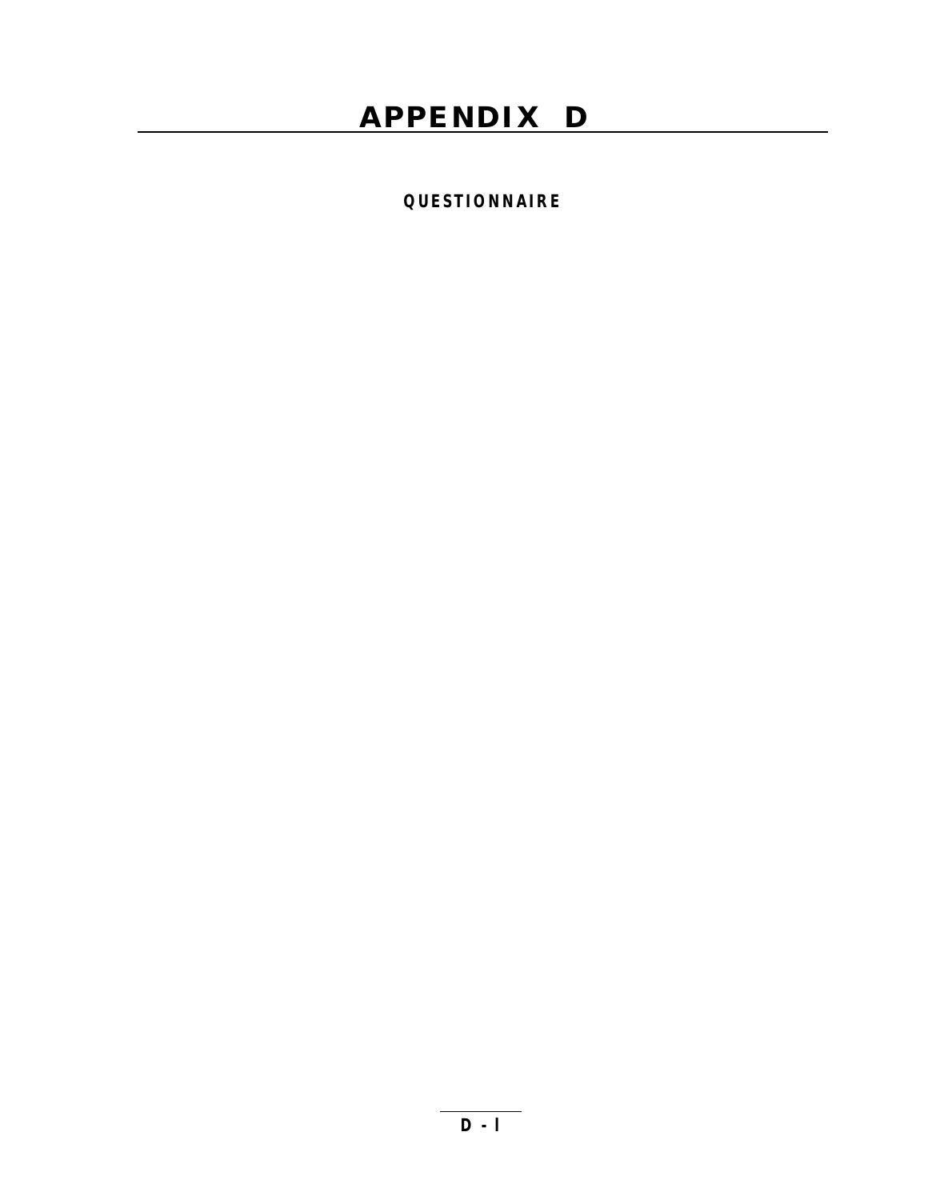# APPENDIX D

**QUESTIONNAIRE**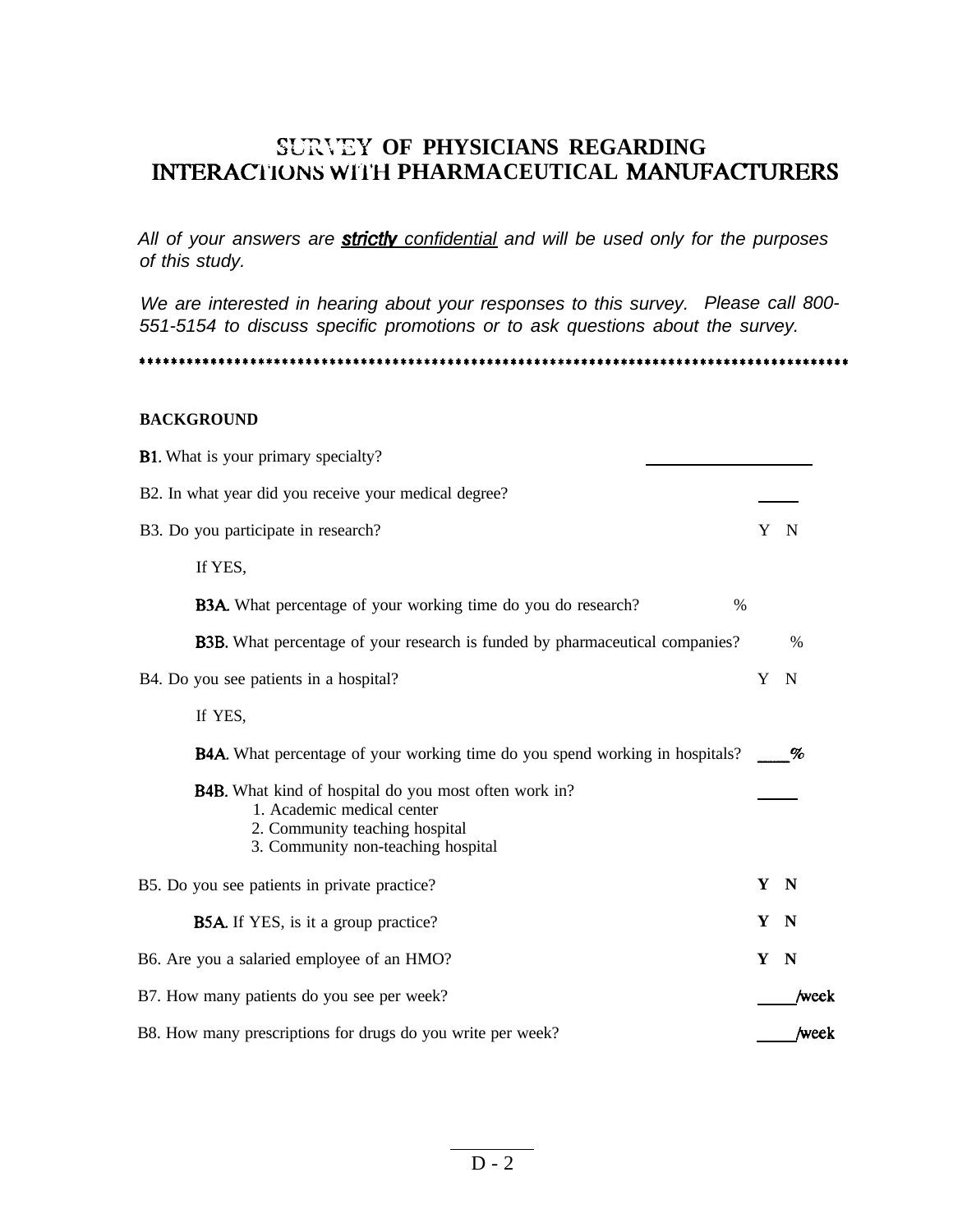# SURVEY OF PHYSICIANS REGARDING INTERACTIONS WITH PHARMACEUTICAL MANUFACTURERS

*All of your answers are* ***strictly*** *confidential and will be used only for the purposes of this study.*

*We are interested in hearing about your responses to this survey. Please call 800-551-5154 to discuss specific promotions or to ask questions about the survey.*

*****************************************************************************************

**BACKGROUND**

**B1.** What is your primary specialty? ____________________

B2. In what year did you receive your medical degree? _____

B3. Do you participate in research? Y N

If YES,

**B3A.** What percentage of your working time do you do research? %

**B3B.** What percentage of your research is funded by pharmaceutical companies? %

B4. Do you see patients in a hospital? Y N

If YES,

**B4A.** What percentage of your working time do you spend working in hospitals? ____%

**B4B.** What kind of hospital do you most often work in? _____

1. Academic medical center
2. Community teaching hospital
3. Community non-teaching hospital

B5. Do you see patients in private practice? **Y N**

**B5A.** If YES, is it a group practice? **Y N**

B6. Are you a salaried employee of an HMO? **Y N**

B7. How many patients do you see per week? _____/week

B8. How many prescriptions for drugs do you write per week? _____/week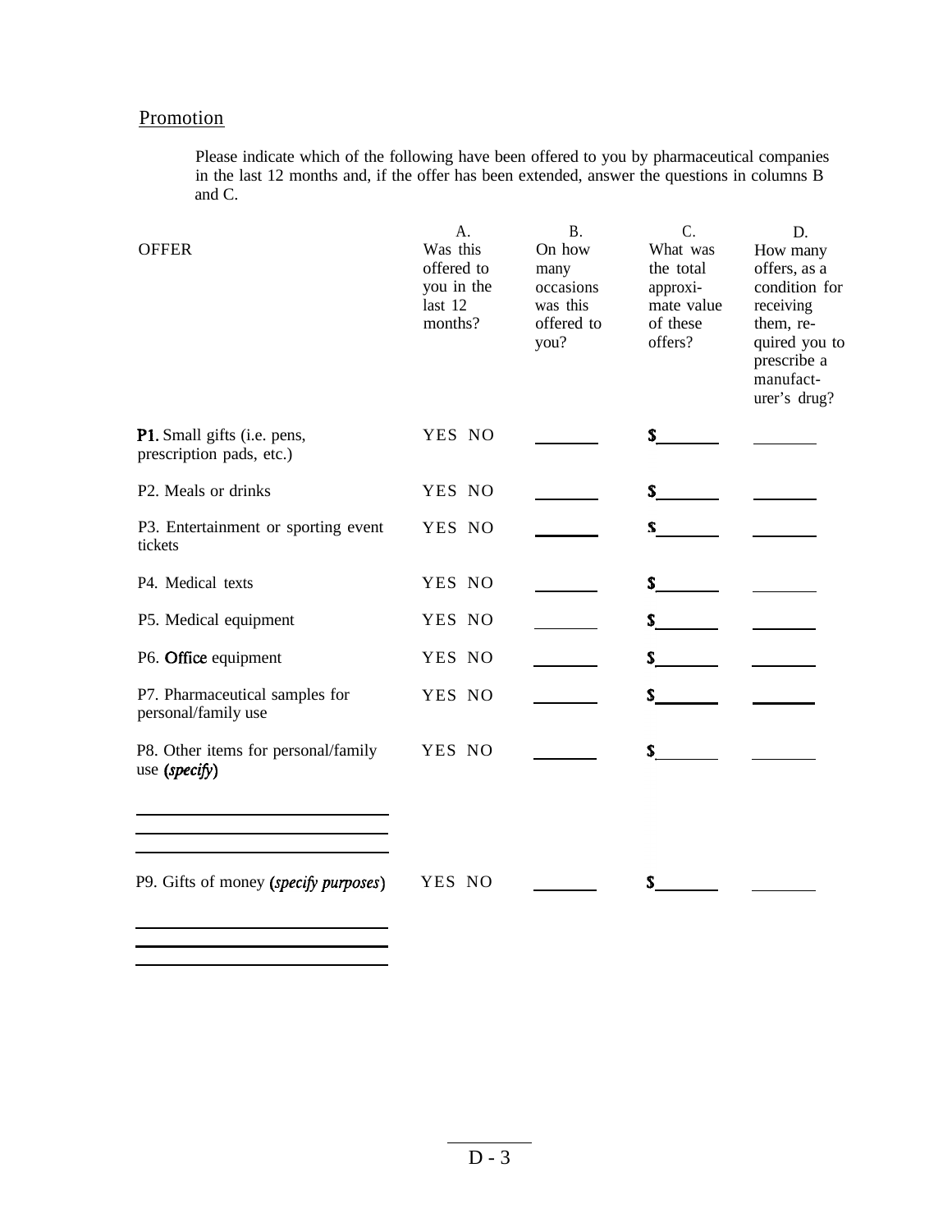## Promotion

Please indicate which of the following have been offered to you by pharmaceutical companies in the last 12 months and, if the offer has been extended, answer the questions in columns B and C.

| OFFER | A. Was this offered to you in the last 12 months? | B. On how many occasions was this offered to you? | C. What was the total approximate value of these offers? | D. How many offers, as a condition for receiving them, required you to prescribe a manufacturer's drug? |
|---|---|---|---|---|
| **P1.** Small gifts (i.e. pens, prescription pads, etc.) | YES NO | ______ | $______ | ______ |
| P2. Meals or drinks | YES NO | ______ | $______ | ______ |
| P3. Entertainment or sporting event tickets | YES NO | ______ | $______ | ______ |
| P4. Medical texts | YES NO | ______ | $______ | ______ |
| P5. Medical equipment | YES NO | ______ | $______ | ______ |
| P6. Office equipment | YES NO | ______ | $______ | ______ |
| P7. Pharmaceutical samples for personal/family use | YES NO | ______ | $______ | ______ |
| P8. Other items for personal/family use *(specify)* ______ ______ ______ | YES NO | ______ | $______ | ______ |
| P9. Gifts of money *(specify purposes)* ______ ______ ______ | YES NO | ______ | $______ | ______ |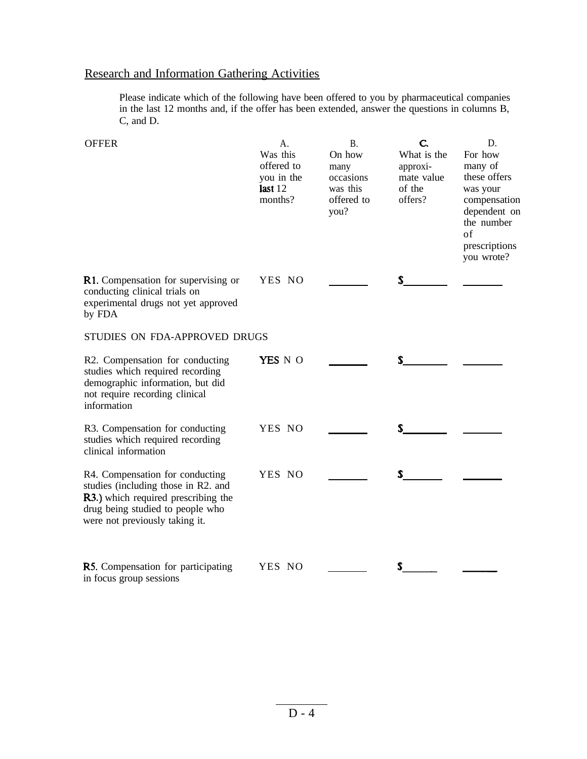## Research and Information Gathering Activities

Please indicate which of the following have been offered to you by pharmaceutical companies in the last 12 months and, if the offer has been extended, answer the questions in columns B, C, and D.

| OFFER | A. Was this offered to you in the last 12 months? | B. On how many occasions was this offered to you? | C. What is the approximate value of the offers? | D. For how many of these offers was your compensation dependent on the number of prescriptions you wrote? |
|---|---|---|---|---|
| R1. Compensation for supervising or conducting clinical trials on experimental drugs not yet approved by FDA | YES NO | _______ | $_______ | _______ |
| STUDIES ON FDA-APPROVED DRUGS | | | | |
| R2. Compensation for conducting studies which required recording demographic information, but did not require recording clinical information | YES NO | _______ | $_______ | _______ |
| R3. Compensation for conducting studies which required recording clinical information | YES NO | _______ | $_______ | _______ |
| R4. Compensation for conducting studies (including those in R2. and R3.) which required prescribing the drug being studied to people who were not previously taking it. | YES NO | _______ | $_______ | _______ |
| R5. Compensation for participating in focus group sessions | YES NO | _______ | $_______ | _______ |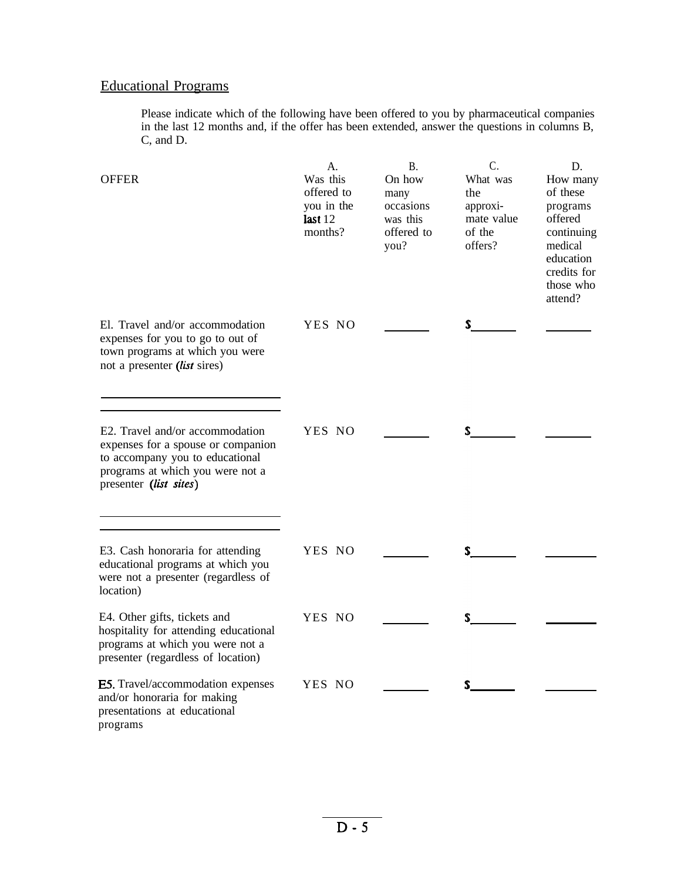## Educational Programs

Please indicate which of the following have been offered to you by pharmaceutical companies in the last 12 months and, if the offer has been extended, answer the questions in columns B, C, and D.

| OFFER | A. Was this offered to you in the last 12 months? | B. On how many occasions was this offered to you? | C. What was the approxi-mate value of the offers? | D. How many of these programs offered continuing medical education credits for those who attend? |
|---|---|---|---|---|
| El. Travel and/or accommodation expenses for you to go to out of town programs at which you were not a presenter (*list* sires) ________________ ________________ | YES NO | _______ | $_______ | _______ |
| E2. Travel and/or accommodation expenses for a spouse or companion to accompany you to educational programs at which you were not a presenter (*list sites*) ________________ ________________ | YES NO | _______ | $_______ | _______ |
| E3. Cash honoraria for attending educational programs at which you were not a presenter (regardless of location) | YES NO | _______ | $_______ | _______ |
| E4. Other gifts, tickets and hospitality for attending educational programs at which you were not a presenter (regardless of location) | YES NO | _______ | $_______ | _______ |
| E5. Travel/accommodation expenses and/or honoraria for making presentations at educational programs | YES NO | _______ | $_______ | _______ |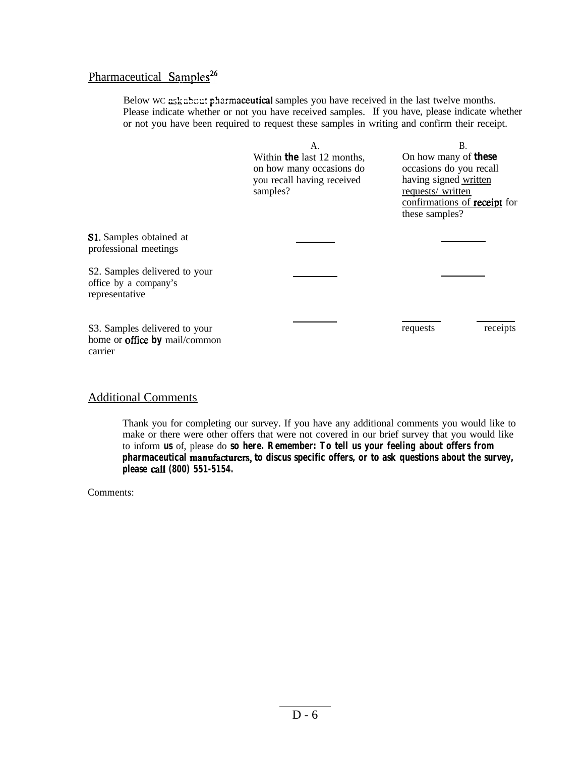## Pharmaceutical Samples[26]

Below we ask about pharmaceutical samples you have received in the last twelve months. Please indicate whether or not you have received samples. If you have, please indicate whether or not you have been required to request these samples in writing and confirm their receipt.

| | A. Within the last 12 months, on how many occasions do you recall having received samples? | B. On how many of these occasions do you recall having signed written requests/ written confirmations of receipt for these samples? | |
|---|---|---|---|
| S1. Samples obtained at professional meetings | \_\_\_\_\_\_\_ | \_\_\_\_\_\_\_ | |
| S2. Samples delivered to your office by a company's representative | \_\_\_\_\_\_\_ | \_\_\_\_\_\_\_ | |
| S3. Samples delivered to your home or office by mail/common carrier | \_\_\_\_\_\_\_ | \_\_\_\_\_\_\_ requests | \_\_\_\_\_\_\_ receipts |

## Additional Comments

Thank you for completing our survey. If you have any additional comments you would like to make or there were other offers that were not covered in our brief survey that you would like to inform us of, please do **so here. Remember: To tell us your feeling about offers from pharmaceutical manufacturers, to discus specific offers, or to ask questions about the survey, please call (800) 551-5154.**

Comments: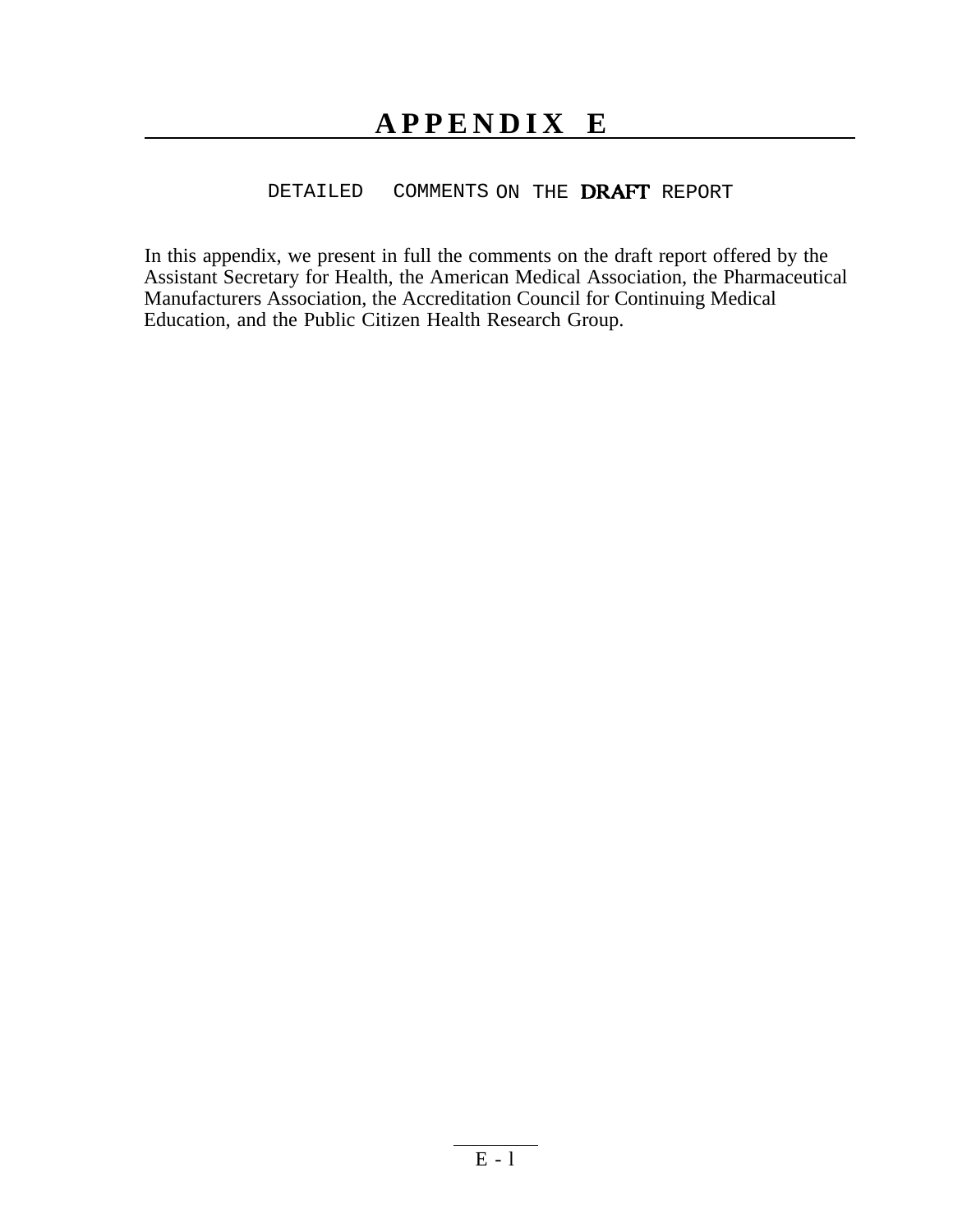# APPENDIX E

## DETAILED COMMENTS ON THE DRAFT REPORT

In this appendix, we present in full the comments on the draft report offered by the Assistant Secretary for Health, the American Medical Association, the Pharmaceutical Manufacturers Association, the Accreditation Council for Continuing Medical Education, and the Public Citizen Health Research Group.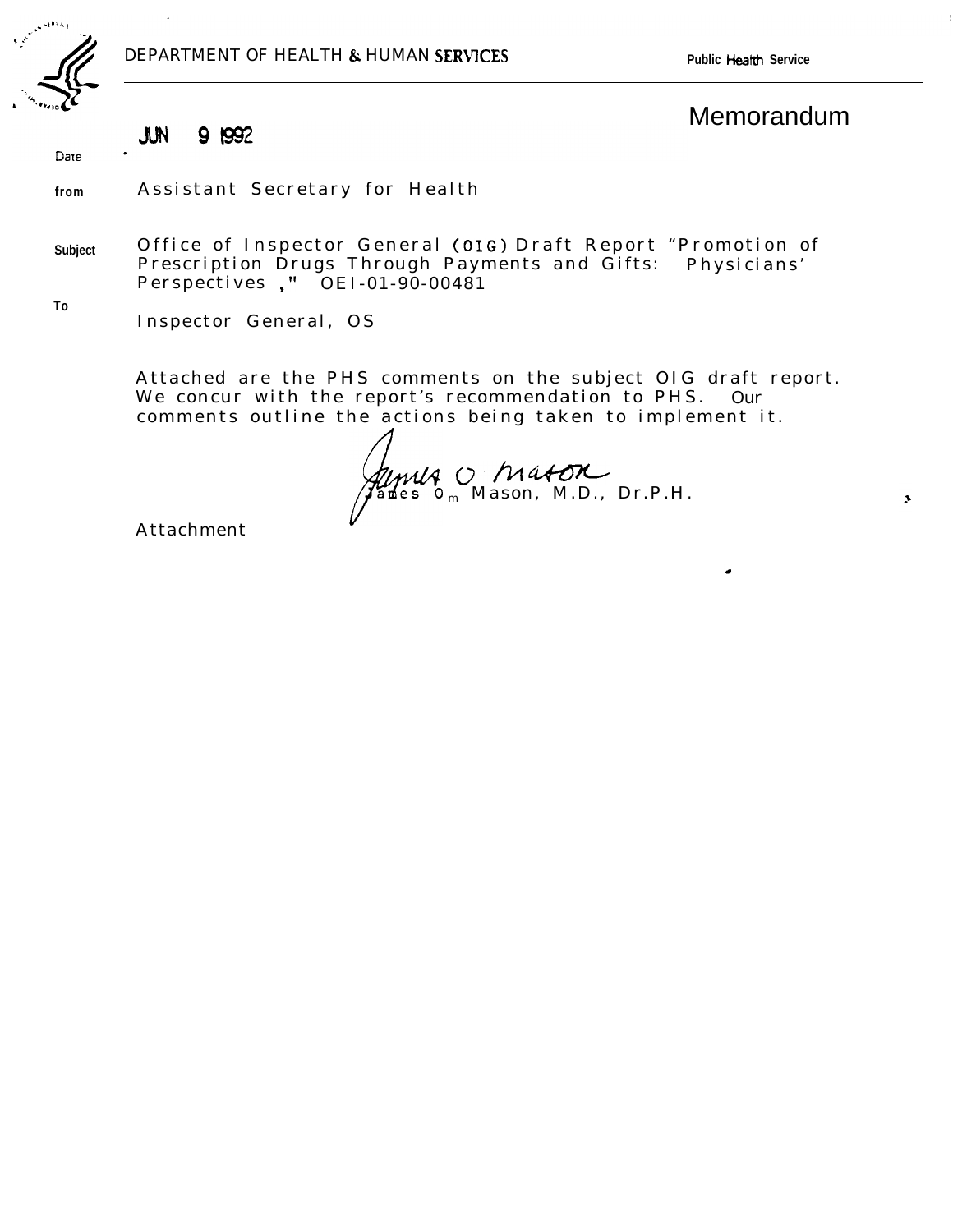DEPARTMENT OF HEALTH & HUMAN SERVICES — Public Health Service

# Memorandum

Date: JUN 9 1992

from: Assistant Secretary for Health

Subject: Office of Inspector General (OIG) Draft Report "Promotion of Prescription Drugs Through Payments and Gifts: Physicians' Perspectives," OEI-01-90-00481

To: Inspector General, OS

Attached are the PHS comments on the subject OIG draft report. We concur with the report's recommendation to PHS. Our comments outline the actions being taken to implement it.

James O. Mason, M.D., Dr.P.H.

Attachment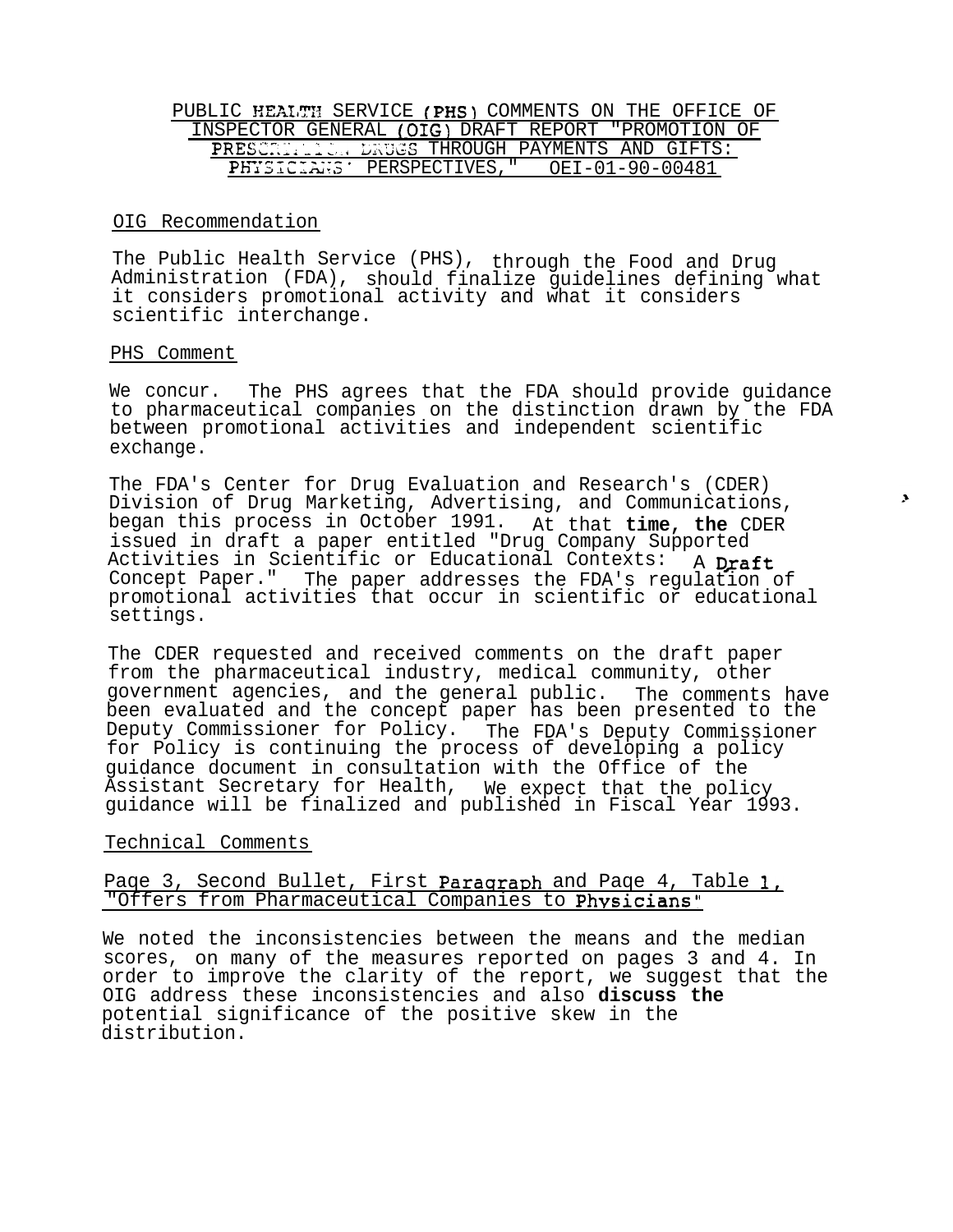# PUBLIC HEALTH SERVICE (PHS) COMMENTS ON THE OFFICE OF INSPECTOR GENERAL (OIG) DRAFT REPORT "PROMOTION OF PRESCRIPTION DRUGS THROUGH PAYMENTS AND GIFTS: PHYSICIANS' PERSPECTIVES," OEI-01-90-00481

## OIG Recommendation

The Public Health Service (PHS), through the Food and Drug Administration (FDA), should finalize guidelines defining what it considers promotional activity and what it considers scientific interchange.

## PHS Comment

We concur. The PHS agrees that the FDA should provide guidance to pharmaceutical companies on the distinction drawn by the FDA between promotional activities and independent scientific exchange.

The FDA's Center for Drug Evaluation and Research's (CDER) Division of Drug Marketing, Advertising, and Communications, began this process in October 1991. At that **time, the** CDER issued in draft a paper entitled "Drug Company Supported Activities in Scientific or Educational Contexts: A Draft Concept Paper." The paper addresses the FDA's regulation of promotional activities that occur in scientific or educational settings.

The CDER requested and received comments on the draft paper from the pharmaceutical industry, medical community, other government agencies, and the general public. The comments have been evaluated and the concept paper has been presented to the Deputy Commissioner for Policy. The FDA's Deputy Commissioner for Policy is continuing the process of developing a policy guidance document in consultation with the Office of the Assistant Secretary for Health, We expect that the policy guidance will be finalized and published in Fiscal Year 1993.

## Technical Comments

### Page 3, Second Bullet, First Paragraph and Page 4, Table 1, "Offers from Pharmaceutical Companies to Physicians"

We noted the inconsistencies between the means and the median scores, on many of the measures reported on pages 3 and 4. In order to improve the clarity of the report, we suggest that the OIG address these inconsistencies and also **discuss the** potential significance of the positive skew in the distribution.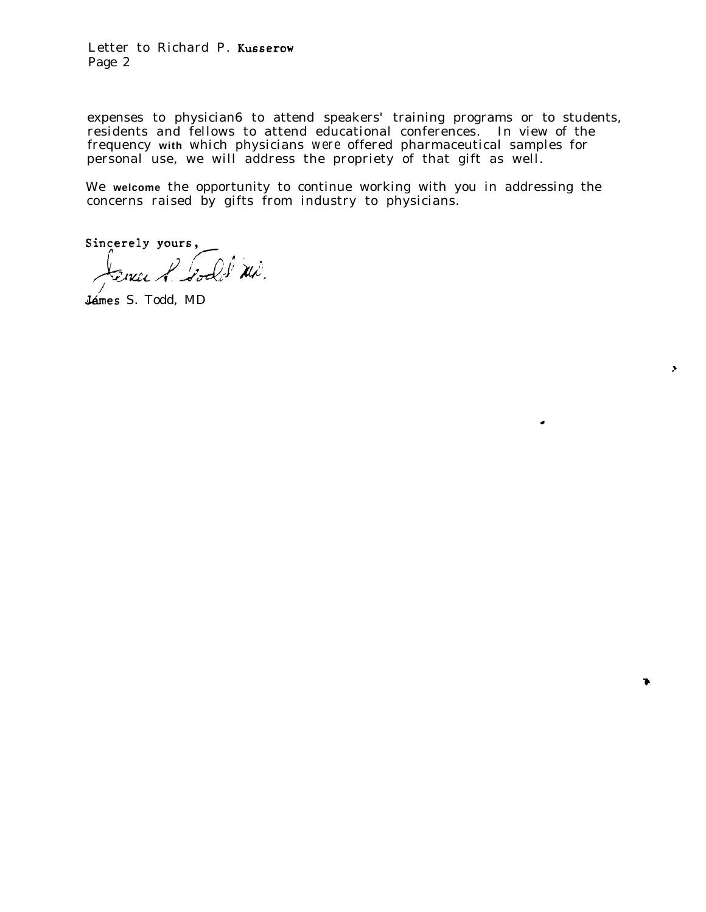Letter to Richard P. Kusserow
Page 2

expenses to physician6 to attend speakers' training programs or to students, residents and fellows to attend educational conferences. In view of the frequency with which physicians were offered pharmaceutical samples for personal use, we will address the propriety of that gift as well.

We welcome the opportunity to continue working with you in addressing the concerns raised by gifts from industry to physicians.

Sincerely yours,

James S. Todd, MD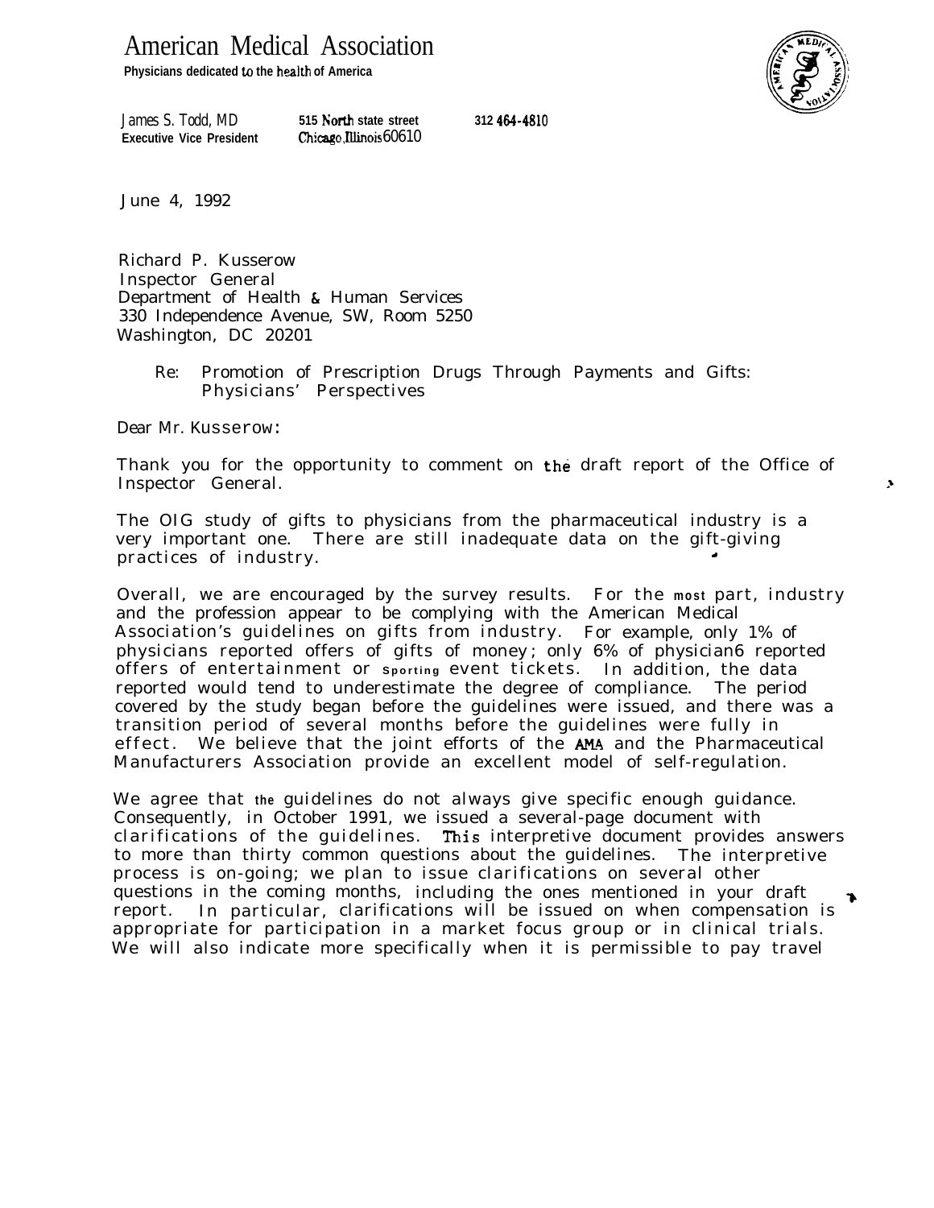# American Medical Association

**Physicians dedicated to the health of America**

James S. Todd, MD
**Executive Vice President**

**515 North state street**
Chicago, Illinois 60610

**312 464-4810**

June 4, 1992

Richard P. Kusserow
Inspector General
Department of Health & Human Services
330 Independence Avenue, SW, Room 5250
Washington, DC 20201

Re: Promotion of Prescription Drugs Through Payments and Gifts: Physicians' Perspectives

Dear Mr. Kusserow:

Thank you for the opportunity to comment on the draft report of the Office of Inspector General.

The OIG study of gifts to physicians from the pharmaceutical industry is a very important one. There are still inadequate data on the gift-giving practices of industry.

Overall, we are encouraged by the survey results. For the most part, industry and the profession appear to be complying with the American Medical Association's guidelines on gifts from industry. For example, only 1% of physicians reported offers of gifts of money; only 6% of physician6 reported offers of entertainment or sporting event tickets. In addition, the data reported would tend to underestimate the degree of compliance. The period covered by the study began before the guidelines were issued, and there was a transition period of several months before the guidelines were fully in effect. We believe that the joint efforts of the AMA and the Pharmaceutical Manufacturers Association provide an excellent model of self-regulation.

We agree that the guidelines do not always give specific enough guidance. Consequently, in October 1991, we issued a several-page document with clarifications of the guidelines. This interpretive document provides answers to more than thirty common questions about the guidelines. The interpretive process is on-going; we plan to issue clarifications on several other questions in the coming months, including the ones mentioned in your draft report. In particular, clarifications will be issued on when compensation is appropriate for participation in a market focus group or in clinical trials. We will also indicate more specifically when it is permissible to pay travel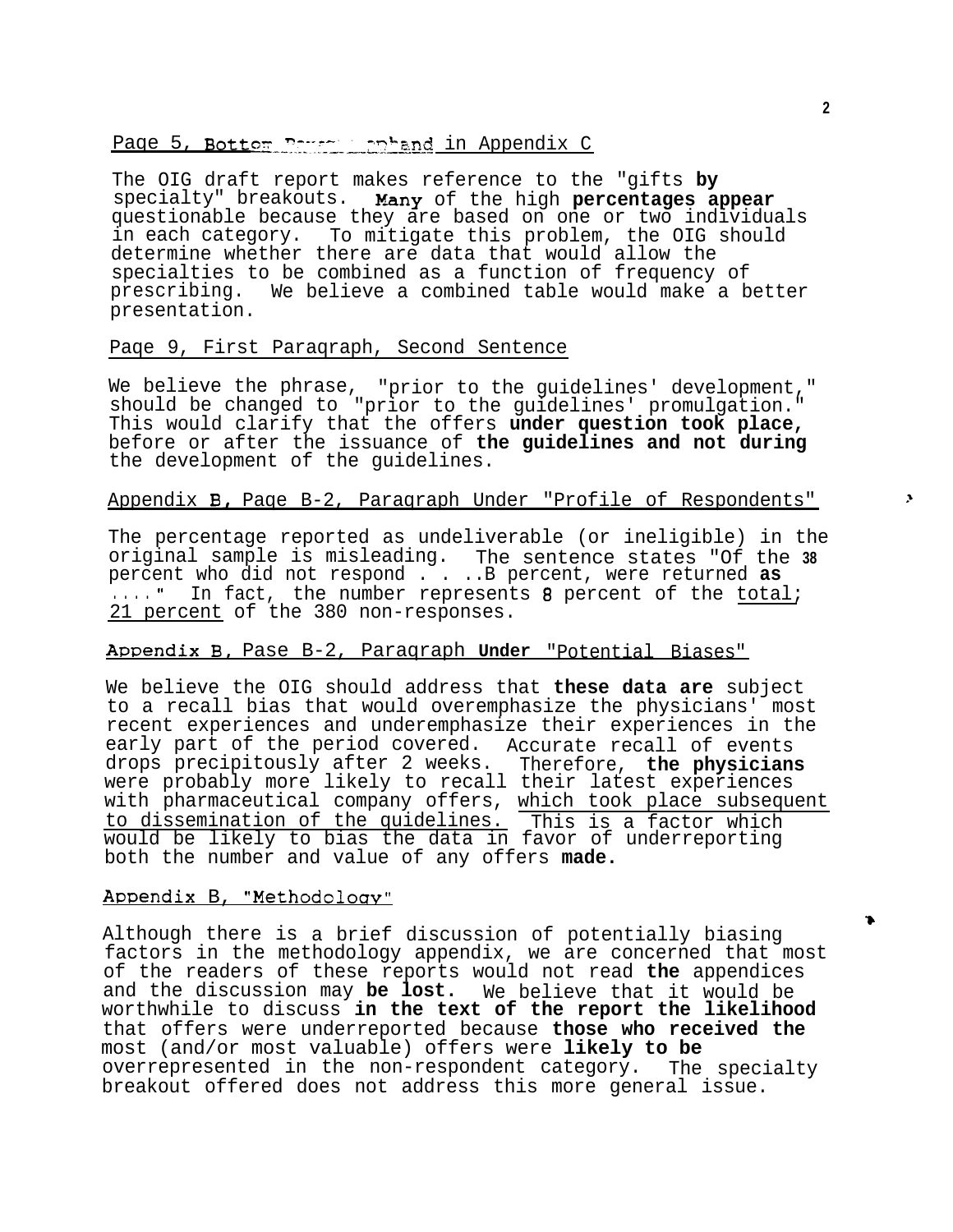Page 5, Bottom Paragraph and in Appendix C

The OIG draft report makes reference to the "gifts **by** specialty" breakouts. **Many** of the high **percentages appear** questionable because they are based on one or two individuals in each category. To mitigate this problem, the OIG should determine whether there are data that would allow the specialties to be combined as a function of frequency of prescribing. We believe a combined table would make a better presentation.

Page 9, First Paragraph, Second Sentence

We believe the phrase, "prior to the guidelines' development," should be changed to "prior to the guidelines' promulgation." This would clarify that the offers **under question took place,** before or after the issuance of **the guidelines and not during** the development of the guidelines.

Appendix B, Page B-2, Paragraph Under "Profile of Respondents"

The percentage reported as undeliverable (or ineligible) in the original sample is misleading. The sentence states "Of the 38 percent who did not respond . . ..B percent, were returned **as** ...." In fact, the number represents 8 percent of the total; 21 percent of the 380 non-responses.

Appendix B, Pase B-2, Paragraph **Under** "Potential Biases"

We believe the OIG should address that **these data are** subject to a recall bias that would overemphasize the physicians' most recent experiences and underemphasize their experiences in the early part of the period covered. Accurate recall of events drops precipitously after 2 weeks. Therefore, **the physicians** were probably more likely to recall their latest experiences with pharmaceutical company offers, which took place subsequent to dissemination of the guidelines. This is a factor which would be likely to bias the data in favor of underreporting both the number and value of any offers **made.**

Appendix B, "Methodology"

Although there is a brief discussion of potentially biasing factors in the methodology appendix, we are concerned that most of the readers of these reports would not read **the** appendices and the discussion may **be lost.** We believe that it would be worthwhile to discuss **in the text of the report the likelihood** that offers were underreported because **those who received the** most (and/or most valuable) offers were **likely to be** overrepresented in the non-respondent category. The specialty breakout offered does not address this more general issue.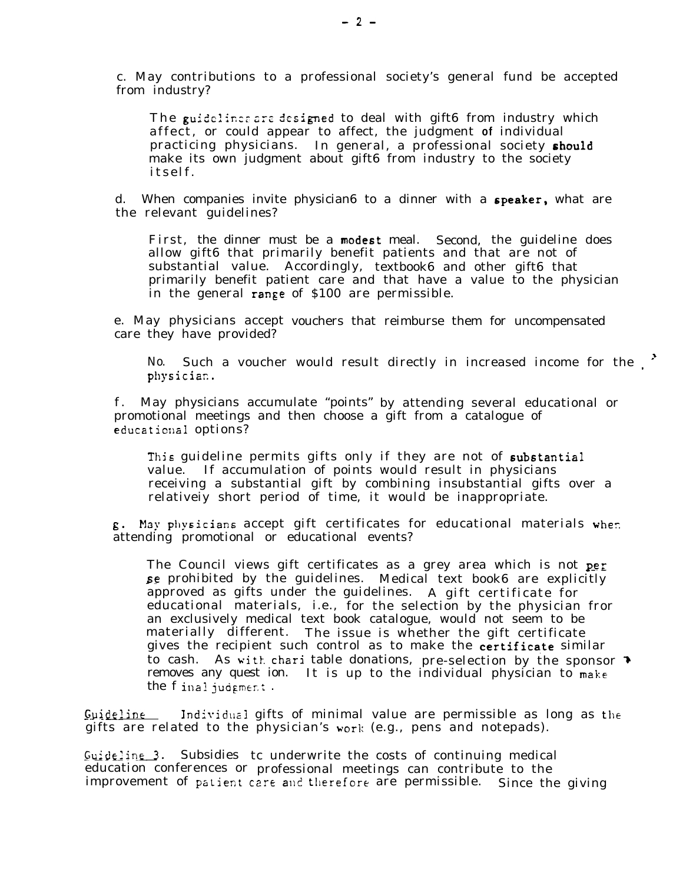c. May contributions to a professional society's general fund be accepted from industry?

The guidelines are designed to deal with gift6 from industry which affect, or could appear to affect, the judgment of individual practicing physicians. In general, a professional society should make its own judgment about gift6 from industry to the society itself.

d. When companies invite physician6 to a dinner with a speaker, what are the relevant guidelines?

First, the dinner must be a modest meal. Second, the guideline does allow gift6 that primarily benefit patients and that are not of substantial value. Accordingly, textbook6 and other gift6 that primarily benefit patient care and that have a value to the physician in the general range of $100 are permissible.

e. May physicians accept vouchers that reimburse them for uncompensated care they have provided?

No. Such a voucher would result directly in increased income for the physician.

f. May physicians accumulate "points" by attending several educational or promotional meetings and then choose a gift from a catalogue of educational options?

This guideline permits gifts only if they are not of substantial value. If accumulation of points would result in physicians receiving a substantial gift by combining insubstantial gifts over a relatively short period of time, it would be inappropriate.

g. May physicians accept gift certificates for educational materials when attending promotional or educational events?

The Council views gift certificates as a grey area which is not *per se* prohibited by the guidelines. Medical text book6 are explicitly approved as gifts under the guidelines. A gift certificate for educational materials, i.e., for the selection by the physician fror an exclusively medical text book catalogue, would not seem to be materially different. The issue is whether the gift certificate gives the recipient such control as to make the certificate similar to cash. As with chari table donations, pre-selection by the sponsor removes any quest ion. It is up to the individual physician to make the f inal judgment .

Guideline Individual gifts of minimal value are permissible as long as the gifts are related to the physician's work (e.g., pens and notepads).

Guideline 3. Subsidies tc underwrite the costs of continuing medical education conferences or professional meetings can contribute to the improvement of patient care and therefore are permissible. Since the giving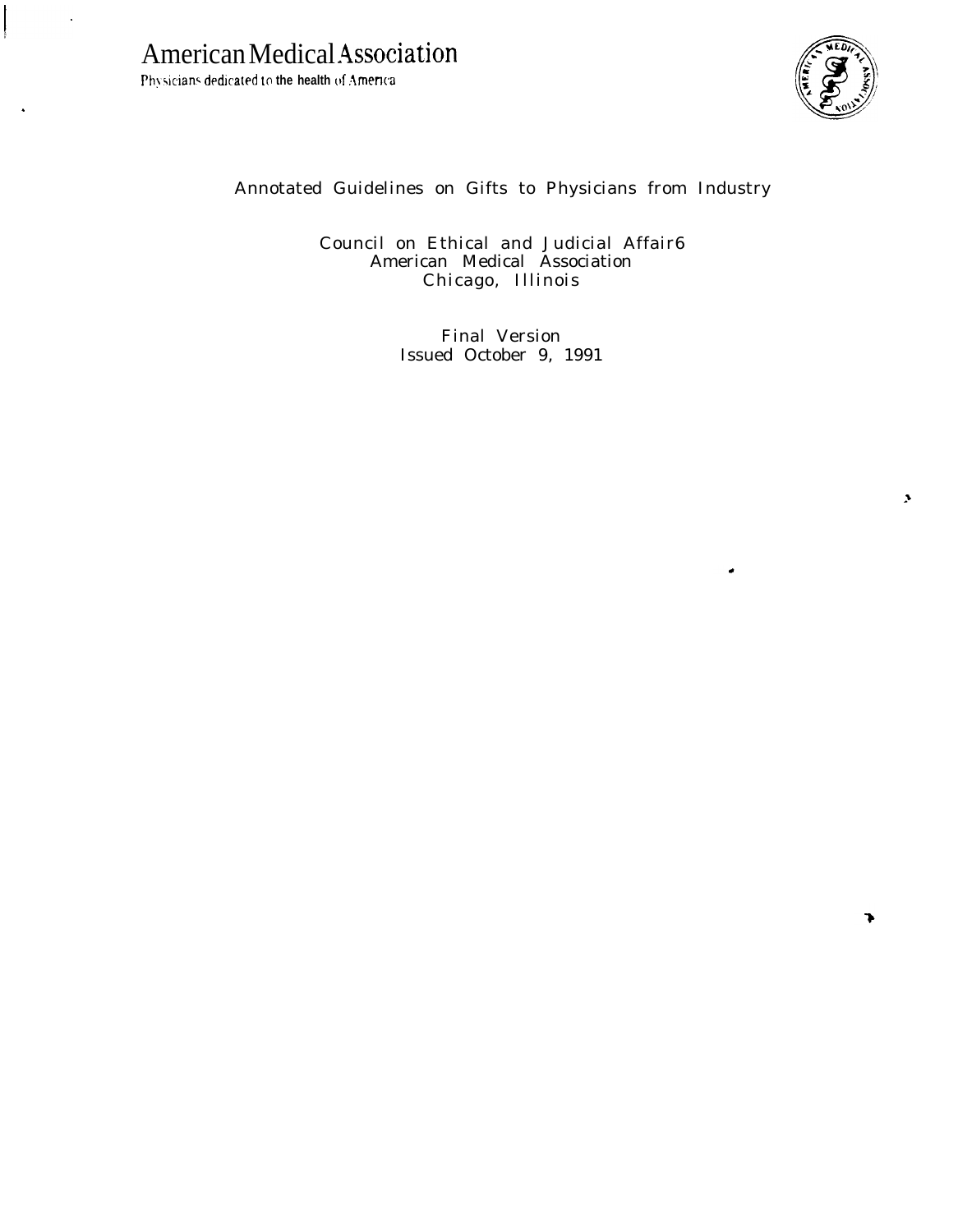# American Medical Association

Physicians dedicated to the health of America

Annotated Guidelines on Gifts to Physicians from Industry

Council on Ethical and Judicial Affair6
American Medical Association
Chicago, Illinois

Final Version
Issued October 9, 1991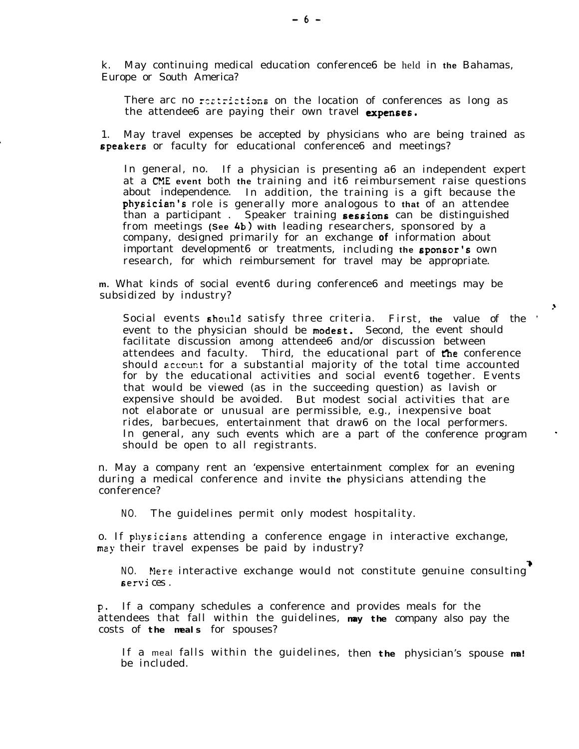k. May continuing medical education conference6 be held in the Bahamas, Europe or South America?

There arc no restrictions on the location of conferences as long as the attendee6 are paying their own travel expenses.

1. May travel expenses be accepted by physicians who are being trained as speakers or faculty for educational conference6 and meetings?

In general, no. If a physician is presenting a6 an independent expert at a CME event both the training and it6 reimbursement raise questions about independence. In addition, the training is a gift because the physician's role is generally more analogous to that of an attendee than a participant . Speaker training sessions can be distinguished from meetings (See 4b) with leading researchers, sponsored by a company, designed primarily for an exchange of information about important development6 or treatments, including the sponsor's own research, for which reimbursement for travel may be appropriate.

m. What kinds of social event6 during conference6 and meetings may be subsidized by industry?

Social events should satisfy three criteria. First, the value of the event to the physician should be modest. Second, the event should facilitate discussion among attendee6 and/or discussion between attendees and faculty. Third, the educational part of the conference should account for a substantial majority of the total time accounted for by the educational activities and social event6 together. Events that would be viewed (as in the succeeding question) as lavish or expensive should be avoided. But modest social activities that are not elaborate or unusual are permissible, e.g., inexpensive boat rides, barbecues, entertainment that draw6 on the local performers. In general, any such events which are a part of the conference program should be open to all registrants.

n. May a company rent an 'expensive entertainment complex for an evening during a medical conference and invite the physicians attending the conference?

NO. The guidelines permit only modest hospitality.

o. If physicians attending a conference engage in interactive exchange, may their travel expenses be paid by industry?

NO. Mere interactive exchange would not constitute genuine consulting services.

p. If a company schedules a conference and provides meals for the attendees that fall within the guidelines, may the company also pay the costs of the meals for spouses?

If a meal falls within the guidelines, then the physician's spouse ma! be included.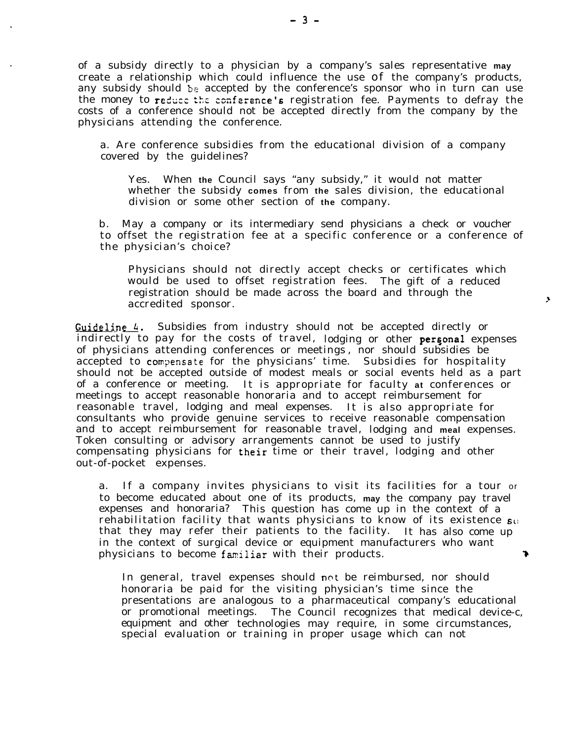of a subsidy directly to a physician by a company's sales representative may create a relationship which could influence the use of the company's products, any subsidy should be accepted by the conference's sponsor who in turn can use the money to reduce the conference's registration fee. Payments to defray the costs of a conference should not be accepted directly from the company by the physicians attending the conference.

a. Are conference subsidies from the educational division of a company covered by the guidelines?

Yes. When the Council says "any subsidy," it would not matter whether the subsidy comes from the sales division, the educational division or some other section of the company.

b. May a company or its intermediary send physicians a check or voucher to offset the registration fee at a specific conference or a conference of the physician's choice?

Physicians should not directly accept checks or certificates which would be used to offset registration fees. The gift of a reduced registration should be made across the board and through the accredited sponsor.

Guideline 4. Subsidies from industry should not be accepted directly or indirectly to pay for the costs of travel, lodging or other personal expenses of physicians attending conferences or meetings, nor should subsidies be accepted to compensate for the physicians' time. Subsidies for hospitality should not be accepted outside of modest meals or social events held as a part of a conference or meeting. It is appropriate for faculty at conferences or meetings to accept reasonable honoraria and to accept reimbursement for reasonable travel, lodging and meal expenses. It is also appropriate for consultants who provide genuine services to receive reasonable compensation and to accept reimbursement for reasonable travel, lodging and meal expenses. Token consulting or advisory arrangements cannot be used to justify compensating physicians for their time or their travel, lodging and other out-of-pocket expenses.

a. If a company invites physicians to visit its facilities for a tour or to become educated about one of its products, may the company pay travel expenses and honoraria? This question has come up in the context of a rehabilitation facility that wants physicians to know of its existence so that they may refer their patients to the facility. It has also come up in the context of surgical device or equipment manufacturers who want physicians to become familiar with their products.

In general, travel expenses should not be reimbursed, nor should honoraria be paid for the visiting physician's time since the presentations are analogous to a pharmaceutical company's educational or promotional meetings. The Council recognizes that medical device-c, equipment and other technologies may require, in some circumstances, special evaluation or training in proper usage which can not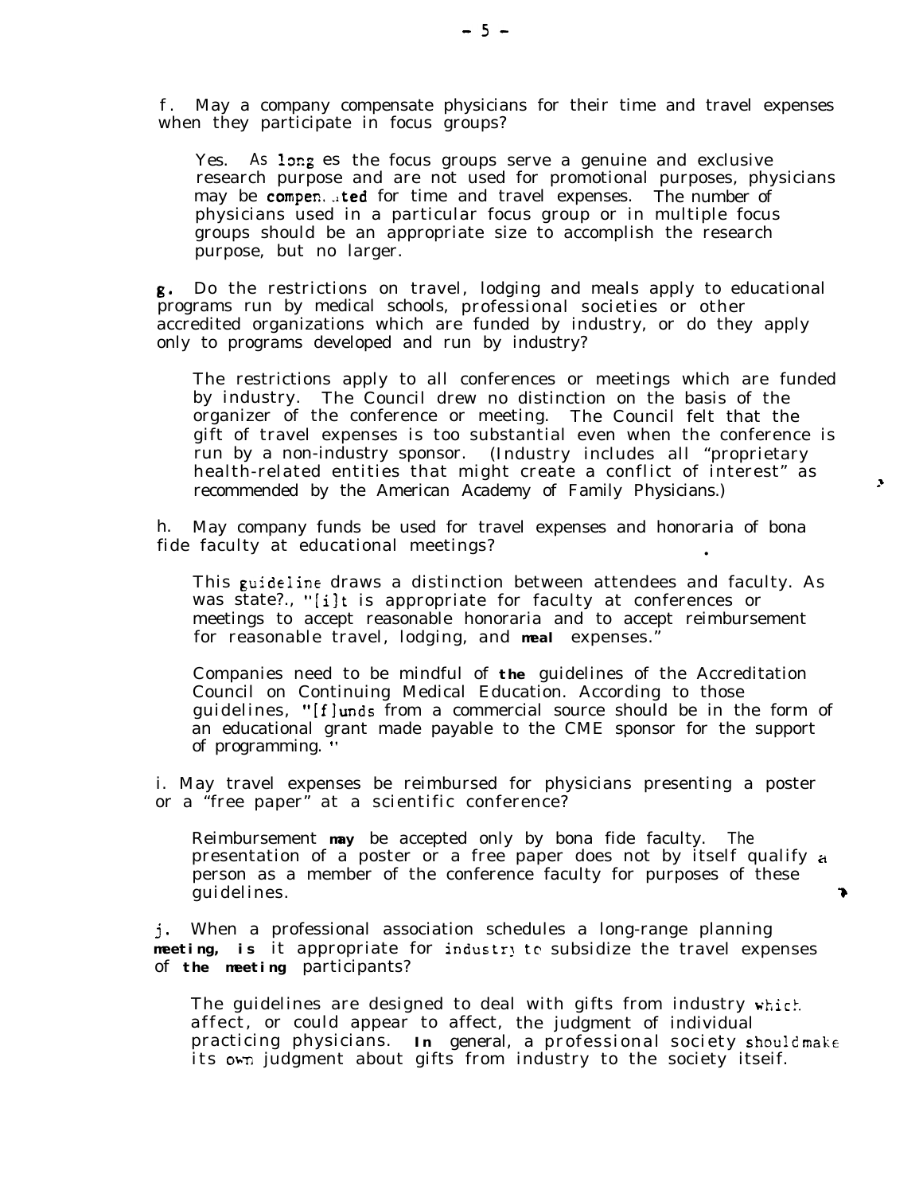f. May a company compensate physicians for their time and travel expenses when they participate in focus groups?

Yes. As long as the focus groups serve a genuine and exclusive research purpose and are not used for promotional purposes, physicians may be compensated for time and travel expenses. The number of physicians used in a particular focus group or in multiple focus groups should be an appropriate size to accomplish the research purpose, but no larger.

g. Do the restrictions on travel, lodging and meals apply to educational programs run by medical schools, professional societies or other accredited organizations which are funded by industry, or do they apply only to programs developed and run by industry?

The restrictions apply to all conferences or meetings which are funded by industry. The Council drew no distinction on the basis of the organizer of the conference or meeting. The Council felt that the gift of travel expenses is too substantial even when the conference is run by a non-industry sponsor. (Industry includes all "proprietary health-related entities that might create a conflict of interest" as recommended by the American Academy of Family Physicians.)

h. May company funds be used for travel expenses and honoraria of bona fide faculty at educational meetings?

This guideline draws a distinction between attendees and faculty. As was stated, "[i]t is appropriate for faculty at conferences or meetings to accept reasonable honoraria and to accept reimbursement for reasonable travel, lodging, and meal expenses."

Companies need to be mindful of the guidelines of the Accreditation Council on Continuing Medical Education. According to those guidelines, "[f]unds from a commercial source should be in the form of an educational grant made payable to the CME sponsor for the support of programming."

i. May travel expenses be reimbursed for physicians presenting a poster or a "free paper" at a scientific conference?

Reimbursement may be accepted only by bona fide faculty. The presentation of a poster or a free paper does not by itself qualify a person as a member of the conference faculty for purposes of these guidelines.

j. When a professional association schedules a long-range planning meeting, is it appropriate for industry to subsidize the travel expenses of the meeting participants?

The guidelines are designed to deal with gifts from industry which affect, or could appear to affect, the judgment of individual practicing physicians. In general, a professional society should make its own judgment about gifts from industry to the society itself.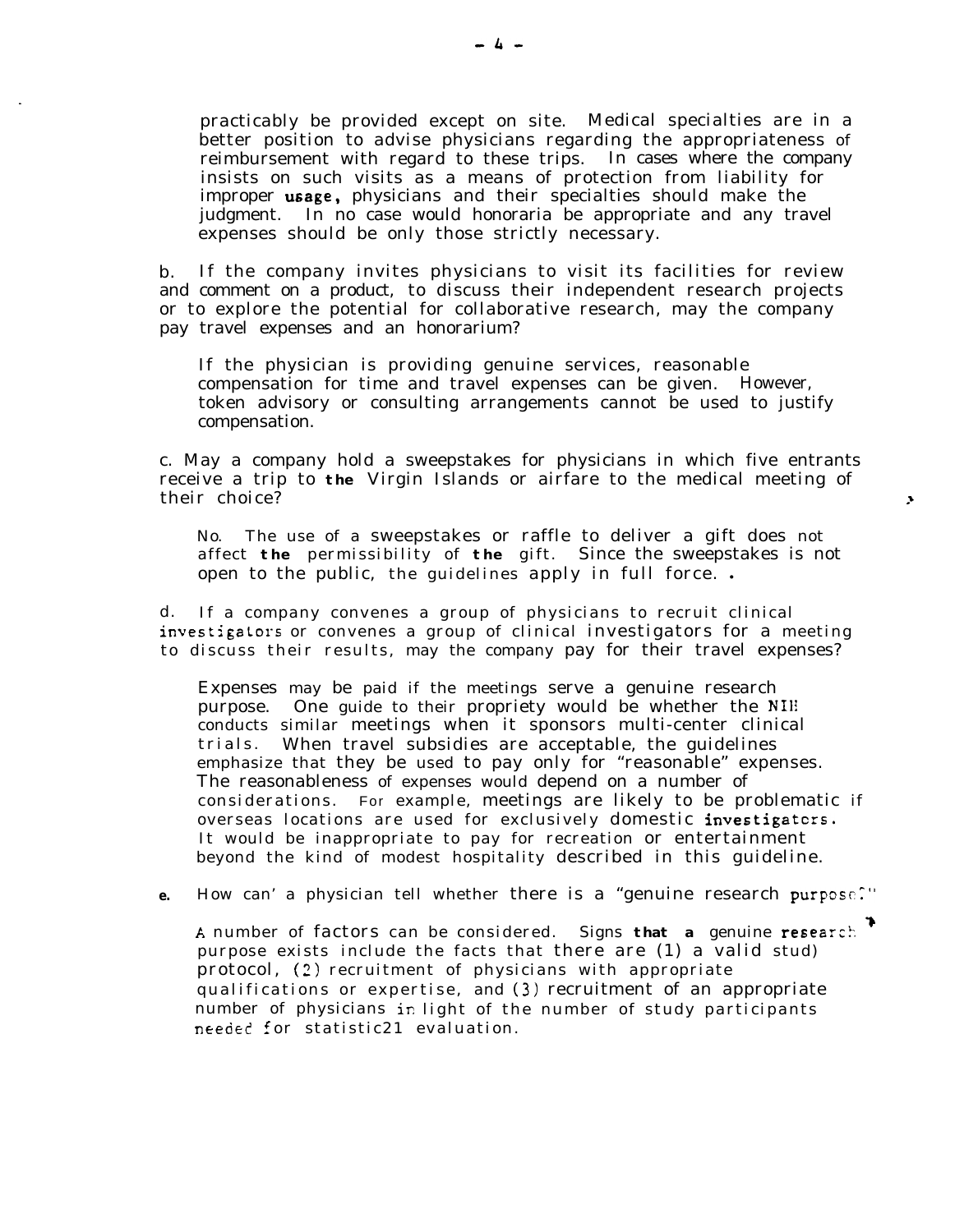practicably be provided except on site. Medical specialties are in a better position to advise physicians regarding the appropriateness of reimbursement with regard to these trips. In cases where the company insists on such visits as a means of protection from liability for improper usage, physicians and their specialties should make the judgment. In no case would honoraria be appropriate and any travel expenses should be only those strictly necessary.

b. If the company invites physicians to visit its facilities for review and comment on a product, to discuss their independent research projects or to explore the potential for collaborative research, may the company pay travel expenses and an honorarium?

If the physician is providing genuine services, reasonable compensation for time and travel expenses can be given. However, token advisory or consulting arrangements cannot be used to justify compensation.

c. May a company hold a sweepstakes for physicians in which five entrants receive a trip to the Virgin Islands or airfare to the medical meeting of their choice?

No. The use of a sweepstakes or raffle to deliver a gift does not affect the permissibility of the gift. Since the sweepstakes is not open to the public, the guidelines apply in full force.

d. If a company convenes a group of physicians to recruit clinical investigators or convenes a group of clinical investigators for a meeting to discuss their results, may the company pay for their travel expenses?

Expenses may be paid if the meetings serve a genuine research purpose. One guide to their propriety would be whether the NIH conducts similar meetings when it sponsors multi-center clinical trials. When travel subsidies are acceptable, the guidelines emphasize that they be used to pay only for "reasonable" expenses. The reasonableness of expenses would depend on a number of considerations. For example, meetings are likely to be problematic if overseas locations are used for exclusively domestic investigators. It would be inappropriate to pay for recreation or entertainment beyond the kind of modest hospitality described in this guideline.

e. How can a physician tell whether there is a "genuine research purpose?"

A number of factors can be considered. Signs that a genuine research purpose exists include the facts that there are (1) a valid study protocol, (2) recruitment of physicians with appropriate qualifications or expertise, and (3) recruitment of an appropriate number of physicians in light of the number of study participants needed for statistical evaluation.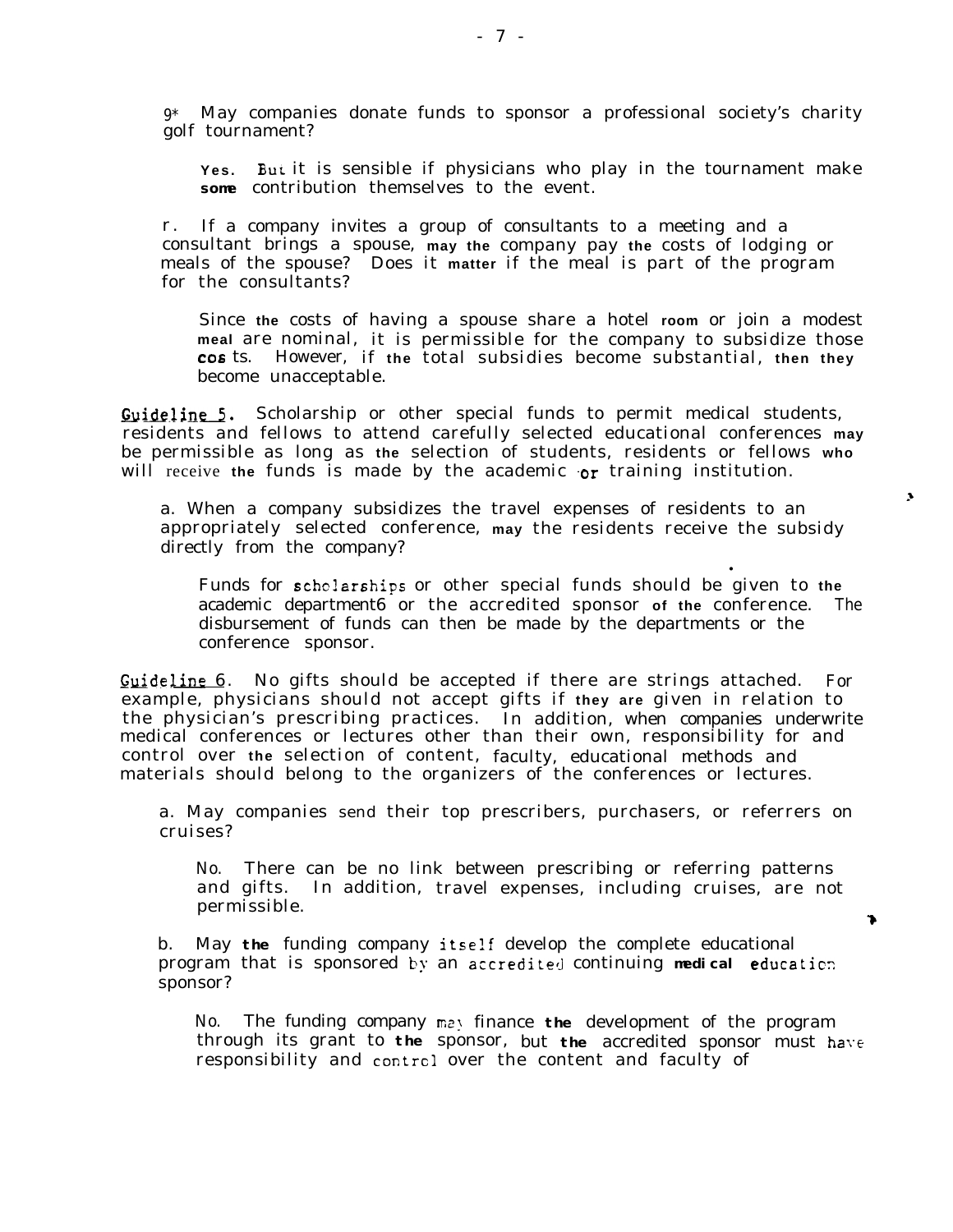9* May companies donate funds to sponsor a professional society's charity golf tournament?

Yes. But it is sensible if physicians who play in the tournament make some contribution themselves to the event.

r. If a company invites a group of consultants to a meeting and a consultant brings a spouse, may the company pay the costs of lodging or meals of the spouse? Does it matter if the meal is part of the program for the consultants?

Since the costs of having a spouse share a hotel room or join a modest meal are nominal, it is permissible for the company to subsidize those costs. However, if the total subsidies become substantial, then they become unacceptable.

Guideline 5. Scholarship or other special funds to permit medical students, residents and fellows to attend carefully selected educational conferences may be permissible as long as the selection of students, residents or fellows who will receive the funds is made by the academic or training institution.

a. When a company subsidizes the travel expenses of residents to an appropriately selected conference, may the residents receive the subsidy directly from the company?

Funds for scholarships or other special funds should be given to the academic department6 or the accredited sponsor of the conference. The disbursement of funds can then be made by the departments or the conference sponsor.

Guideline 6. No gifts should be accepted if there are strings attached. For example, physicians should not accept gifts if they are given in relation to the physician's prescribing practices. In addition, when companies underwrite medical conferences or lectures other than their own, responsibility for and control over the selection of content, faculty, educational methods and materials should belong to the organizers of the conferences or lectures.

a. May companies send their top prescribers, purchasers, or referrers on cruises?

No. There can be no link between prescribing or referring patterns and gifts. In addition, travel expenses, including cruises, are not permissible.

b. May the funding company itself develop the complete educational program that is sponsored by an accredited continuing medical education sponsor?

No. The funding company may finance the development of the program through its grant to the sponsor, but the accredited sponsor must have responsibility and control over the content and faculty of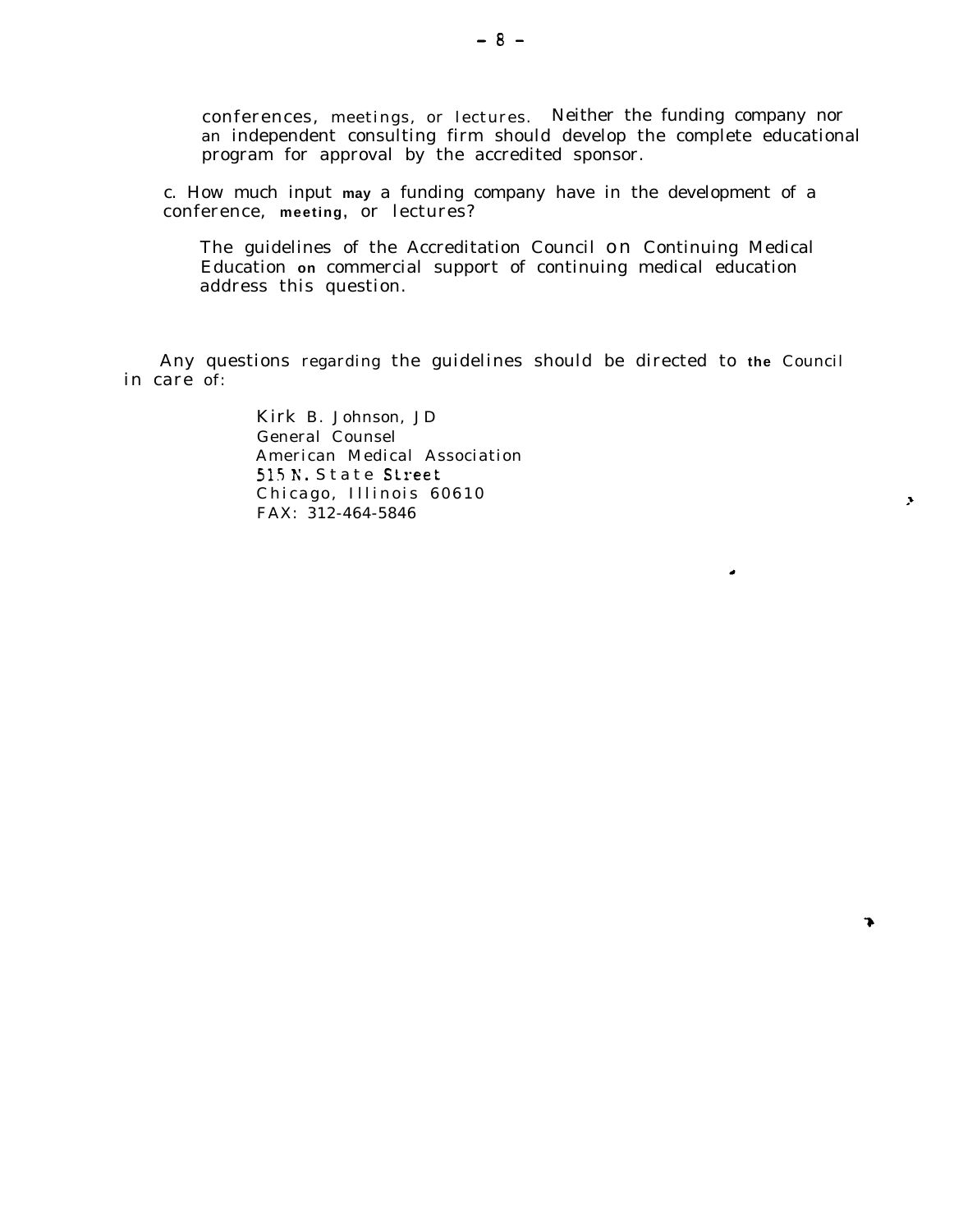conferences, meetings, or lectures. Neither the funding company nor an independent consulting firm should develop the complete educational program for approval by the accredited sponsor.

c. How much input may a funding company have in the development of a conference, meeting, or lectures?

The guidelines of the Accreditation Council on Continuing Medical Education on commercial support of continuing medical education address this question.

Any questions regarding the guidelines should be directed to the Council in care of:

Kirk B. Johnson, JD
General Counsel
American Medical Association
515 N. State Street
Chicago, Illinois 60610
FAX: 312-464-5846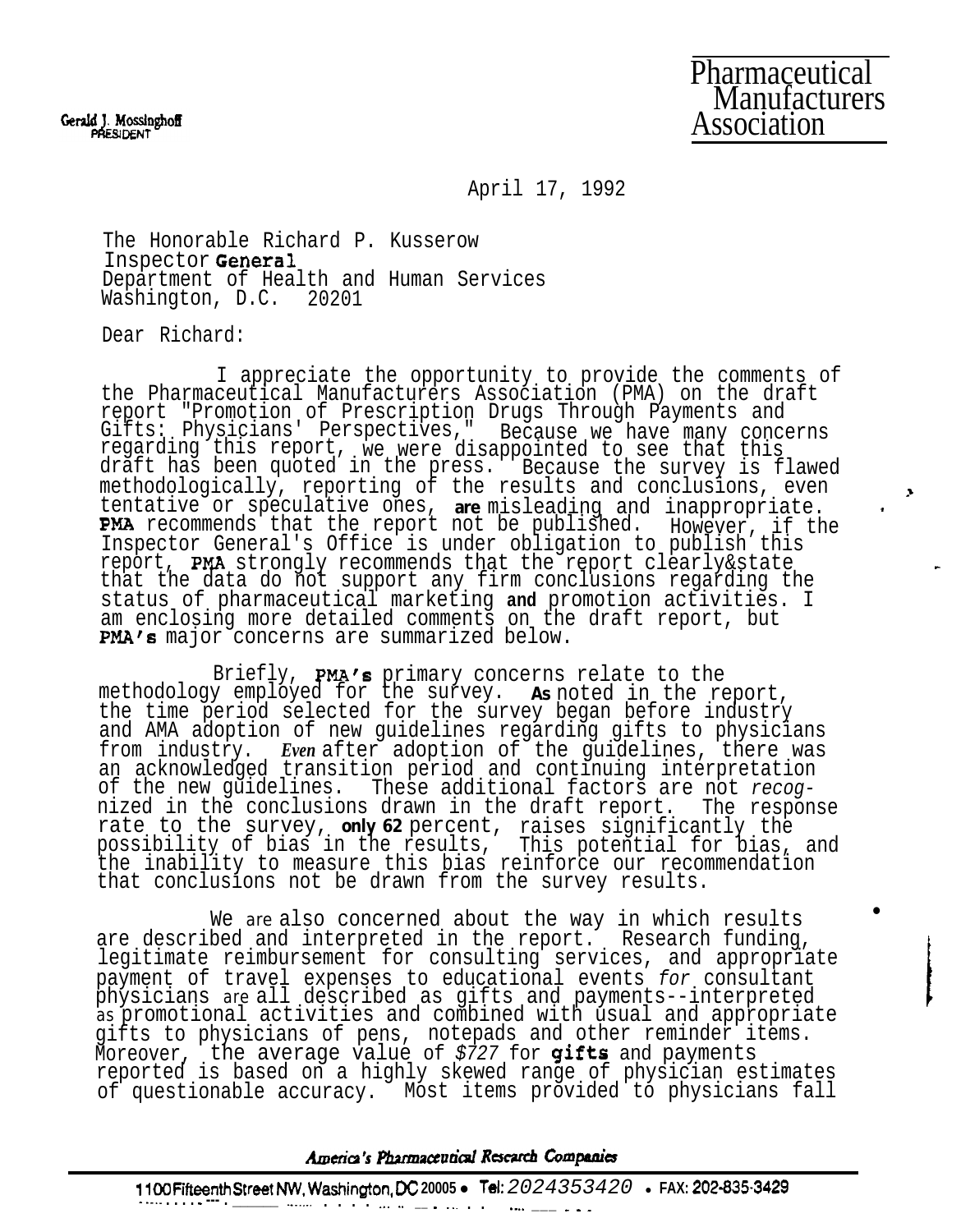Gerald J. Mossinghoff
PRESIDENT

Pharmaceutical Manufacturers Association

April 17, 1992

The Honorable Richard P. Kusserow
Inspector General
Department of Health and Human Services
Washington, D.C. 20201

Dear Richard:

I appreciate the opportunity to provide the comments of the Pharmaceutical Manufacturers Association (PMA) on the draft report "Promotion of Prescription Drugs Through Payments and Gifts: Physicians' Perspectives," Because we have many concerns regarding this report, we were disappointed to see that this draft has been quoted in the press. Because the survey is flawed methodologically, reporting of the results and conclusions, even tentative or speculative ones, are misleading and inappropriate. PMA recommends that the report not be published. However, if the Inspector General's Office is under obligation to publish this report, PMA strongly recommends that the report clearly state that the data do not support any firm conclusions regarding the status of pharmaceutical marketing and promotion activities. I am enclosing more detailed comments on the draft report, but PMA's major concerns are summarized below.

Briefly, PMA's primary concerns relate to the methodology employed for the survey. As noted in the report, the time period selected for the survey began before industry and AMA adoption of new guidelines regarding gifts to physicians from industry. *Even* after adoption of the guidelines, there was an acknowledged transition period and continuing interpretation of the new guidelines. These additional factors are not *recognized* in the conclusions drawn in the draft report. The response rate to the survey, only 62 percent, raises significantly the possibility of bias in the results, This potential for bias, and the inability to measure this bias reinforce our recommendation that conclusions not be drawn from the survey results.

We are also concerned about the way in which results are described and interpreted in the report. Research funding, legitimate reimbursement for consulting services, and appropriate payment of travel expenses to educational events *for* consultant physicians are all described as gifts and payments--interpreted as promotional activities and combined with usual and appropriate gifts to physicians of pens, notepads and other reminder items. Moreover, the average value of *$727* for gifts and payments reported is based on a highly skewed range of physician estimates of questionable accuracy. Most items provided to physicians fall

*America's Pharmaceutical Research Companies*

1100 Fifteenth Street NW, Washington, DC 20005 • Tel: 2024353420 • FAX: 202-835-3429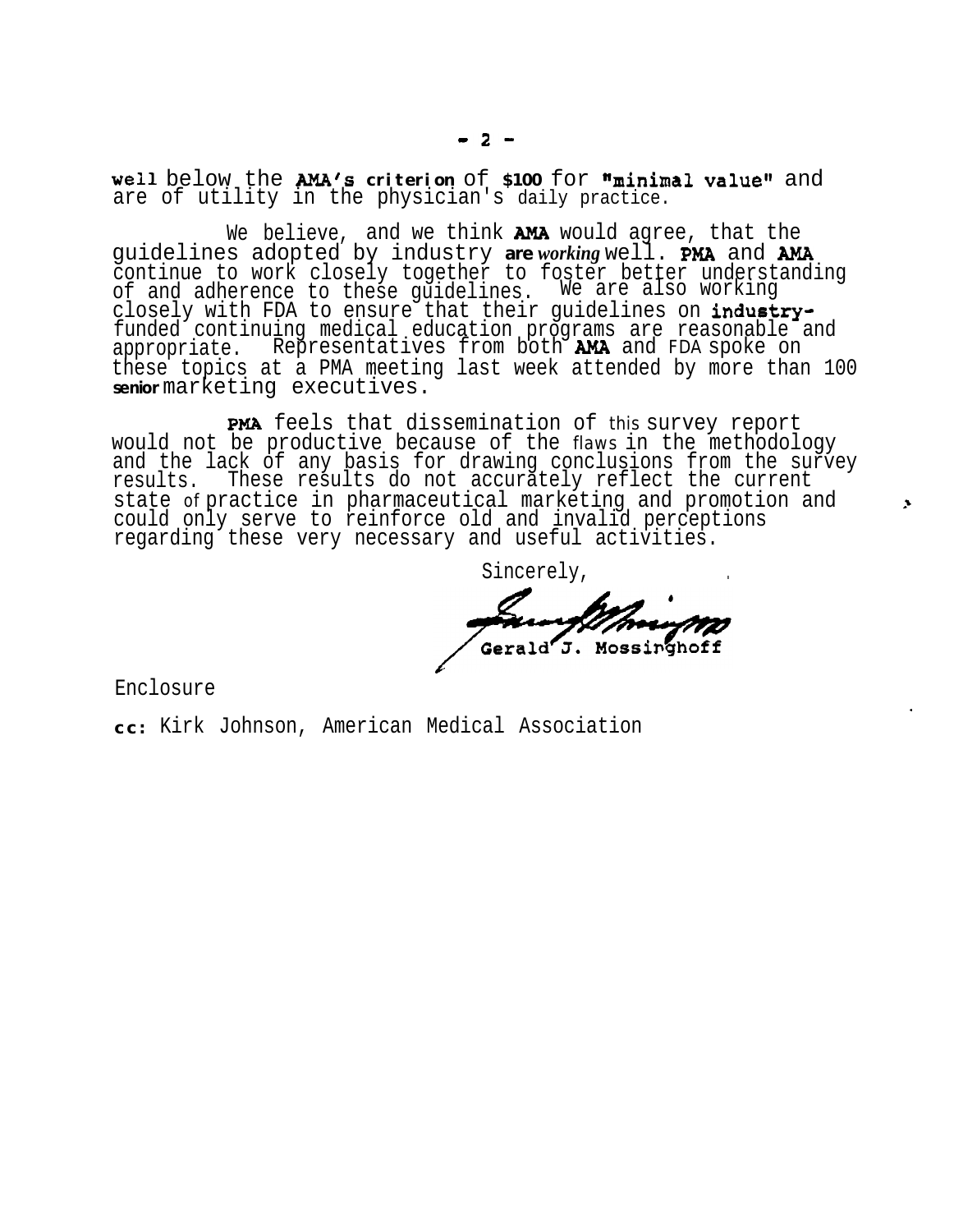well below the AMA's criterion of $100 for "minimal value" and are of utility in the physician's daily practice.

We believe, and we think AMA would agree, that the guidelines adopted by industry *are working* well. PMA and AMA continue to work closely together to foster better understanding of and adherence to these guidelines. We are also working closely with FDA to ensure that their guidelines on industry-funded continuing medical education programs are reasonable and appropriate. Representatives from both AMA and FDA spoke on these topics at a PMA meeting last week attended by more than 100 senior marketing executives.

PMA feels that dissemination of this survey report would not be productive because of the flaws in the methodology and the lack of any basis for drawing conclusions from the survey results. These results do not accurately reflect the current state of practice in pharmaceutical marketing and promotion and could only serve to reinforce old and invalid perceptions regarding these very necessary and useful activities.

Sincerely,

Gerald J. Mossinghoff

Enclosure

cc: Kirk Johnson, American Medical Association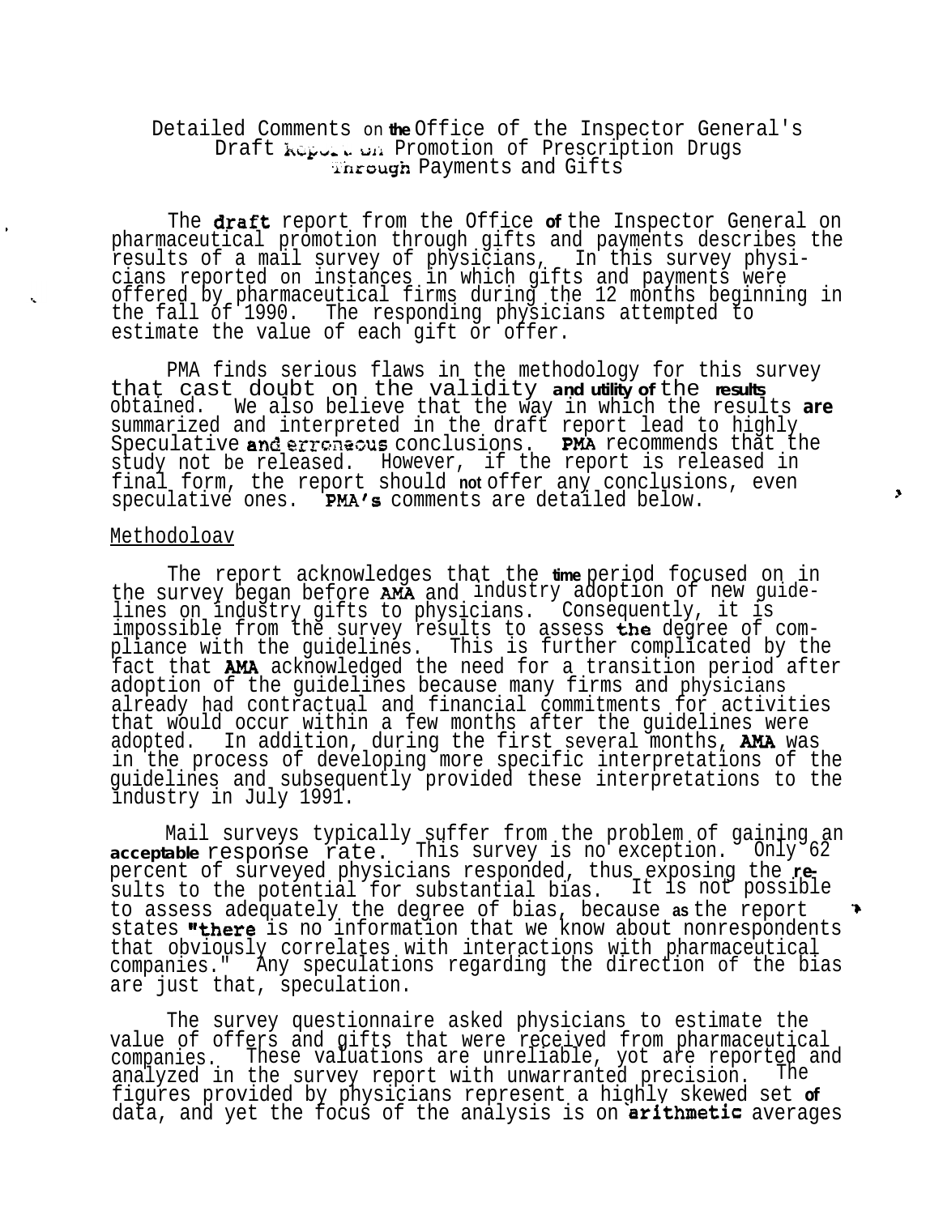Detailed Comments on the Office of the Inspector General's Draft Report on Promotion of Prescription Drugs Through Payments and Gifts

The draft report from the Office of the Inspector General on pharmaceutical promotion through gifts and payments describes the results of a mail survey of physicians, In this survey physicians reported on instances in which gifts and payments were offered by pharmaceutical firms during the 12 months beginning in the fall of 1990. The responding physicians attempted to estimate the value of each gift or offer.

PMA finds serious flaws in the methodology for this survey that cast doubt on the validity and utility of the results obtained. We also believe that the way in which the results are summarized and interpreted in the draft report lead to highly Speculative and erroneous conclusions. PMA recommends that the study not be released. However, if the report is released in final form, the report should not offer any conclusions, even speculative ones. PMA's comments are detailed below.

Methodology

The report acknowledges that the time period focused on in the survey began before AMA and industry adoption of new guidelines on industry gifts to physicians. Consequently, it is impossible from the survey results to assess the degree of compliance with the guidelines. This is further complicated by the fact that AMA acknowledged the need for a transition period after adoption of the guidelines because many firms and physicians already had contractual and financial commitments for activities that would occur within a few months after the guidelines were adopted. In addition, during the first several months, AMA was in the process of developing more specific interpretations of the guidelines and subsequently provided these interpretations to the industry in July 1991.

Mail surveys typically suffer from the problem of gaining an acceptable response rate. This survey is no exception. Only 62 percent of surveyed physicians responded, thus exposing the results to the potential for substantial bias. It is not possible to assess adequately the degree of bias, because as the report states "there is no information that we know about nonrespondents that obviously correlates with interactions with pharmaceutical companies." Any speculations regarding the direction of the bias are just that, speculation.

The survey questionnaire asked physicians to estimate the value of offers and gifts that were received from pharmaceutical companies. These valuations are unreliable, yot are reported and analyzed in the survey report with unwarranted precision. The figures provided by physicians represent a highly skewed set of data, and yet the focus of the analysis is on arithmetic averages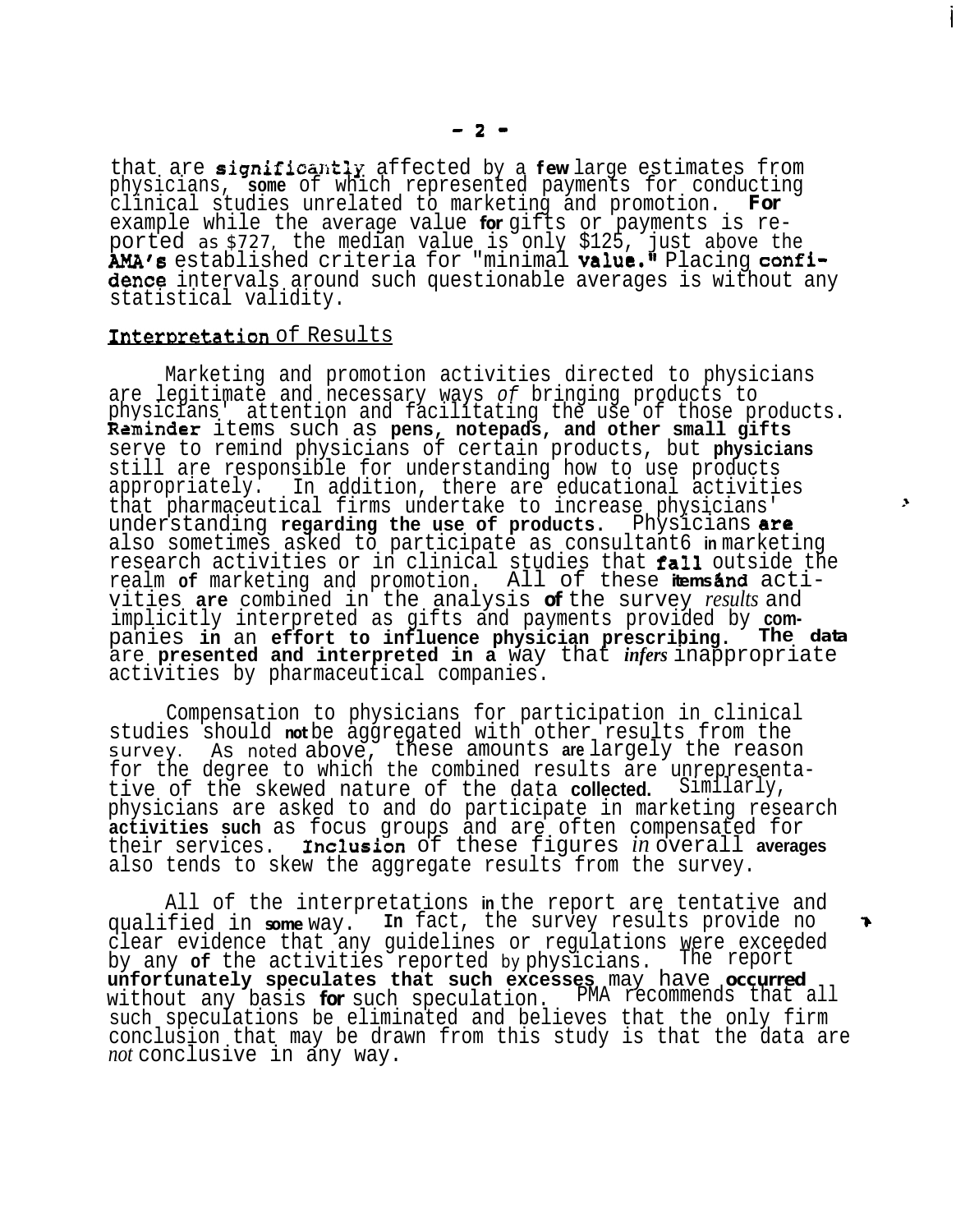that are significantly affected by a few large estimates from physicians, some of which represented payments for conducting clinical studies unrelated to marketing and promotion. For example while the average value for gifts or payments is reported as $727, the median value is only $125, just above the AMA's established criteria for "minimal value." Placing confidence intervals around such questionable averages is without any statistical validity.

## Interpretation of Results

Marketing and promotion activities directed to physicians are legitimate and necessary ways of bringing products to physicians' attention and facilitating the use of those products. Reminder items such as pens, notepads, and other small gifts serve to remind physicians of certain products, but physicians still are responsible for understanding how to use products appropriately. In addition, there are educational activities that pharmaceutical firms undertake to increase physicians' understanding regarding the use of products. Physicians are also sometimes asked to participate as consultant6 in marketing research activities or in clinical studies that fall outside the realm of marketing and promotion. All of these items and activities are combined in the analysis of the survey *results* and implicitly interpreted as gifts and payments provided by companies in an effort to influence physician prescribing. The data are presented and interpreted in a way that *infers* inappropriate activities by pharmaceutical companies.

Compensation to physicians for participation in clinical studies should not be aggregated with other results from the survey. As noted above, these amounts are largely the reason for the degree to which the combined results are unrepresentative of the skewed nature of the data collected. Similarly, physicians are asked to and do participate in marketing research activities such as focus groups and are often compensated for their services. Inclusion of these figures *in* overall averages also tends to skew the aggregate results from the survey.

All of the interpretations in the report are tentative and qualified in some way. In fact, the survey results provide no clear evidence that any guidelines or regulations were exceeded by any of the activities reported by physicians. The report unfortunately speculates that such excesses may have occurred without any basis for such speculation. PMA recommends that all such speculations be eliminated and believes that the only firm conclusion that may be drawn from this study is that the data are *not* conclusive in any way.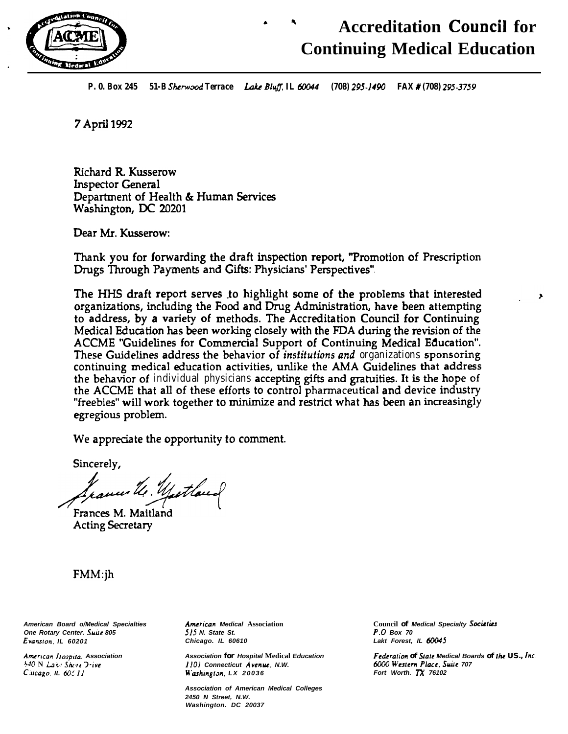# Accreditation Council for Continuing Medical Education

**P. O. Box 245 51-B Sherwood Terrace Lake Bluff, IL 60044 (708) 295-1490 FAX # (708) 295-3759**

7 April 1992

Richard R. Kusserow
Inspector General
Department of Health & Human Services
Washington, DC 20201

Dear Mr. Kusserow:

Thank you for forwarding the draft inspection report, "Promotion of Prescription Drugs Through Payments and Gifts: Physicians' Perspectives".

The HHS draft report serves to highlight some of the problems that interested organizations, including the Food and Drug Administration, have been attempting to address, by a variety of methods. The Accreditation Council for Continuing Medical Education has been working closely with the FDA during the revision of the ACCME "Guidelines for Commercial Support of Continuing Medical Education". These Guidelines address the behavior of *institutions and* organizations sponsoring continuing medical education activities, unlike the AMA Guidelines that address the behavior of individual physicians accepting gifts and gratuities. It is the hope of the ACCME that all of these efforts to control pharmaceutical and device industry "freebies" will work together to minimize and restrict what has been an increasingly egregious problem.

We appreciate the opportunity to comment.

Sincerely,

Frances M. Maitland
Acting Secretary

FMM:jh

*American Board of Medical Specialties*
*One Rotary Center. Suite 805*
*Evanston, IL 60201*

*American Hospital Association*
*840 N Lake Shore Drive*
*Chicago, IL 60611*

*American Medical Association*
*515 N. State St.*
*Chicago. IL 60610*

*Association for Hospital Medical Education*
*1101 Connecticut Avenue, N.W.*
*Washington, DC 20036*

*Association of American Medical Colleges*
*2450 N Street, N.W.*
*Washington. DC 20037*

*Council of Medical Specialty Societies*
*P.O Box 70*
*Lake Forest, IL 60045*

*Federation of State Medical Boards of the US., Inc.*
*6000 Western Place, Suite 707*
*Fort Worth. TX 76102*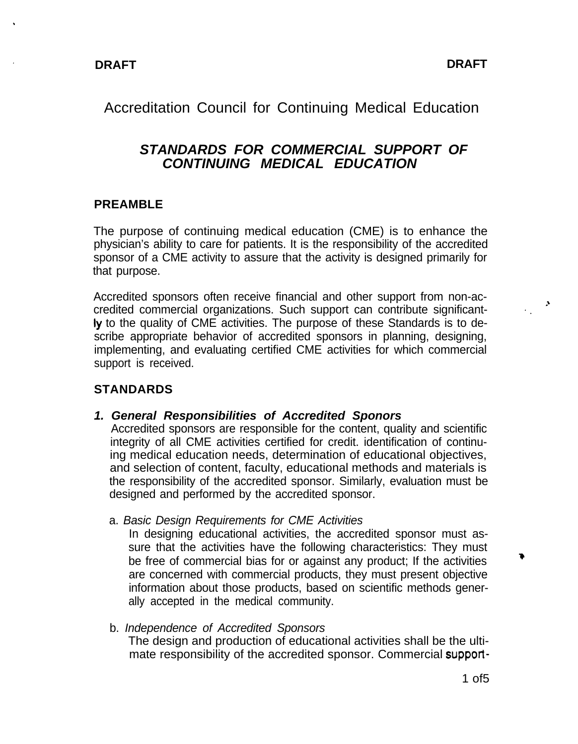DRAFT DRAFT

# Accreditation Council for Continuing Medical Education

## *STANDARDS FOR COMMERCIAL SUPPORT OF CONTINUING MEDICAL EDUCATION*

### PREAMBLE

The purpose of continuing medical education (CME) is to enhance the physician's ability to care for patients. It is the responsibility of the accredited sponsor of a CME activity to assure that the activity is designed primarily for that purpose.

Accredited sponsors often receive financial and other support from non-accredited commercial organizations. Such support can contribute significantly to the quality of CME activities. The purpose of these Standards is to describe appropriate behavior of accredited sponsors in planning, designing, implementing, and evaluating certified CME activities for which commercial support is received.

### STANDARDS

**_1. General Responsibilities of Accredited Sponors_**

Accredited sponsors are responsible for the content, quality and scientific integrity of all CME activities certified for credit. identification of continuing medical education needs, determination of educational objectives, and selection of content, faculty, educational methods and materials is the responsibility of the accredited sponsor. Similarly, evaluation must be designed and performed by the accredited sponsor.

a. *Basic Design Requirements for CME Activities*

In designing educational activities, the accredited sponsor must assure that the activities have the following characteristics: They must be free of commercial bias for or against any product; If the activities are concerned with commercial products, they must present objective information about those products, based on scientific methods generally accepted in the medical community.

b. *Independence of Accredited Sponsors*

The design and production of educational activities shall be the ultimate responsibility of the accredited sponsor. Commercial support-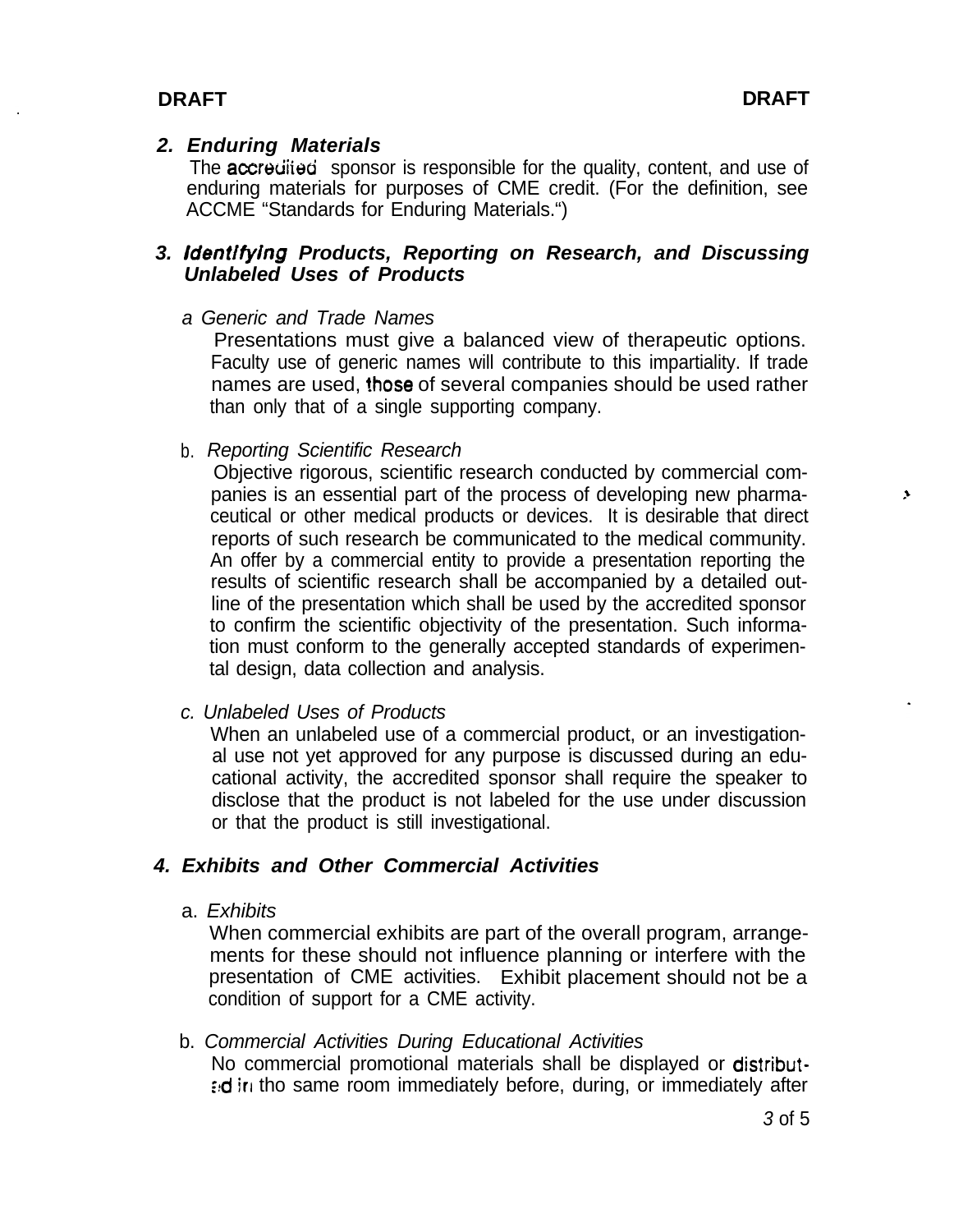### 2. Enduring Materials

The accredited sponsor is responsible for the quality, content, and use of enduring materials for purposes of CME credit. (For the definition, see ACCME "Standards for Enduring Materials.")

### 3. Identifying Products, Reporting on Research, and Discussing Unlabeled Uses of Products

*a Generic and Trade Names*

Presentations must give a balanced view of therapeutic options. Faculty use of generic names will contribute to this impartiality. If trade names are used, those of several companies should be used rather than only that of a single supporting company.

b. *Reporting Scientific Research*

Objective rigorous, scientific research conducted by commercial companies is an essential part of the process of developing new pharmaceutical or other medical products or devices. It is desirable that direct reports of such research be communicated to the medical community. An offer by a commercial entity to provide a presentation reporting the results of scientific research shall be accompanied by a detailed outline of the presentation which shall be used by the accredited sponsor to confirm the scientific objectivity of the presentation. Such information must conform to the generally accepted standards of experimental design, data collection and analysis.

*c. Unlabeled Uses of Products*

When an unlabeled use of a commercial product, or an investigational use not yet approved for any purpose is discussed during an educational activity, the accredited sponsor shall require the speaker to disclose that the product is not labeled for the use under discussion or that the product is still investigational.

### 4. Exhibits and Other Commercial Activities

a. *Exhibits*

When commercial exhibits are part of the overall program, arrangements for these should not influence planning or interfere with the presentation of CME activities. Exhibit placement should not be a condition of support for a CME activity.

b. *Commercial Activities During Educational Activities*

No commercial promotional materials shall be displayed or distributed in tho same room immediately before, during, or immediately after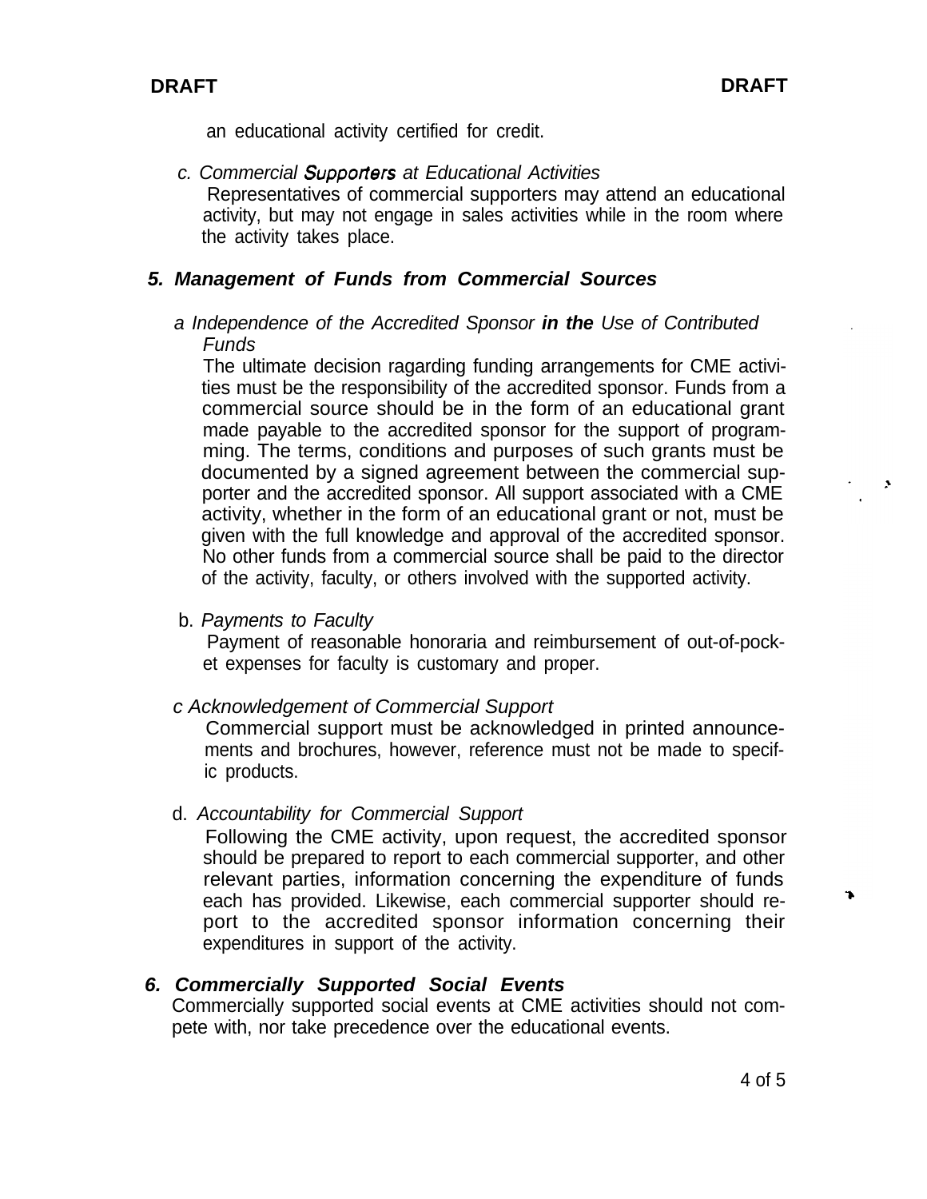an educational activity certified for credit.

*c. Commercial Supporters at Educational Activities*

Representatives of commercial supporters may attend an educational activity, but may not engage in sales activities while in the room where the activity takes place.

### *5. Management of Funds from Commercial Sources*

*a Independence of the Accredited Sponsor **in the** Use of Contributed Funds*

The ultimate decision ragarding funding arrangements for CME activities must be the responsibility of the accredited sponsor. Funds from a commercial source should be in the form of an educational grant made payable to the accredited sponsor for the support of programming. The terms, conditions and purposes of such grants must be documented by a signed agreement between the commercial supporter and the accredited sponsor. All support associated with a CME activity, whether in the form of an educational grant or not, must be given with the full knowledge and approval of the accredited sponsor. No other funds from a commercial source shall be paid to the director of the activity, faculty, or others involved with the supported activity.

b. *Payments to Faculty*

Payment of reasonable honoraria and reimbursement of out-of-pocket expenses for faculty is customary and proper.

*c Acknowledgement of Commercial Support*

Commercial support must be acknowledged in printed announcements and brochures, however, reference must not be made to specific products.

d. *Accountability for Commercial Support*

Following the CME activity, upon request, the accredited sponsor should be prepared to report to each commercial supporter, and other relevant parties, information concerning the expenditure of funds each has provided. Likewise, each commercial supporter should report to the accredited sponsor information concerning their expenditures in support of the activity.

### *6. Commercially Supported Social Events*

Commercially supported social events at CME activities should not compete with, nor take precedence over the educational events.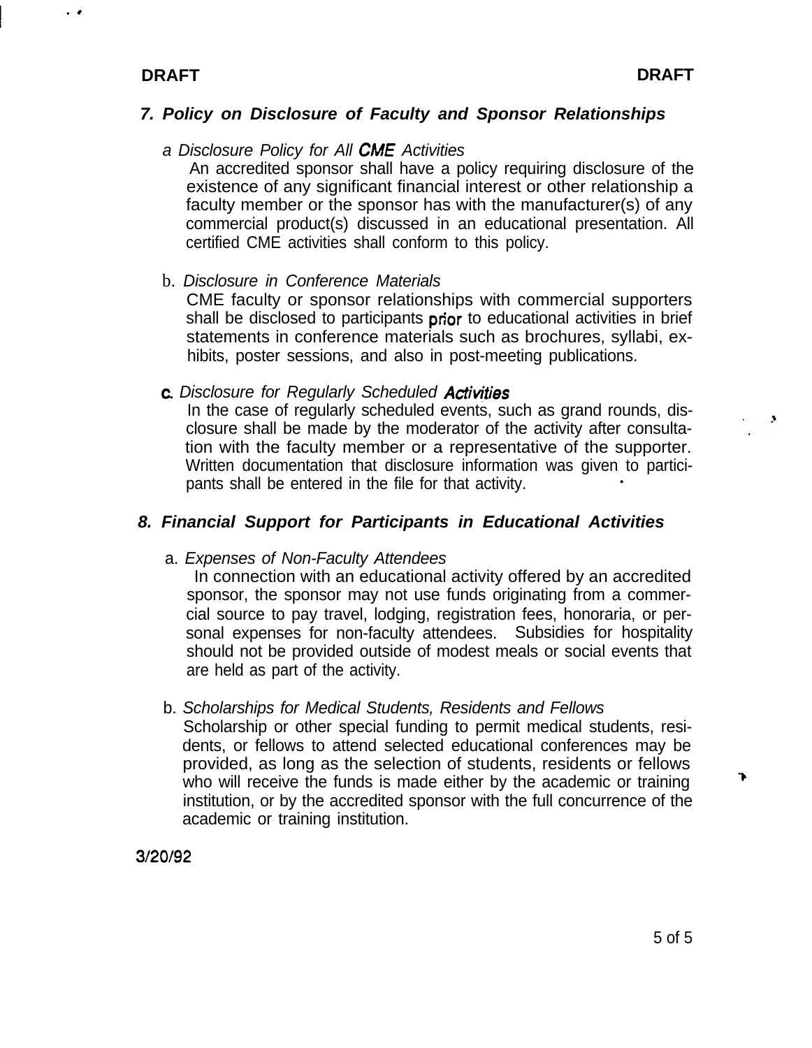**DRAFT** **DRAFT**

### *7. Policy on Disclosure of Faculty and Sponsor Relationships*

*a Disclosure Policy for All CME Activities*

An accredited sponsor shall have a policy requiring disclosure of the existence of any significant financial interest or other relationship a faculty member or the sponsor has with the manufacturer(s) of any commercial product(s) discussed in an educational presentation. All certified CME activities shall conform to this policy.

b. *Disclosure in Conference Materials*

CME faculty or sponsor relationships with commercial supporters shall be disclosed to participants prior to educational activities in brief statements in conference materials such as brochures, syllabi, exhibits, poster sessions, and also in post-meeting publications.

c. *Disclosure for Regularly Scheduled Activities*

In the case of regularly scheduled events, such as grand rounds, disclosure shall be made by the moderator of the activity after consultation with the faculty member or a representative of the supporter. Written documentation that disclosure information was given to participants shall be entered in the file for that activity.

### *8. Financial Support for Participants in Educational Activities*

a. *Expenses of Non-Faculty Attendees*

In connection with an educational activity offered by an accredited sponsor, the sponsor may not use funds originating from a commercial source to pay travel, lodging, registration fees, honoraria, or personal expenses for non-faculty attendees. Subsidies for hospitality should not be provided outside of modest meals or social events that are held as part of the activity.

b. *Scholarships for Medical Students, Residents and Fellows*

Scholarship or other special funding to permit medical students, residents, or fellows to attend selected educational conferences may be provided, as long as the selection of students, residents or fellows who will receive the funds is made either by the academic or training institution, or by the accredited sponsor with the full concurrence of the academic or training institution.

3/20/92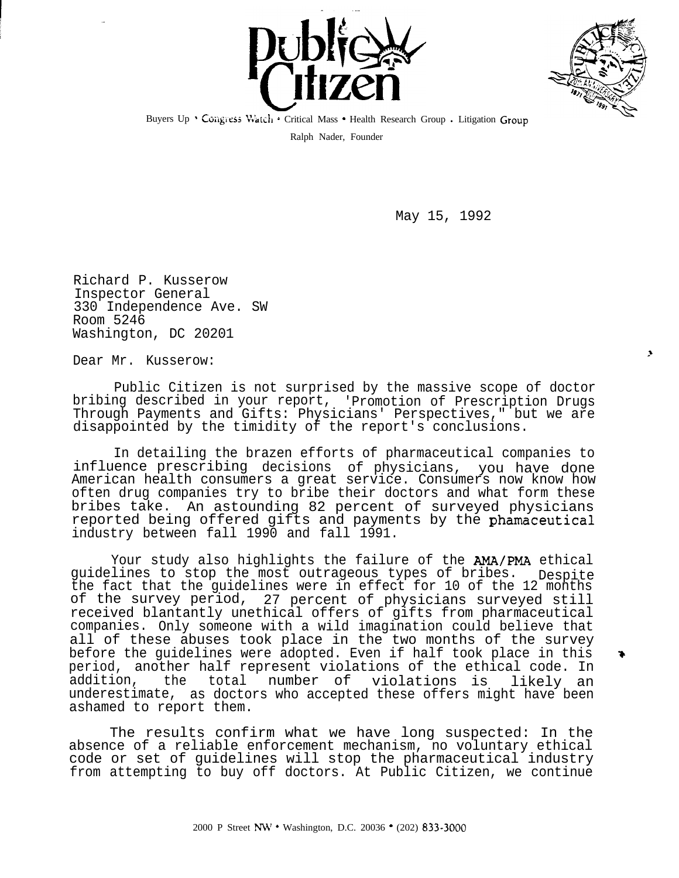# Public Citizen

Buyers Up • Congress Watch • Critical Mass • Health Research Group • Litigation Group

Ralph Nader, Founder

May 15, 1992

Richard P. Kusserow
Inspector General
330 Independence Ave. SW
Room 5246
Washington, DC 20201

Dear Mr. Kusserow:

Public Citizen is not surprised by the massive scope of doctor bribing described in your report, 'Promotion of Prescription Drugs Through Payments and Gifts: Physicians' Perspectives," but we are disappointed by the timidity of the report's conclusions.

In detailing the brazen efforts of pharmaceutical companies to influence prescribing decisions of physicians, you have done American health consumers a great service. Consumers now know how often drug companies try to bribe their doctors and what form these bribes take. An astounding 82 percent of surveyed physicians reported being offered gifts and payments by the phamaceutical industry between fall 1990 and fall 1991.

Your study also highlights the failure of the AMA/PMA ethical guidelines to stop the most outrageous types of bribes. Despite the fact that the guidelines were in effect for 10 of the 12 months of the survey period, 27 percent of physicians surveyed still received blantantly unethical offers of gifts from pharmaceutical companies. Only someone with a wild imagination could believe that all of these abuses took place in the two months of the survey before the guidelines were adopted. Even if half took place in this period, another half represent violations of the ethical code. In addition, the total number of violations is likely an underestimate, as doctors who accepted these offers might have been ashamed to report them.

The results confirm what we have long suspected: In the absence of a reliable enforcement mechanism, no voluntary ethical code or set of guidelines will stop the pharmaceutical industry from attempting to buy off doctors. At Public Citizen, we continue

2000 P Street NW • Washington, D.C. 20036 • (202) 833-3000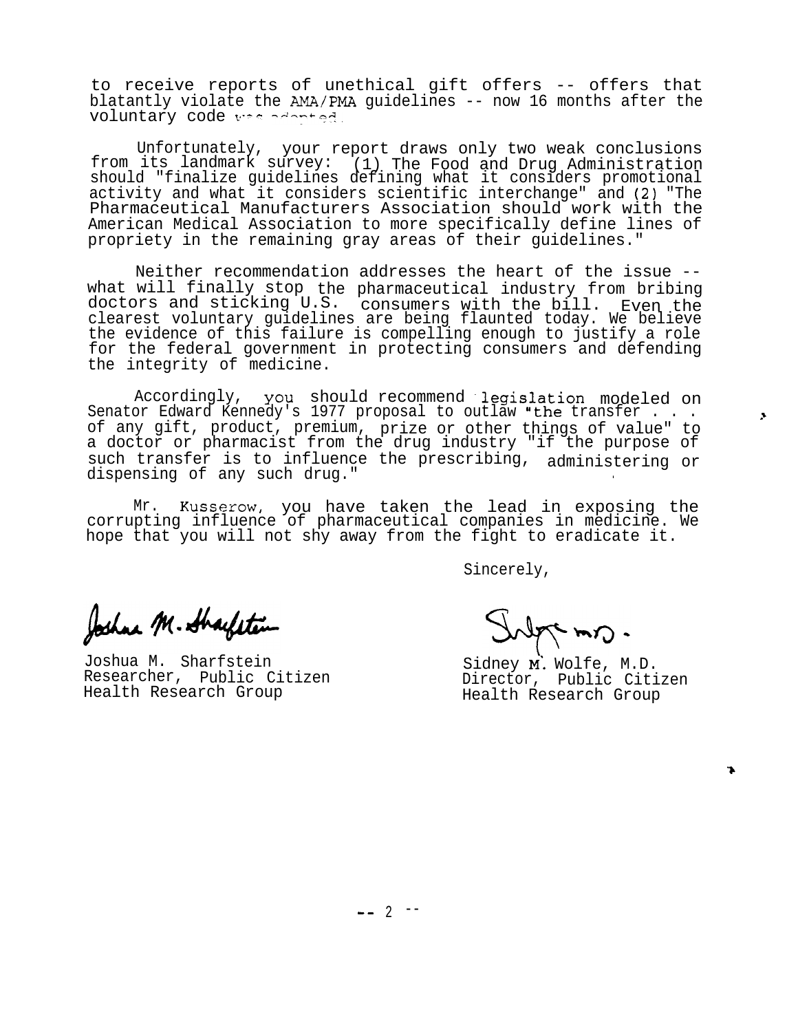to receive reports of unethical gift offers -- offers that blatantly violate the AMA/PMA guidelines -- now 16 months after the voluntary code was adopted.

Unfortunately, your report draws only two weak conclusions from its landmark survey: (1) The Food and Drug Administration should "finalize guidelines defining what it considers promotional activity and what it considers scientific interchange" and (2) "The Pharmaceutical Manufacturers Association should work with the American Medical Association to more specifically define lines of propriety in the remaining gray areas of their guidelines."

Neither recommendation addresses the heart of the issue -- what will finally stop the pharmaceutical industry from bribing doctors and sticking U.S. consumers with the bill. Even the clearest voluntary guidelines are being flaunted today. We believe the evidence of this failure is compelling enough to justify a role for the federal government in protecting consumers and defending the integrity of medicine.

Accordingly, you should recommend legislation modeled on Senator Edward Kennedy's 1977 proposal to outlaw "the transfer . . . of any gift, product, premium, prize or other things of value" to a doctor or pharmacist from the drug industry "if the purpose of such transfer is to influence the prescribing, administering or dispensing of any such drug."

Mr. Kusserow, you have taken the lead in exposing the corrupting influence of pharmaceutical companies in medicine. We hope that you will not shy away from the fight to eradicate it.

Sincerely,

Joshua M. Sharfstein
Researcher, Public Citizen
Health Research Group

Sidney M. Wolfe, M.D.
Director, Public Citizen
Health Research Group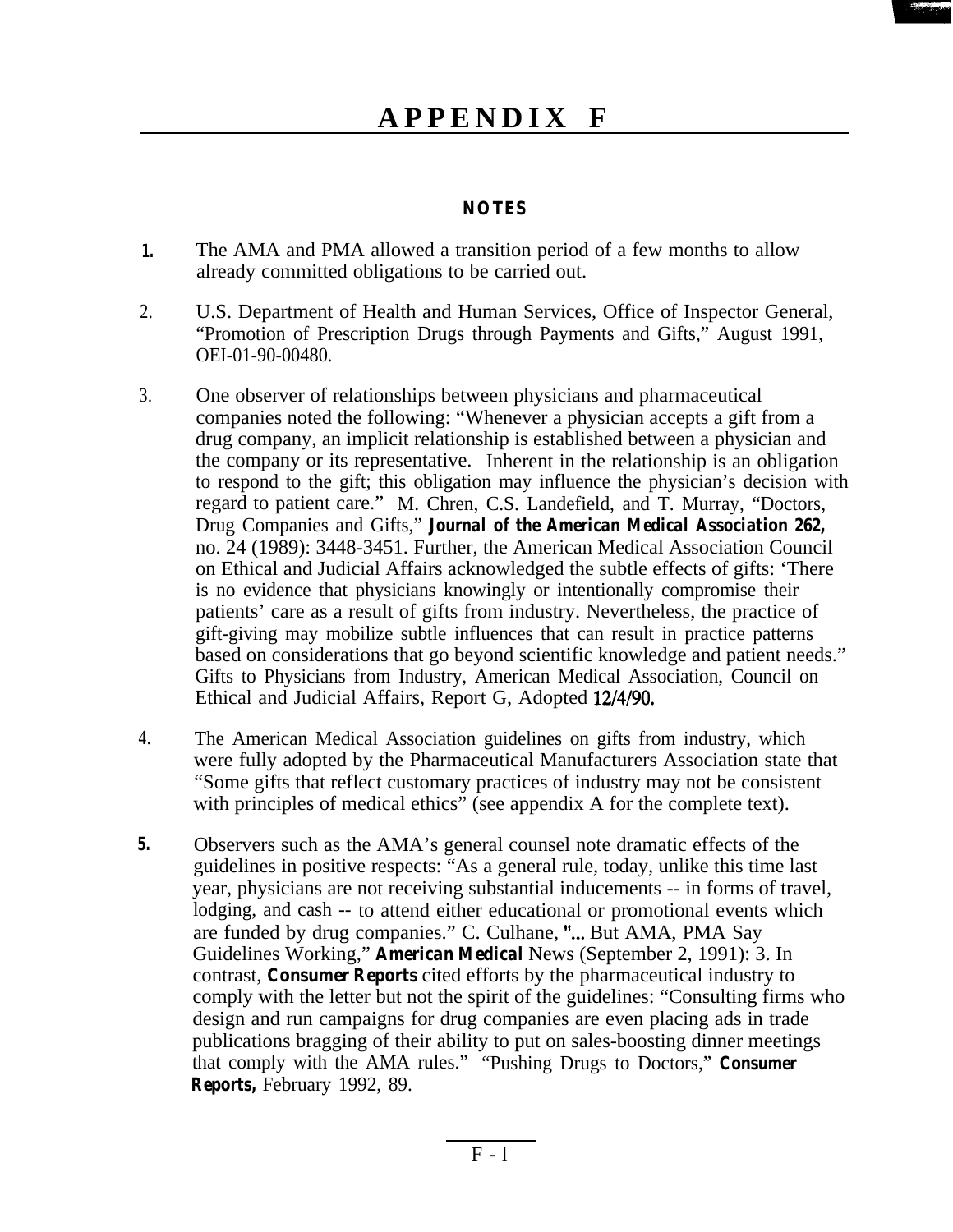# APPENDIX F

## NOTES

1. The AMA and PMA allowed a transition period of a few months to allow already committed obligations to be carried out.

2. U.S. Department of Health and Human Services, Office of Inspector General, "Promotion of Prescription Drugs through Payments and Gifts," August 1991, OEI-01-90-00480.

3. One observer of relationships between physicians and pharmaceutical companies noted the following: "Whenever a physician accepts a gift from a drug company, an implicit relationship is established between a physician and the company or its representative. Inherent in the relationship is an obligation to respond to the gift; this obligation may influence the physician's decision with regard to patient care." M. Chren, C.S. Landefield, and T. Murray, "Doctors, Drug Companies and Gifts," ***Journal of the American Medical Association 262,*** no. 24 (1989): 3448-3451. Further, the American Medical Association Council on Ethical and Judicial Affairs acknowledged the subtle effects of gifts: 'There is no evidence that physicians knowingly or intentionally compromise their patients' care as a result of gifts from industry. Nevertheless, the practice of gift-giving may mobilize subtle influences that can result in practice patterns based on considerations that go beyond scientific knowledge and patient needs." Gifts to Physicians from Industry, American Medical Association, Council on Ethical and Judicial Affairs, Report G, Adopted **12/4/90.**

4. The American Medical Association guidelines on gifts from industry, which were fully adopted by the Pharmaceutical Manufacturers Association state that "Some gifts that reflect customary practices of industry may not be consistent with principles of medical ethics" (see appendix A for the complete text).

5. Observers such as the AMA's general counsel note dramatic effects of the guidelines in positive respects: "As a general rule, today, unlike this time last year, physicians are not receiving substantial inducements -- in forms of travel, lodging, and cash -- to attend either educational or promotional events which are funded by drug companies." C. Culhane, "... But AMA, PMA Say Guidelines Working," ***American Medical*** News (September 2, 1991): 3. In contrast, ***Consumer Reports*** cited efforts by the pharmaceutical industry to comply with the letter but not the spirit of the guidelines: "Consulting firms who design and run campaigns for drug companies are even placing ads in trade publications bragging of their ability to put on sales-boosting dinner meetings that comply with the AMA rules." "Pushing Drugs to Doctors," ***Consumer Reports,*** February 1992, 89.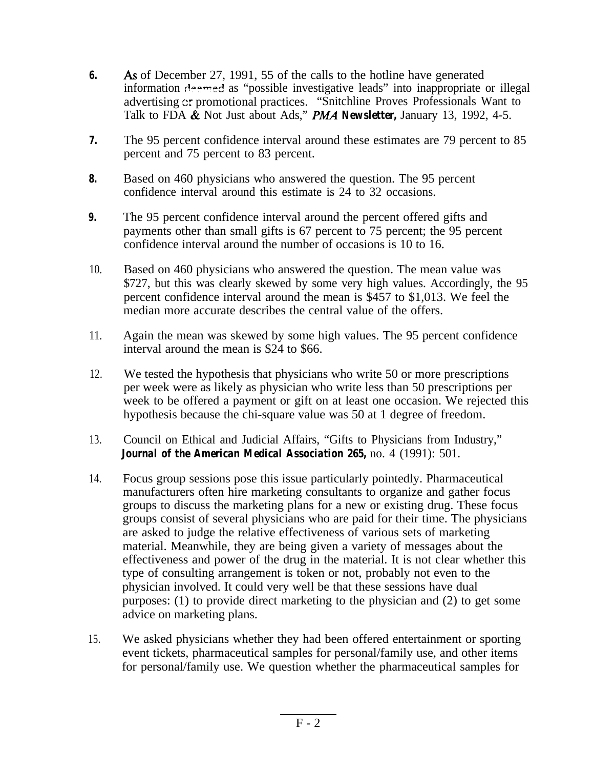6. As of December 27, 1991, 55 of the calls to the hotline have generated information deemed as "possible investigative leads" into inappropriate or illegal advertising or promotional practices. "Snitchline Proves Professionals Want to Talk to FDA & Not Just about Ads," *PMA* **Newsletter,** January 13, 1992, 4-5.

7. The 95 percent confidence interval around these estimates are 79 percent to 85 percent and 75 percent to 83 percent.

8. Based on 460 physicians who answered the question. The 95 percent confidence interval around this estimate is 24 to 32 occasions.

9. The 95 percent confidence interval around the percent offered gifts and payments other than small gifts is 67 percent to 75 percent; the 95 percent confidence interval around the number of occasions is 10 to 16.

10. Based on 460 physicians who answered the question. The mean value was $727, but this was clearly skewed by some very high values. Accordingly, the 95 percent confidence interval around the mean is $457 to $1,013. We feel the median more accurate describes the central value of the offers.

11. Again the mean was skewed by some high values. The 95 percent confidence interval around the mean is $24 to $66.

12. We tested the hypothesis that physicians who write 50 or more prescriptions per week were as likely as physician who write less than 50 prescriptions per week to be offered a payment or gift on at least one occasion. We rejected this hypothesis because the chi-square value was 50 at 1 degree of freedom.

13. Council on Ethical and Judicial Affairs, "Gifts to Physicians from Industry," ***Journal of the American Medical Association* 265,** no. 4 (1991): 501.

14. Focus group sessions pose this issue particularly pointedly. Pharmaceutical manufacturers often hire marketing consultants to organize and gather focus groups to discuss the marketing plans for a new or existing drug. These focus groups consist of several physicians who are paid for their time. The physicians are asked to judge the relative effectiveness of various sets of marketing material. Meanwhile, they are being given a variety of messages about the effectiveness and power of the drug in the material. It is not clear whether this type of consulting arrangement is token or not, probably not even to the physician involved. It could very well be that these sessions have dual purposes: (1) to provide direct marketing to the physician and (2) to get some advice on marketing plans.

15. We asked physicians whether they had been offered entertainment or sporting event tickets, pharmaceutical samples for personal/family use, and other items for personal/family use. We question whether the pharmaceutical samples for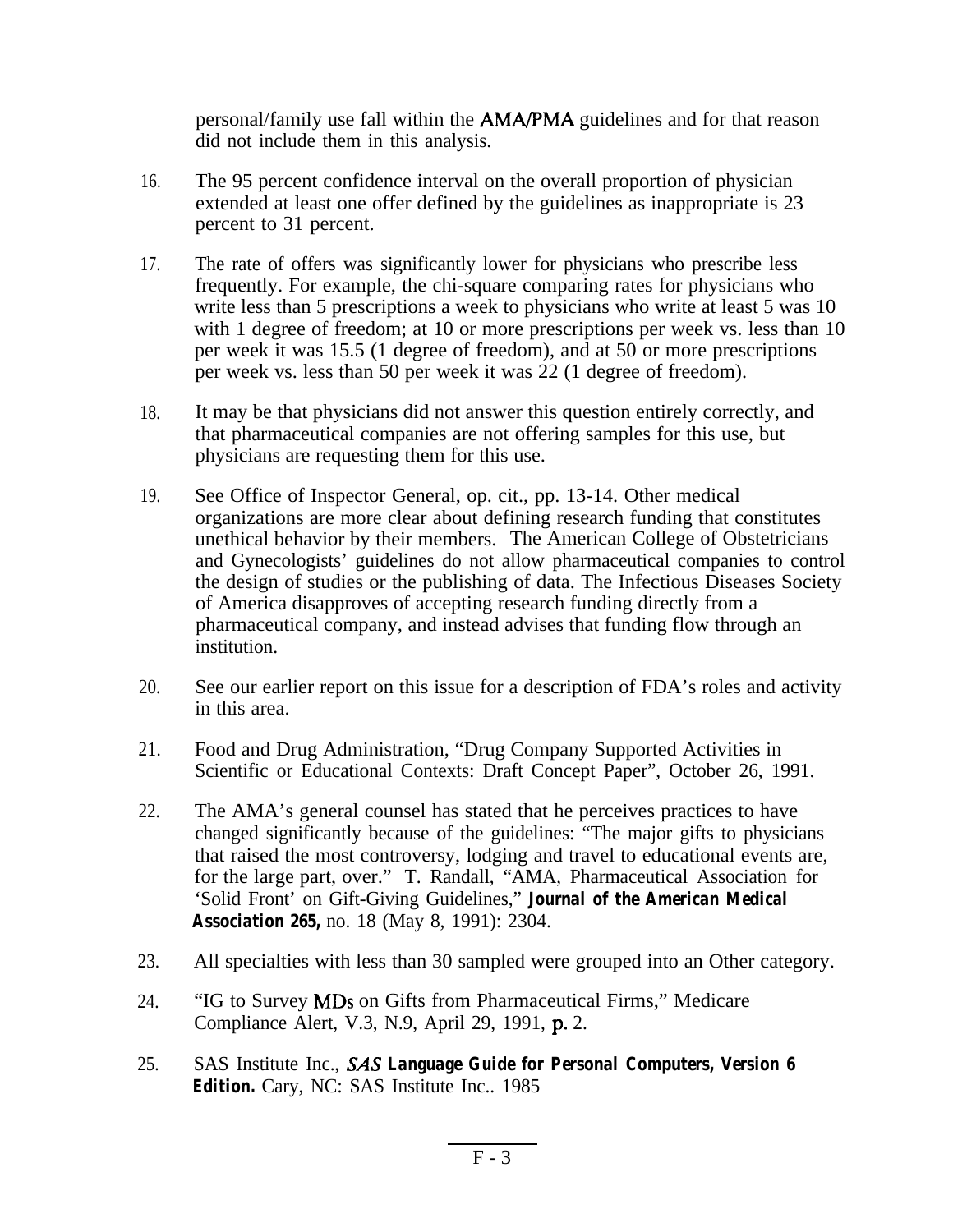personal/family use fall within the AMA/PMA guidelines and for that reason did not include them in this analysis.

16. The 95 percent confidence interval on the overall proportion of physician extended at least one offer defined by the guidelines as inappropriate is 23 percent to 31 percent.

17. The rate of offers was significantly lower for physicians who prescribe less frequently. For example, the chi-square comparing rates for physicians who write less than 5 prescriptions a week to physicians who write at least 5 was 10 with 1 degree of freedom; at 10 or more prescriptions per week vs. less than 10 per week it was 15.5 (1 degree of freedom), and at 50 or more prescriptions per week vs. less than 50 per week it was 22 (1 degree of freedom).

18. It may be that physicians did not answer this question entirely correctly, and that pharmaceutical companies are not offering samples for this use, but physicians are requesting them for this use.

19. See Office of Inspector General, op. cit., pp. 13-14. Other medical organizations are more clear about defining research funding that constitutes unethical behavior by their members. The American College of Obstetricians and Gynecologists' guidelines do not allow pharmaceutical companies to control the design of studies or the publishing of data. The Infectious Diseases Society of America disapproves of accepting research funding directly from a pharmaceutical company, and instead advises that funding flow through an institution.

20. See our earlier report on this issue for a description of FDA's roles and activity in this area.

21. Food and Drug Administration, "Drug Company Supported Activities in Scientific or Educational Contexts: Draft Concept Paper", October 26, 1991.

22. The AMA's general counsel has stated that he perceives practices to have changed significantly because of the guidelines: "The major gifts to physicians that raised the most controversy, lodging and travel to educational events are, for the large part, over." T. Randall, "AMA, Pharmaceutical Association for 'Solid Front' on Gift-Giving Guidelines," ***Journal of the American Medical Association 265,*** no. 18 (May 8, 1991): 2304.

23. All specialties with less than 30 sampled were grouped into an Other category.

24. "IG to Survey MDs on Gifts from Pharmaceutical Firms," Medicare Compliance Alert, V.3, N.9, April 29, 1991, p. 2.

25. SAS Institute Inc., ***SAS Language Guide for Personal Computers, Version 6 Edition.*** Cary, NC: SAS Institute Inc.. 1985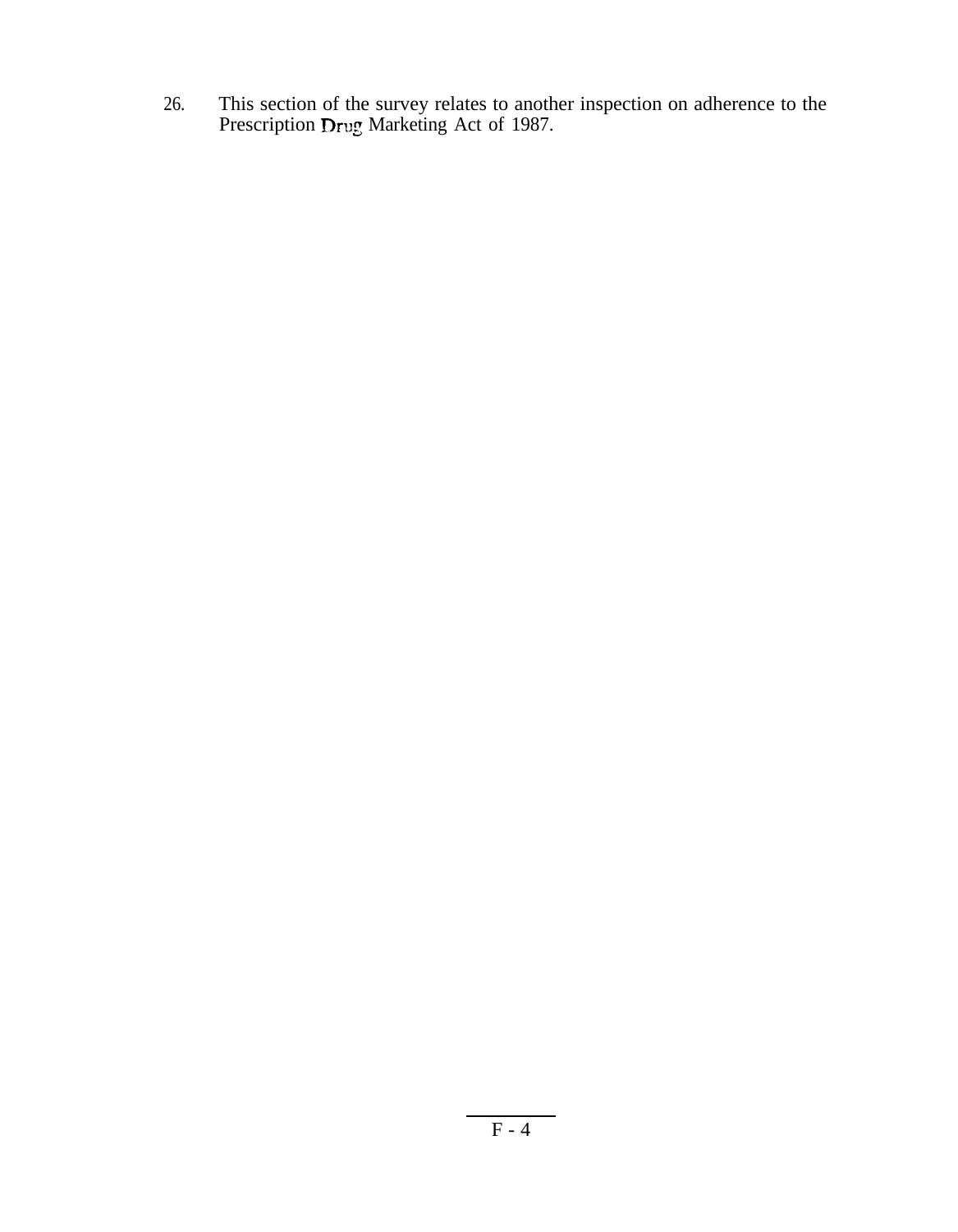26. This section of the survey relates to another inspection on adherence to the Prescription Drug Marketing Act of 1987.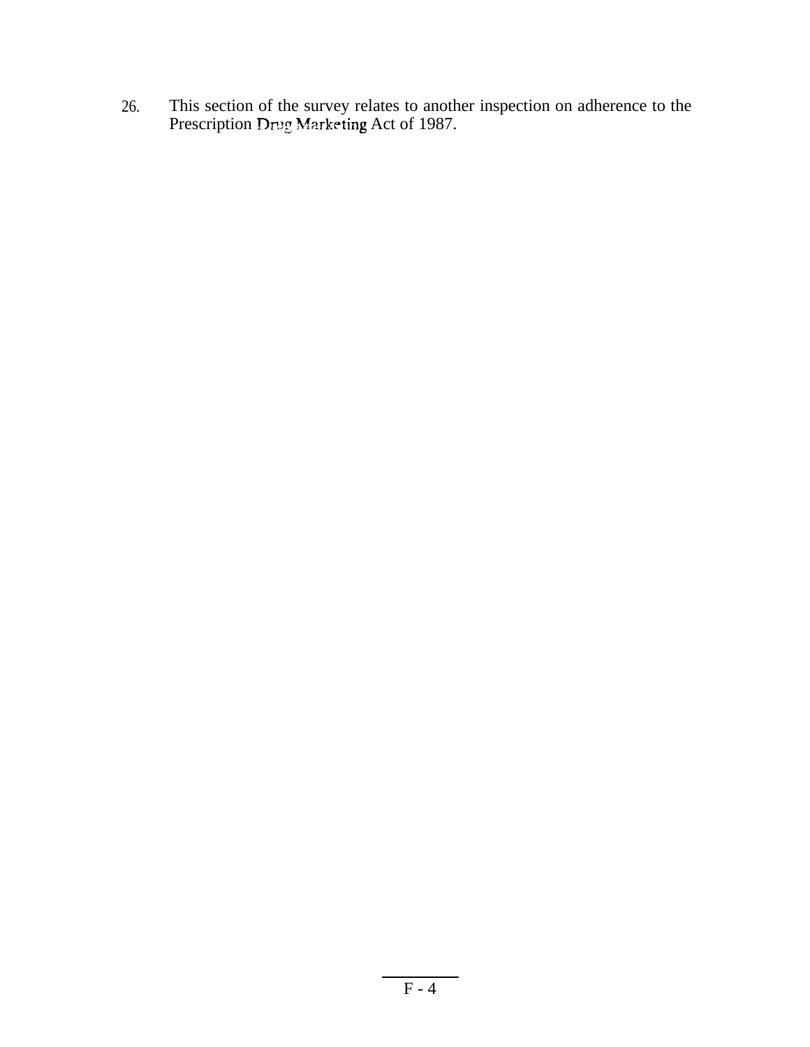26. This section of the survey relates to another inspection on adherence to the Prescription Drug Marketing Act of 1987.